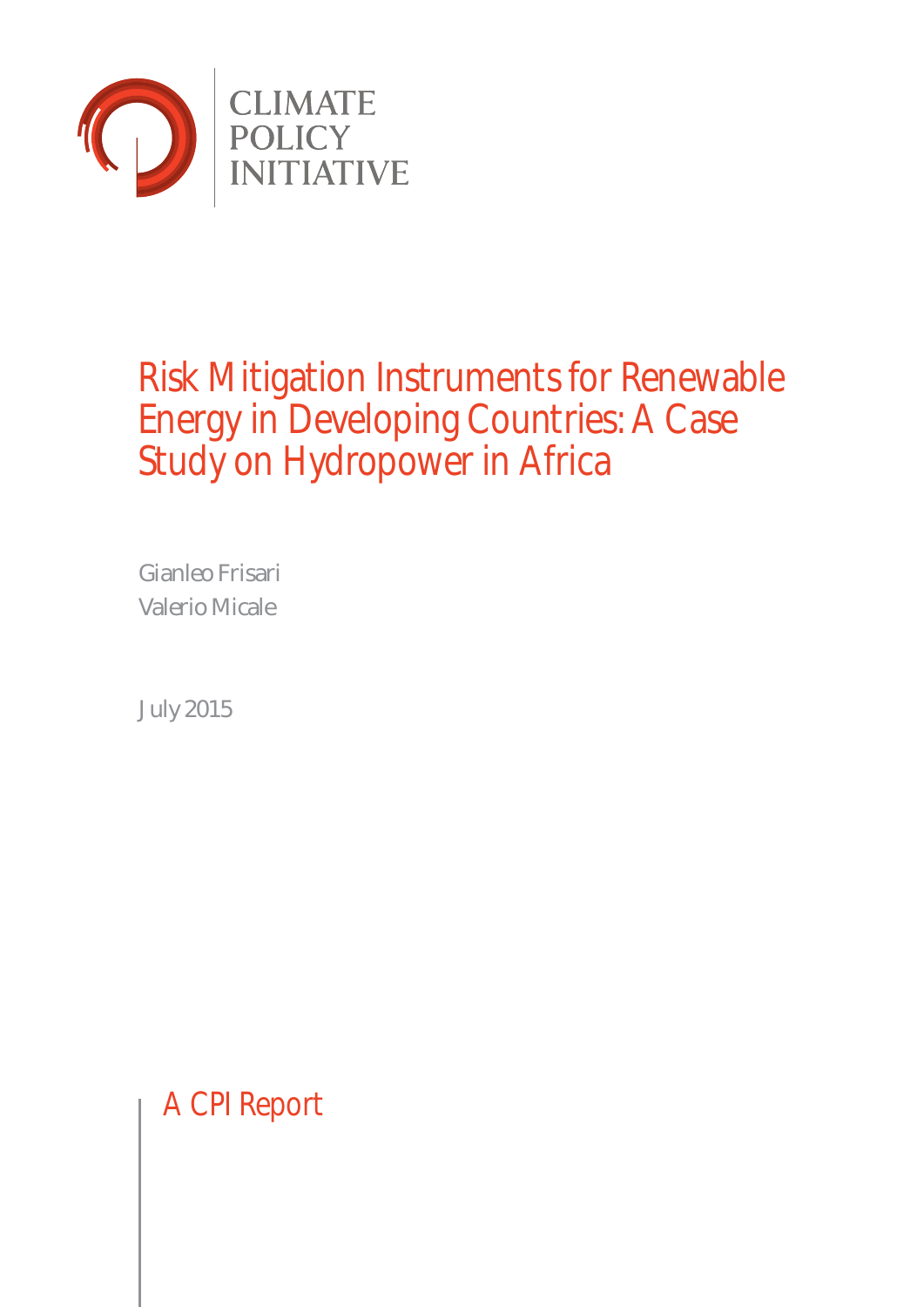CLIMATE
POLICY
INITIATIVE

# Risk Mitigation Instruments for Renewable Energy in Developing Countries: A Case Study on Hydropower in Africa

Gianleo Frisari
Valerio Micale

July 2015

A CPI Report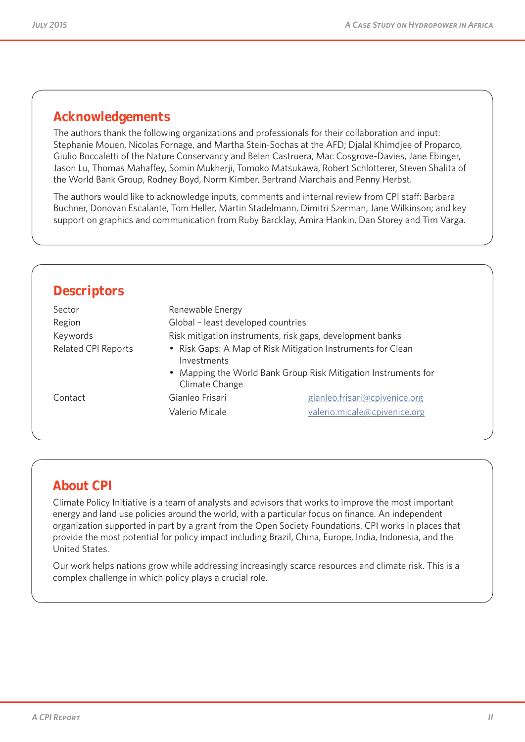## Acknowledgements

The authors thank the following organizations and professionals for their collaboration and input: Stephanie Mouen, Nicolas Fornage, and Martha Stein-Sochas at the AFD; Djalal Khimdjee of Proparco, Giulio Boccaletti of the Nature Conservancy and Belen Castruera, Mac Cosgrove-Davies, Jane Ebinger, Jason Lu, Thomas Mahaffey, Somin Mukherji, Tomoko Matsukawa, Robert Schlotterer, Steven Shalita of the World Bank Group, Rodney Boyd, Norm Kimber, Bertrand Marchais and Penny Herbst.

The authors would like to acknowledge inputs, comments and internal review from CPI staff: Barbara Buchner, Donovan Escalante, Tom Heller, Martin Stadelmann, Dimitri Szerman, Jane Wilkinson; and key support on graphics and communication from Ruby Barcklay, Amira Hankin, Dan Storey and Tim Varga.

## Descriptors

| | | |
|---|---|---|
| Sector | Renewable Energy | |
| Region | Global – least developed countries | |
| Keywords | Risk mitigation instruments, risk gaps, development banks | |
| Related CPI Reports | • Risk Gaps: A Map of Risk Mitigation Instruments for Clean Investments<br>• Mapping the World Bank Group Risk Mitigation Instruments for Climate Change | |
| Contact | Gianleo Frisari | gianleo.frisari@cpivenice.org |
| | Valerio Micale | valerio.micale@cpivenice.org |

## About CPI

Climate Policy Initiative is a team of analysts and advisors that works to improve the most important energy and land use policies around the world, with a particular focus on finance. An independent organization supported in part by a grant from the Open Society Foundations, CPI works in places that provide the most potential for policy impact including Brazil, China, Europe, India, Indonesia, and the United States.

Our work helps nations grow while addressing increasingly scarce resources and climate risk. This is a complex challenge in which policy plays a crucial role.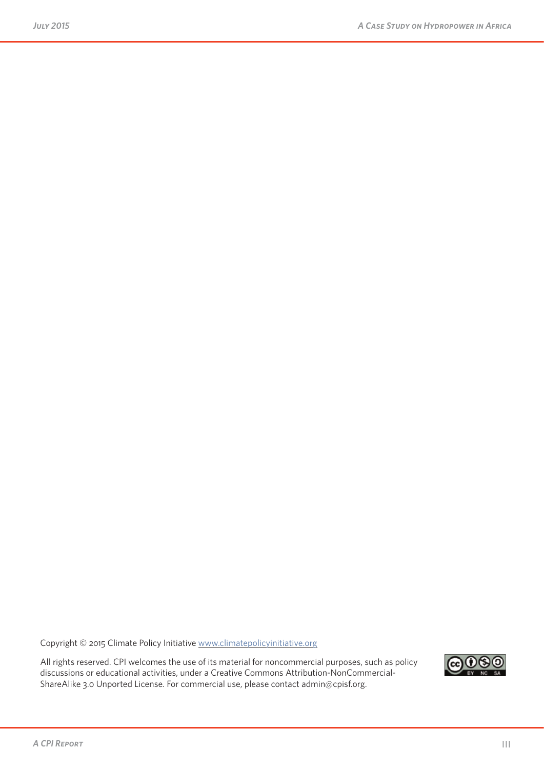Copyright © 2015 Climate Policy Initiative [www.climatepolicyinitiative.org](http://www.climatepolicyinitiative.org)

All rights reserved. CPI welcomes the use of its material for noncommercial purposes, such as policy discussions or educational activities, under a Creative Commons Attribution-NonCommercial-ShareAlike 3.0 Unported License. For commercial use, please contact admin@cpisf.org.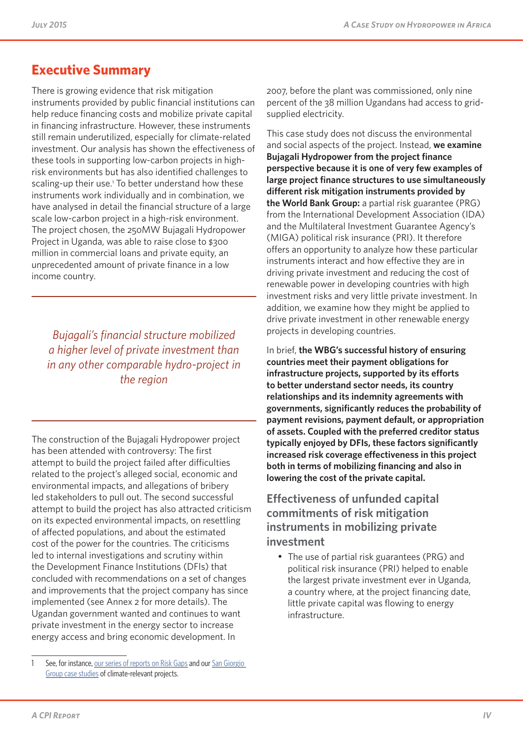## Executive Summary

There is growing evidence that risk mitigation instruments provided by public financial institutions can help reduce financing costs and mobilize private capital in financing infrastructure. However, these instruments still remain underutilized, especially for climate-related investment. Our analysis has shown the effectiveness of these tools in supporting low-carbon projects in high-risk environments but has also identified challenges to scaling-up their use.[1] To better understand how these instruments work individually and in combination, we have analysed in detail the financial structure of a large scale low-carbon project in a high-risk environment. The project chosen, the 250MW Bujagali Hydropower Project in Uganda, was able to raise close to $300 million in commercial loans and private equity, an unprecedented amount of private finance in a low income country.

*Bujagali's financial structure mobilized a higher level of private investment than in any other comparable hydro-project in the region*

The construction of the Bujagali Hydropower project has been attended with controversy: The first attempt to build the project failed after difficulties related to the project's alleged social, economic and environmental impacts, and allegations of bribery led stakeholders to pull out. The second successful attempt to build the project has also attracted criticism on its expected environmental impacts, on resettling of affected populations, and about the estimated cost of the power for the countries. The criticisms led to internal investigations and scrutiny within the Development Finance Institutions (DFIs) that concluded with recommendations on a set of changes and improvements that the project company has since implemented (see Annex 2 for more details). The Ugandan government wanted and continues to want private investment in the energy sector to increase energy access and bring economic development. In 2007, before the plant was commissioned, only nine percent of the 38 million Ugandans had access to grid-supplied electricity.

This case study does not discuss the environmental and social aspects of the project. Instead, **we examine Bujagali Hydropower from the project finance perspective because it is one of very few examples of large project finance structures to use simultaneously different risk mitigation instruments provided by the World Bank Group:** a partial risk guarantee (PRG) from the International Development Association (IDA) and the Multilateral Investment Guarantee Agency's (MIGA) political risk insurance (PRI). It therefore offers an opportunity to analyze how these particular instruments interact and how effective they are in driving private investment and reducing the cost of renewable power in developing countries with high investment risks and very little private investment. In addition, we examine how they might be applied to drive private investment in other renewable energy projects in developing countries.

In brief, **the WBG's successful history of ensuring countries meet their payment obligations for infrastructure projects, supported by its efforts to better understand sector needs, its country relationships and its indemnity agreements with governments, significantly reduces the probability of payment revisions, payment default, or appropriation of assets. Coupled with the preferred creditor status typically enjoyed by DFIs, these factors significantly increased risk coverage effectiveness in this project both in terms of mobilizing financing and also in lowering the cost of the private capital.**

### Effectiveness of unfunded capital commitments of risk mitigation instruments in mobilizing private investment

- The use of partial risk guarantees (PRG) and political risk insurance (PRI) helped to enable the largest private investment ever in Uganda, a country where, at the project financing date, little private capital was flowing to energy infrastructure.

---

[1] See, for instance, our series of reports on Risk Gaps and our San Giorgio Group case studies of climate-relevant projects.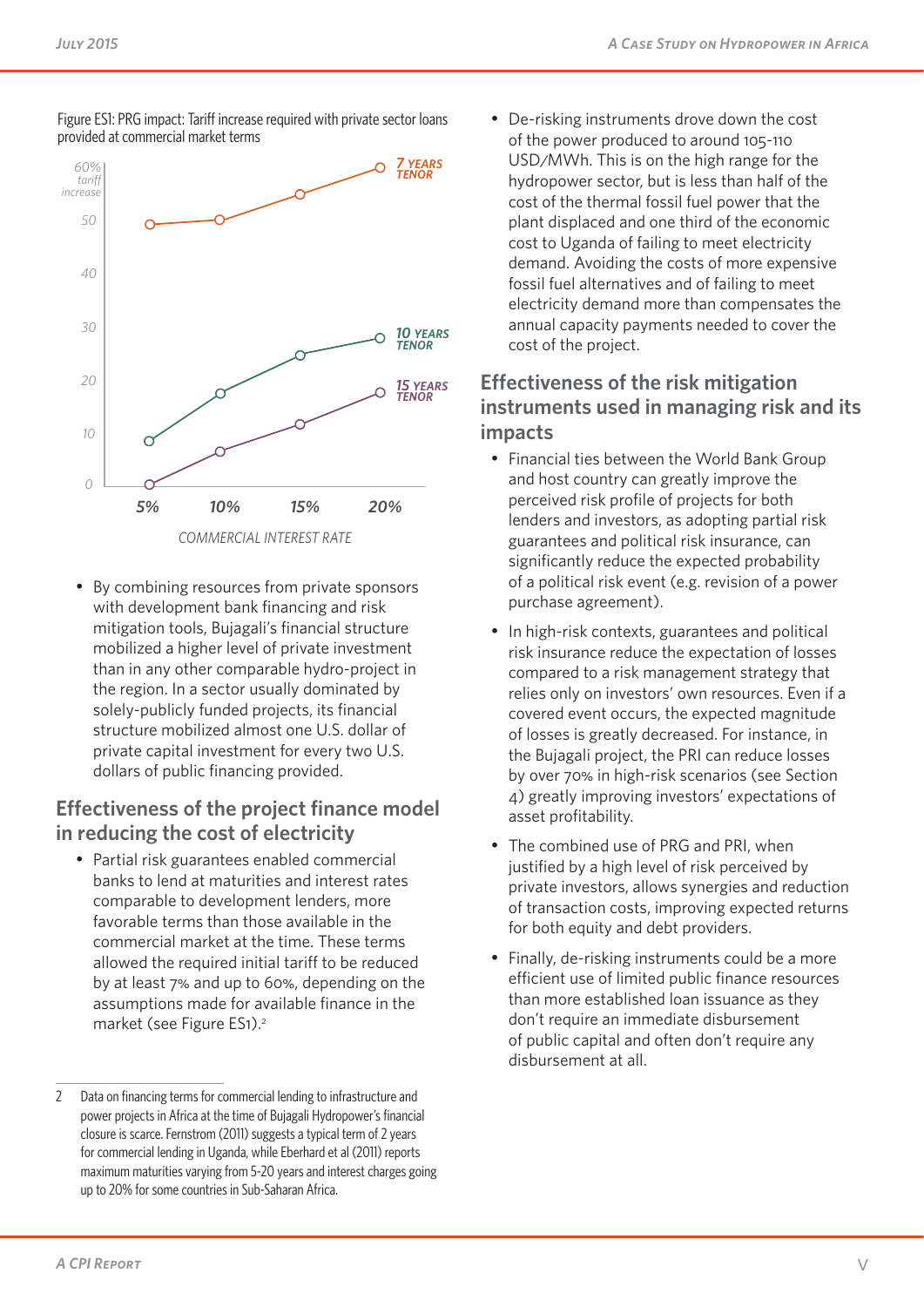Figure ES1: PRG impact: Tariff increase required with private sector loans provided at commercial market terms

- By combining resources from private sponsors with development bank financing and risk mitigation tools, Bujagali's financial structure mobilized a higher level of private investment than in any other comparable hydro-project in the region. In a sector usually dominated by solely-publicly funded projects, its financial structure mobilized almost one U.S. dollar of private capital investment for every two U.S. dollars of public financing provided.

## Effectiveness of the project finance model in reducing the cost of electricity

- Partial risk guarantees enabled commercial banks to lend at maturities and interest rates comparable to development lenders, more favorable terms than those available in the commercial market at the time. These terms allowed the required initial tariff to be reduced by at least 7% and up to 60%, depending on the assumptions made for available finance in the market (see Figure ES1).[2]

- De-risking instruments drove down the cost of the power produced to around 105-110 USD/MWh. This is on the high range for the hydropower sector, but is less than half of the cost of the thermal fossil fuel power that the plant displaced and one third of the economic cost to Uganda of failing to meet electricity demand. Avoiding the costs of more expensive fossil fuel alternatives and of failing to meet electricity demand more than compensates the annual capacity payments needed to cover the cost of the project.

## Effectiveness of the risk mitigation instruments used in managing risk and its impacts

- Financial ties between the World Bank Group and host country can greatly improve the perceived risk profile of projects for both lenders and investors, as adopting partial risk guarantees and political risk insurance, can significantly reduce the expected probability of a political risk event (e.g. revision of a power purchase agreement).

- In high-risk contexts, guarantees and political risk insurance reduce the expectation of losses compared to a risk management strategy that relies only on investors' own resources. Even if a covered event occurs, the expected magnitude of losses is greatly decreased. For instance, in the Bujagali project, the PRI can reduce losses by over 70% in high-risk scenarios (see Section 4) greatly improving investors' expectations of asset profitability.

- The combined use of PRG and PRI, when justified by a high level of risk perceived by private investors, allows synergies and reduction of transaction costs, improving expected returns for both equity and debt providers.

- Finally, de-risking instruments could be a more efficient use of limited public finance resources than more established loan issuance as they don't require an immediate disbursement of public capital and often don't require any disbursement at all.

---

2 Data on financing terms for commercial lending to infrastructure and power projects in Africa at the time of Bujagali Hydropower's financial closure is scarce. Fernstrom (2011) suggests a typical term of 2 years for commercial lending in Uganda, while Eberhard et al (2011) reports maximum maturities varying from 5-20 years and interest charges going up to 20% for some countries in Sub-Saharan Africa.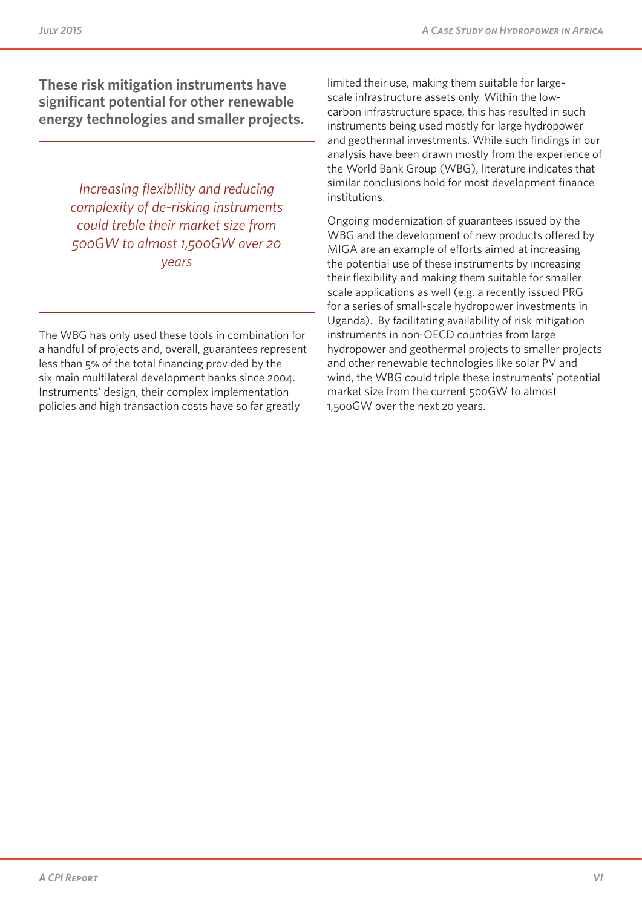**These risk mitigation instruments have significant potential for other renewable energy technologies and smaller projects.**

*Increasing flexibility and reducing complexity of de-risking instruments could treble their market size from 500GW to almost 1,500GW over 20 years*

The WBG has only used these tools in combination for a handful of projects and, overall, guarantees represent less than 5% of the total financing provided by the six main multilateral development banks since 2004. Instruments' design, their complex implementation policies and high transaction costs have so far greatly limited their use, making them suitable for large-scale infrastructure assets only. Within the low-carbon infrastructure space, this has resulted in such instruments being used mostly for large hydropower and geothermal investments. While such findings in our analysis have been drawn mostly from the experience of the World Bank Group (WBG), literature indicates that similar conclusions hold for most development finance institutions.

Ongoing modernization of guarantees issued by the WBG and the development of new products offered by MIGA are an example of efforts aimed at increasing the potential use of these instruments by increasing their flexibility and making them suitable for smaller scale applications as well (e.g. a recently issued PRG for a series of small-scale hydropower investments in Uganda). By facilitating availability of risk mitigation instruments in non-OECD countries from large hydropower and geothermal projects to smaller projects and other renewable technologies like solar PV and wind, the WBG could triple these instruments' potential market size from the current 500GW to almost 1,500GW over the next 20 years.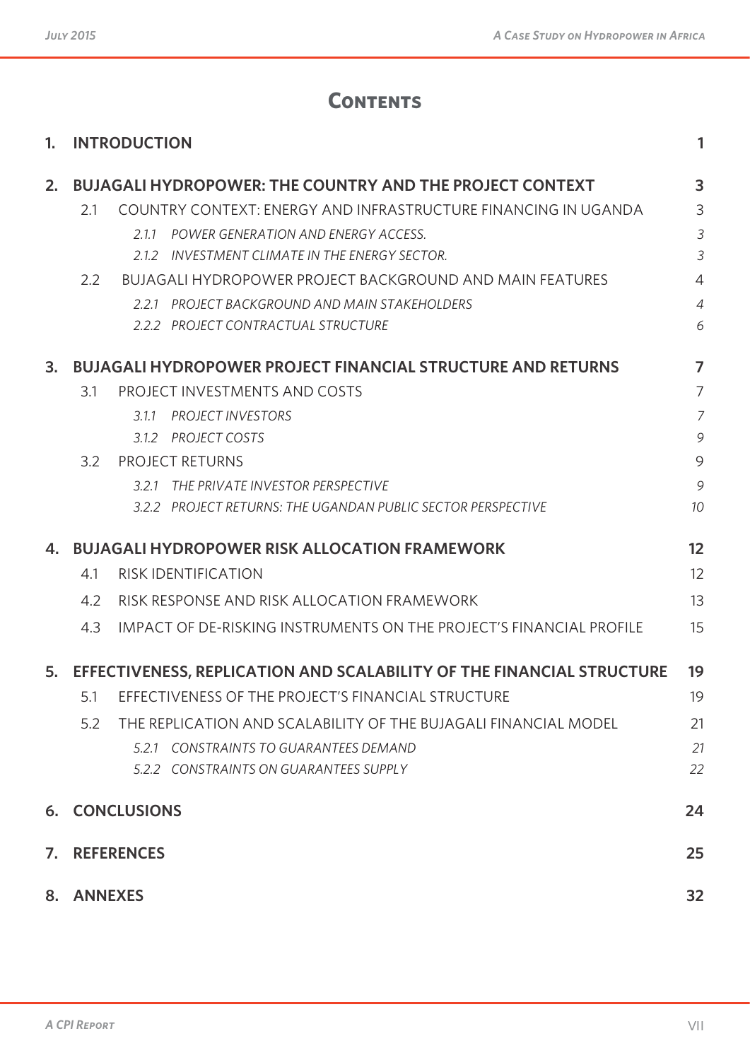# Contents

| | | |
|---|---|---|
| **1.** | **INTRODUCTION** | **1** |
| **2.** | **BUJAGALI HYDROPOWER: THE COUNTRY AND THE PROJECT CONTEXT** | **3** |
| 2.1 | COUNTRY CONTEXT: ENERGY AND INFRASTRUCTURE FINANCING IN UGANDA | 3 |
| *2.1.1* | *POWER GENERATION AND ENERGY ACCESS.* | *3* |
| *2.1.2* | *INVESTMENT CLIMATE IN THE ENERGY SECTOR.* | *3* |
| 2.2 | BUJAGALI HYDROPOWER PROJECT BACKGROUND AND MAIN FEATURES | 4 |
| *2.2.1* | *PROJECT BACKGROUND AND MAIN STAKEHOLDERS* | *4* |
| *2.2.2* | *PROJECT CONTRACTUAL STRUCTURE* | *6* |
| **3.** | **BUJAGALI HYDROPOWER PROJECT FINANCIAL STRUCTURE AND RETURNS** | **7** |
| 3.1 | PROJECT INVESTMENTS AND COSTS | 7 |
| *3.1.1* | *PROJECT INVESTORS* | *7* |
| *3.1.2* | *PROJECT COSTS* | *9* |
| 3.2 | PROJECT RETURNS | 9 |
| *3.2.1* | *THE PRIVATE INVESTOR PERSPECTIVE* | *9* |
| *3.2.2* | *PROJECT RETURNS: THE UGANDAN PUBLIC SECTOR PERSPECTIVE* | *10* |
| **4.** | **BUJAGALI HYDROPOWER RISK ALLOCATION FRAMEWORK** | **12** |
| 4.1 | RISK IDENTIFICATION | 12 |
| 4.2 | RISK RESPONSE AND RISK ALLOCATION FRAMEWORK | 13 |
| 4.3 | IMPACT OF DE-RISKING INSTRUMENTS ON THE PROJECT'S FINANCIAL PROFILE | 15 |
| **5.** | **EFFECTIVENESS, REPLICATION AND SCALABILITY OF THE FINANCIAL STRUCTURE** | **19** |
| 5.1 | EFFECTIVENESS OF THE PROJECT'S FINANCIAL STRUCTURE | 19 |
| 5.2 | THE REPLICATION AND SCALABILITY OF THE BUJAGALI FINANCIAL MODEL | 21 |
| *5.2.1* | *CONSTRAINTS TO GUARANTEES DEMAND* | *21* |
| *5.2.2* | *CONSTRAINTS ON GUARANTEES SUPPLY* | *22* |
| **6.** | **CONCLUSIONS** | **24** |
| **7.** | **REFERENCES** | **25** |
| **8.** | **ANNEXES** | **32** |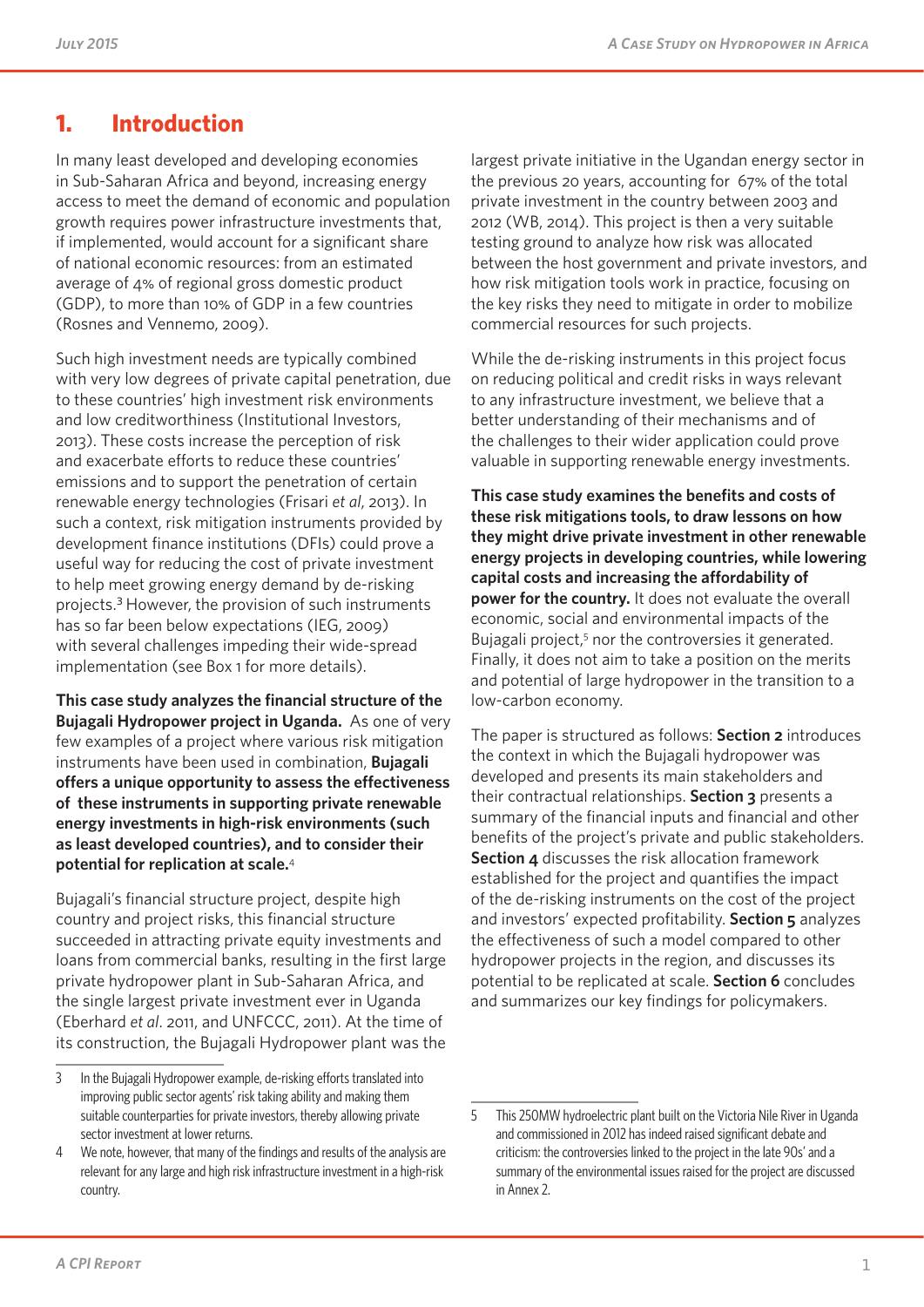# 1. Introduction

In many least developed and developing economies in Sub-Saharan Africa and beyond, increasing energy access to meet the demand of economic and population growth requires power infrastructure investments that, if implemented, would account for a significant share of national economic resources: from an estimated average of 4% of regional gross domestic product (GDP), to more than 10% of GDP in a few countries (Rosnes and Vennemo, 2009).

Such high investment needs are typically combined with very low degrees of private capital penetration, due to these countries' high investment risk environments and low creditworthiness (Institutional Investors, 2013). These costs increase the perception of risk and exacerbate efforts to reduce these countries' emissions and to support the penetration of certain renewable energy technologies (Frisari *et al*, 2013). In such a context, risk mitigation instruments provided by development finance institutions (DFIs) could prove a useful way for reducing the cost of private investment to help meet growing energy demand by de-risking projects.[3] However, the provision of such instruments has so far been below expectations (IEG, 2009) with several challenges impeding their wide-spread implementation (see Box 1 for more details).

**This case study analyzes the financial structure of the Bujagali Hydropower project in Uganda.** As one of very few examples of a project where various risk mitigation instruments have been used in combination, **Bujagali offers a unique opportunity to assess the effectiveness of these instruments in supporting private renewable energy investments in high-risk environments (such as least developed countries), and to consider their potential for replication at scale.**[4]

Bujagali's financial structure project, despite high country and project risks, this financial structure succeeded in attracting private equity investments and loans from commercial banks, resulting in the first large private hydropower plant in Sub-Saharan Africa, and the single largest private investment ever in Uganda (Eberhard *et al*. 2011, and UNFCCC, 2011). At the time of its construction, the Bujagali Hydropower plant was the largest private initiative in the Ugandan energy sector in the previous 20 years, accounting for 67% of the total private investment in the country between 2003 and 2012 (WB, 2014). This project is then a very suitable testing ground to analyze how risk was allocated between the host government and private investors, and how risk mitigation tools work in practice, focusing on the key risks they need to mitigate in order to mobilize commercial resources for such projects.

While the de-risking instruments in this project focus on reducing political and credit risks in ways relevant to any infrastructure investment, we believe that a better understanding of their mechanisms and of the challenges to their wider application could prove valuable in supporting renewable energy investments.

**This case study examines the benefits and costs of these risk mitigations tools, to draw lessons on how they might drive private investment in other renewable energy projects in developing countries, while lowering capital costs and increasing the affordability of power for the country.** It does not evaluate the overall economic, social and environmental impacts of the Bujagali project,[5] nor the controversies it generated. Finally, it does not aim to take a position on the merits and potential of large hydropower in the transition to a low-carbon economy.

The paper is structured as follows: **Section 2** introduces the context in which the Bujagali hydropower was developed and presents its main stakeholders and their contractual relationships. **Section 3** presents a summary of the financial inputs and financial and other benefits of the project's private and public stakeholders. **Section 4** discusses the risk allocation framework established for the project and quantifies the impact of the de-risking instruments on the cost of the project and investors' expected profitability. **Section 5** analyzes the effectiveness of such a model compared to other hydropower projects in the region, and discusses its potential to be replicated at scale. **Section 6** concludes and summarizes our key findings for policymakers.

---

3 In the Bujagali Hydropower example, de-risking efforts translated into improving public sector agents' risk taking ability and making them suitable counterparties for private investors, thereby allowing private sector investment at lower returns.

4 We note, however, that many of the findings and results of the analysis are relevant for any large and high risk infrastructure investment in a high-risk country.

5 This 250MW hydroelectric plant built on the Victoria Nile River in Uganda and commissioned in 2012 has indeed raised significant debate and criticism: the controversies linked to the project in the late 90s' and a summary of the environmental issues raised for the project are discussed in Annex 2.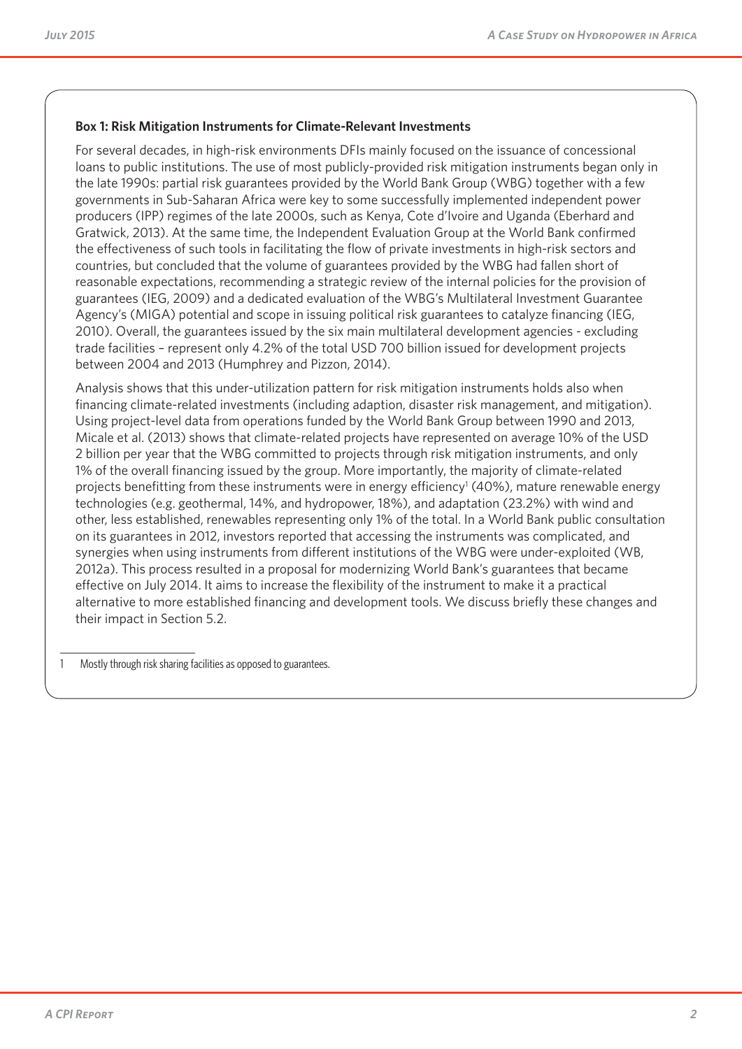**Box 1: Risk Mitigation Instruments for Climate-Relevant Investments**

For several decades, in high-risk environments DFIs mainly focused on the issuance of concessional loans to public institutions. The use of most publicly-provided risk mitigation instruments began only in the late 1990s: partial risk guarantees provided by the World Bank Group (WBG) together with a few governments in Sub-Saharan Africa were key to some successfully implemented independent power producers (IPP) regimes of the late 2000s, such as Kenya, Cote d'Ivoire and Uganda (Eberhard and Gratwick, 2013). At the same time, the Independent Evaluation Group at the World Bank confirmed the effectiveness of such tools in facilitating the flow of private investments in high-risk sectors and countries, but concluded that the volume of guarantees provided by the WBG had fallen short of reasonable expectations, recommending a strategic review of the internal policies for the provision of guarantees (IEG, 2009) and a dedicated evaluation of the WBG's Multilateral Investment Guarantee Agency's (MIGA) potential and scope in issuing political risk guarantees to catalyze financing (IEG, 2010). Overall, the guarantees issued by the six main multilateral development agencies - excluding trade facilities – represent only 4.2% of the total USD 700 billion issued for development projects between 2004 and 2013 (Humphrey and Pizzon, 2014).

Analysis shows that this under-utilization pattern for risk mitigation instruments holds also when financing climate-related investments (including adaption, disaster risk management, and mitigation). Using project-level data from operations funded by the World Bank Group between 1990 and 2013, Micale et al. (2013) shows that climate-related projects have represented on average 10% of the USD 2 billion per year that the WBG committed to projects through risk mitigation instruments, and only 1% of the overall financing issued by the group. More importantly, the majority of climate-related projects benefitting from these instruments were in energy efficiency[1] (40%), mature renewable energy technologies (e.g. geothermal, 14%, and hydropower, 18%), and adaptation (23.2%) with wind and other, less established, renewables representing only 1% of the total. In a World Bank public consultation on its guarantees in 2012, investors reported that accessing the instruments was complicated, and synergies when using instruments from different institutions of the WBG were under-exploited (WB, 2012a). This process resulted in a proposal for modernizing World Bank's guarantees that became effective on July 2014. It aims to increase the flexibility of the instrument to make it a practical alternative to more established financing and development tools. We discuss briefly these changes and their impact in Section 5.2.

1 Mostly through risk sharing facilities as opposed to guarantees.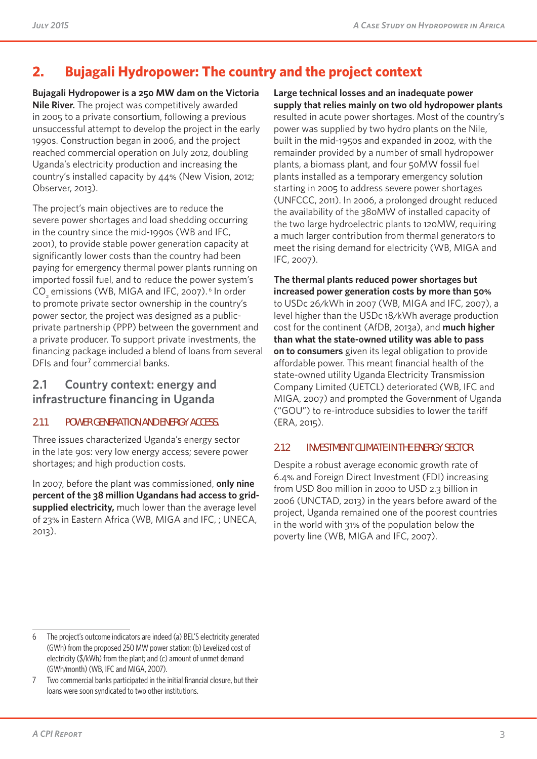## 2. Bujagali Hydropower: The country and the project context

**Bujagali Hydropower is a 250 MW dam on the Victoria Nile River.** The project was competitively awarded in 2005 to a private consortium, following a previous unsuccessful attempt to develop the project in the early 1990s. Construction began in 2006, and the project reached commercial operation on July 2012, doubling Uganda's electricity production and increasing the country's installed capacity by 44% (New Vision, 2012; Observer, 2013).

The project's main objectives are to reduce the severe power shortages and load shedding occurring in the country since the mid-1990s (WB and IFC, 2001), to provide stable power generation capacity at significantly lower costs than the country had been paying for emergency thermal power plants running on imported fossil fuel, and to reduce the power system's $CO_2$ emissions (WB, MIGA and IFC, 2007).[6] In order to promote private sector ownership in the country's power sector, the project was designed as a public-private partnership (PPP) between the government and a private producer. To support private investments, the financing package included a blend of loans from several DFIs and four[7] commercial banks.

### 2.1 Country context: energy and infrastructure financing in Uganda

#### 2.1.1 POWER GENERATION AND ENERGY ACCESS

Three issues characterized Uganda's energy sector in the late 90s: very low energy access; severe power shortages; and high production costs.

In 2007, before the plant was commissioned, **only nine percent of the 38 million Ugandans had access to grid-supplied electricity,** much lower than the average level of 23% in Eastern Africa (WB, MIGA and IFC, ; UNECA, 2013).

**Large technical losses and an inadequate power supply that relies mainly on two old hydropower plants** resulted in acute power shortages. Most of the country's power was supplied by two hydro plants on the Nile, built in the mid-1950s and expanded in 2002, with the remainder provided by a number of small hydropower plants, a biomass plant, and four 50MW fossil fuel plants installed as a temporary emergency solution starting in 2005 to address severe power shortages (UNFCCC, 2011). In 2006, a prolonged drought reduced the availability of the 380MW of installed capacity of the two large hydroelectric plants to 120MW, requiring a much larger contribution from thermal generators to meet the rising demand for electricity (WB, MIGA and IFC, 2007).

**The thermal plants reduced power shortages but increased power generation costs by more than 50%** to USDc 26/kWh in 2007 (WB, MIGA and IFC, 2007), a level higher than the USDc 18/kWh average production cost for the continent (AfDB, 2013a), and **much higher than what the state-owned utility was able to pass on to consumers** given its legal obligation to provide affordable power. This meant financial health of the state-owned utility Uganda Electricity Transmission Company Limited (UETCL) deteriorated (WB, IFC and MIGA, 2007) and prompted the Government of Uganda ("GOU") to re-introduce subsidies to lower the tariff (ERA, 2015).

#### 2.1.2 INVESTMENT CLIMATE IN THE ENERGY SECTOR

Despite a robust average economic growth rate of 6.4% and Foreign Direct Investment (FDI) increasing from USD 800 million in 2000 to USD 2.3 billion in 2006 (UNCTAD, 2013) in the years before award of the project, Uganda remained one of the poorest countries in the world with 31% of the population below the poverty line (WB, MIGA and IFC, 2007).

---

6 The project's outcome indicators are indeed (a) BEL'S electricity generated (GWh) from the proposed 250 MW power station; (b) Levelized cost of electricity ($/kWh) from the plant; and (c) amount of unmet demand (GWh/month) (WB, IFC and MIGA, 2007).

7 Two commercial banks participated in the initial financial closure, but their loans were soon syndicated to two other institutions.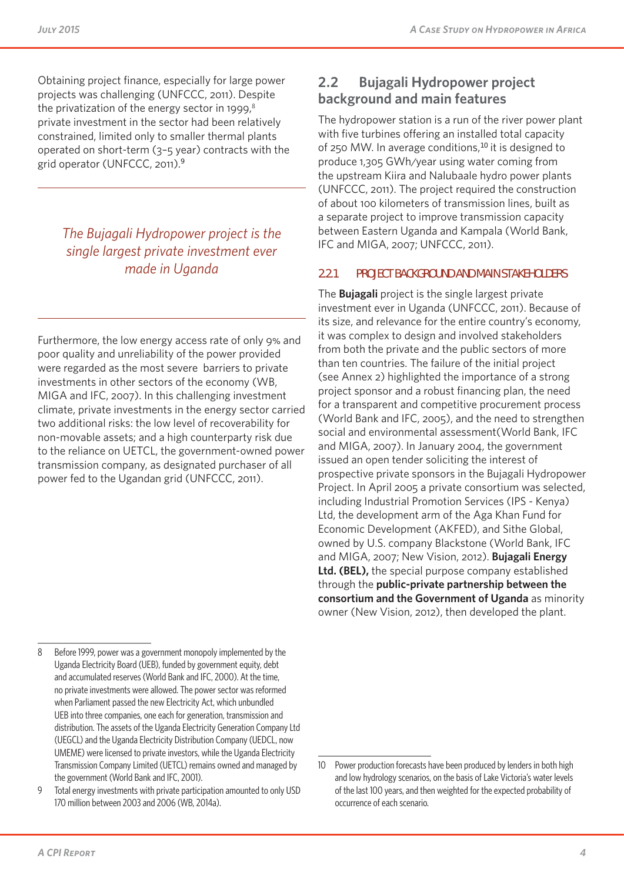Obtaining project finance, especially for large power projects was challenging (UNFCCC, 2011). Despite the privatization of the energy sector in 1999,[8] private investment in the sector had been relatively constrained, limited only to smaller thermal plants operated on short-term (3–5 year) contracts with the grid operator (UNFCCC, 2011).[9]

*The Bujagali Hydropower project is the single largest private investment ever made in Uganda*

Furthermore, the low energy access rate of only 9% and poor quality and unreliability of the power provided were regarded as the most severe barriers to private investments in other sectors of the economy (WB, MIGA and IFC, 2007). In this challenging investment climate, private investments in the energy sector carried two additional risks: the low level of recoverability for non-movable assets; and a high counterparty risk due to the reliance on UETCL, the government-owned power transmission company, as designated purchaser of all power fed to the Ugandan grid (UNFCCC, 2011).

## 2.2 Bujagali Hydropower project background and main features

The hydropower station is a run of the river power plant with five turbines offering an installed total capacity of 250 MW. In average conditions,[10] it is designed to produce 1,305 GWh/year using water coming from the upstream Kiira and Nalubaale hydro power plants (UNFCCC, 2011). The project required the construction of about 100 kilometers of transmission lines, built as a separate project to improve transmission capacity between Eastern Uganda and Kampala (World Bank, IFC and MIGA, 2007; UNFCCC, 2011).

### 2.2.1 PROJECT BACKGROUND AND MAIN STAKEHOLDERS

The **Bujagali** project is the single largest private investment ever in Uganda (UNFCCC, 2011). Because of its size, and relevance for the entire country's economy, it was complex to design and involved stakeholders from both the private and the public sectors of more than ten countries. The failure of the initial project (see Annex 2) highlighted the importance of a strong project sponsor and a robust financing plan, the need for a transparent and competitive procurement process (World Bank and IFC, 2005), and the need to strengthen social and environmental assessment(World Bank, IFC and MIGA, 2007). In January 2004, the government issued an open tender soliciting the interest of prospective private sponsors in the Bujagali Hydropower Project. In April 2005 a private consortium was selected, including Industrial Promotion Services (IPS - Kenya) Ltd, the development arm of the Aga Khan Fund for Economic Development (AKFED), and Sithe Global, owned by U.S. company Blackstone (World Bank, IFC and MIGA, 2007; New Vision, 2012). **Bujagali Energy Ltd. (BEL),** the special purpose company established through the **public-private partnership between the consortium and the Government of Uganda** as minority owner (New Vision, 2012), then developed the plant.

---

8 Before 1999, power was a government monopoly implemented by the Uganda Electricity Board (UEB), funded by government equity, debt and accumulated reserves (World Bank and IFC, 2000). At the time, no private investments were allowed. The power sector was reformed when Parliament passed the new Electricity Act, which unbundled UEB into three companies, one each for generation, transmission and distribution. The assets of the Uganda Electricity Generation Company Ltd (UEGCL) and the Uganda Electricity Distribution Company (UEDCL, now UMEME) were licensed to private investors, while the Uganda Electricity Transmission Company Limited (UETCL) remains owned and managed by the government (World Bank and IFC, 2001).

9 Total energy investments with private participation amounted to only USD 170 million between 2003 and 2006 (WB, 2014a).

10 Power production forecasts have been produced by lenders in both high and low hydrology scenarios, on the basis of Lake Victoria's water levels of the last 100 years, and then weighted for the expected probability of occurrence of each scenario.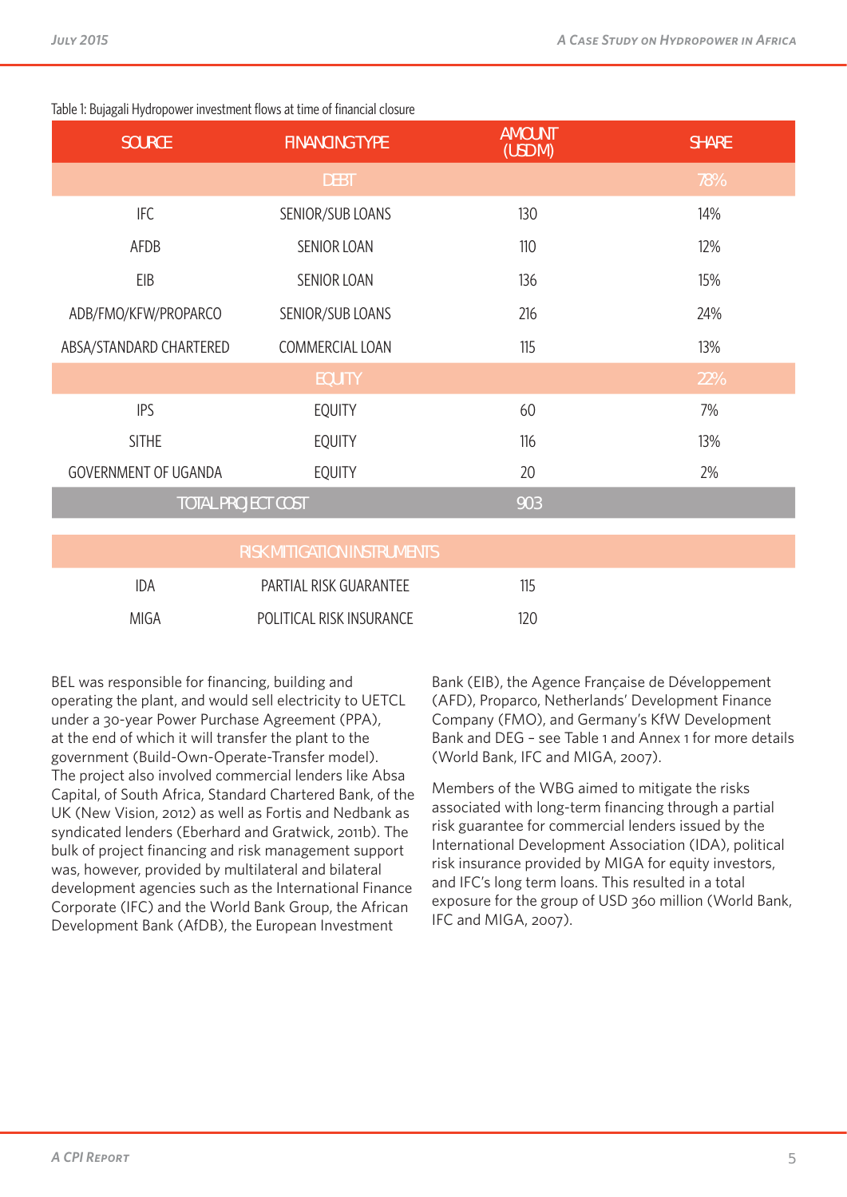Table 1: Bujagali Hydropower investment flows at time of financial closure

| SOURCE | FINANCING TYPE | AMOUNT (USD M) | SHARE |
|---|---|---|---|
| | DEBT | | 78% |
| IFC | SENIOR/SUB LOANS | 130 | 14% |
| AFDB | SENIOR LOAN | 110 | 12% |
| EIB | SENIOR LOAN | 136 | 15% |
| ADB/FMO/KFW/PROPARCO | SENIOR/SUB LOANS | 216 | 24% |
| ABSA/STANDARD CHARTERED | COMMERCIAL LOAN | 115 | 13% |
| | EQUITY | | 22% |
| IPS | EQUITY | 60 | 7% |
| SITHE | EQUITY | 116 | 13% |
| GOVERNMENT OF UGANDA | EQUITY | 20 | 2% |
| TOTAL PROJECT COST | | 903 | |
| | RISK MITIGATION INSTRUMENTS | | |
| IDA | PARTIAL RISK GUARANTEE | 115 | |
| MIGA | POLITICAL RISK INSURANCE | 120 | |

BEL was responsible for financing, building and operating the plant, and would sell electricity to UETCL under a 30-year Power Purchase Agreement (PPA), at the end of which it will transfer the plant to the government (Build-Own-Operate-Transfer model). The project also involved commercial lenders like Absa Capital, of South Africa, Standard Chartered Bank, of the UK (New Vision, 2012) as well as Fortis and Nedbank as syndicated lenders (Eberhard and Gratwick, 2011b). The bulk of project financing and risk management support was, however, provided by multilateral and bilateral development agencies such as the International Finance Corporate (IFC) and the World Bank Group, the African Development Bank (AfDB), the European Investment Bank (EIB), the Agence Française de Développement (AFD), Proparco, Netherlands' Development Finance Company (FMO), and Germany's KfW Development Bank and DEG – see Table 1 and Annex 1 for more details (World Bank, IFC and MIGA, 2007).

Members of the WBG aimed to mitigate the risks associated with long-term financing through a partial risk guarantee for commercial lenders issued by the International Development Association (IDA), political risk insurance provided by MIGA for equity investors, and IFC's long term loans. This resulted in a total exposure for the group of USD 360 million (World Bank, IFC and MIGA, 2007).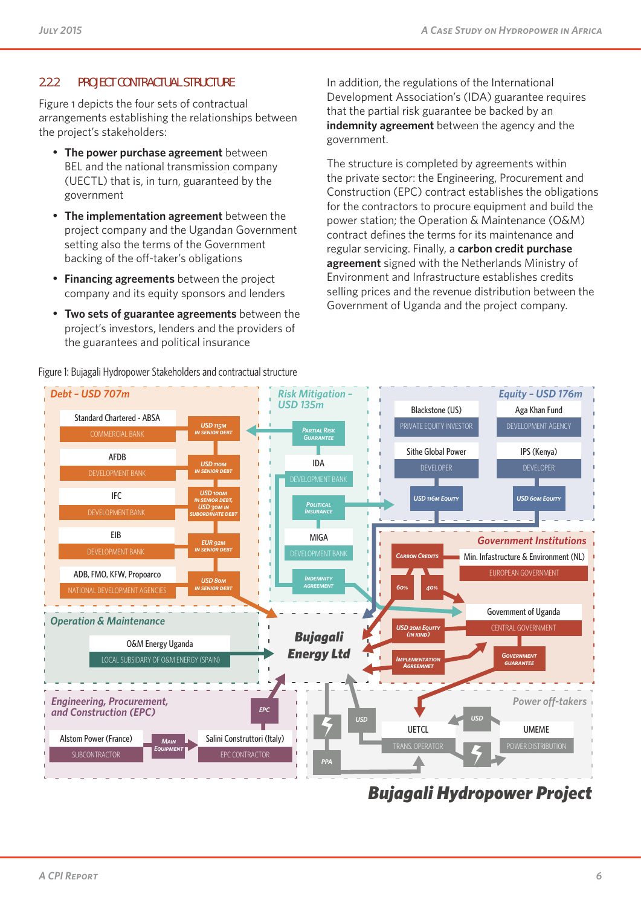### 2.2.2 PROJECT CONTRACTUAL STRUCTURE

Figure 1 depicts the four sets of contractual arrangements establishing the relationships between the project's stakeholders:

- **The power purchase agreement** between BEL and the national transmission company (UECTL) that is, in turn, guaranteed by the government
- **The implementation agreement** between the project company and the Ugandan Government setting also the terms of the Government backing of the off-taker's obligations
- **Financing agreements** between the project company and its equity sponsors and lenders
- **Two sets of guarantee agreements** between the project's investors, lenders and the providers of the guarantees and political insurance

In addition, the regulations of the International Development Association's (IDA) guarantee requires that the partial risk guarantee be backed by an **indemnity agreement** between the agency and the government.

The structure is completed by agreements within the private sector: the Engineering, Procurement and Construction (EPC) contract establishes the obligations for the contractors to procure equipment and build the power station; the Operation & Maintenance (O&M) contract defines the terms for its maintenance and regular servicing. Finally, a **carbon credit purchase agreement** signed with the Netherlands Ministry of Environment and Infrastructure establishes credits selling prices and the revenue distribution between the Government of Uganda and the project company.

Figure 1: Bujagali Hydropower Stakeholders and contractual structure

**Debt – USD 707m**
- Standard Chartered - ABSA (Commercial bank): USD 115m in senior debt
- AFDB (Development bank): USD 110m in senior debt
- IFC (Development bank): USD 100m in senior debt, USD 30m in subordinate debt
- EIB (Development bank): EUR 92m in senior debt
- ADB, FMO, KFW, Proparco (National development agencies): USD 80m in senior debt

**Risk Mitigation – USD 135m**
- IDA (Development bank): Partial risk guarantee; Indemnity agreement
- MIGA (Development bank): Political insurance

**Equity – USD 176m**
- Blackstone (US) (Private equity investor); Sithe Global Power (Developer): USD 116m equity
- Aga Khan Fund (Development agency); IPS (Kenya) (Developer): USD 60m equity

**Government Institutions**
- Min. Infastructure & Environment (NL) (European government): Carbon credits (60% / 40%)
- Government of Uganda (Central government): USD 20m equity (in kind); Implementation agreement; Government guarantee

**Operation & Maintenance**
- O&M Energy Uganda (Local subsidiary of O&M Energy (Spain))

**Bujagali Energy Ltd**

**Engineering, Procurement, and Construction (EPC)**
- Alstom Power (France) (Subcontractor): Main equipment
- Salini Construttori (Italy) (EPC contractor): EPC

**Power off-takers**
- UETCL (Trans. operator): PPA; USD
- UMEME (Power distribution): USD

**Bujagali Hydropower Project**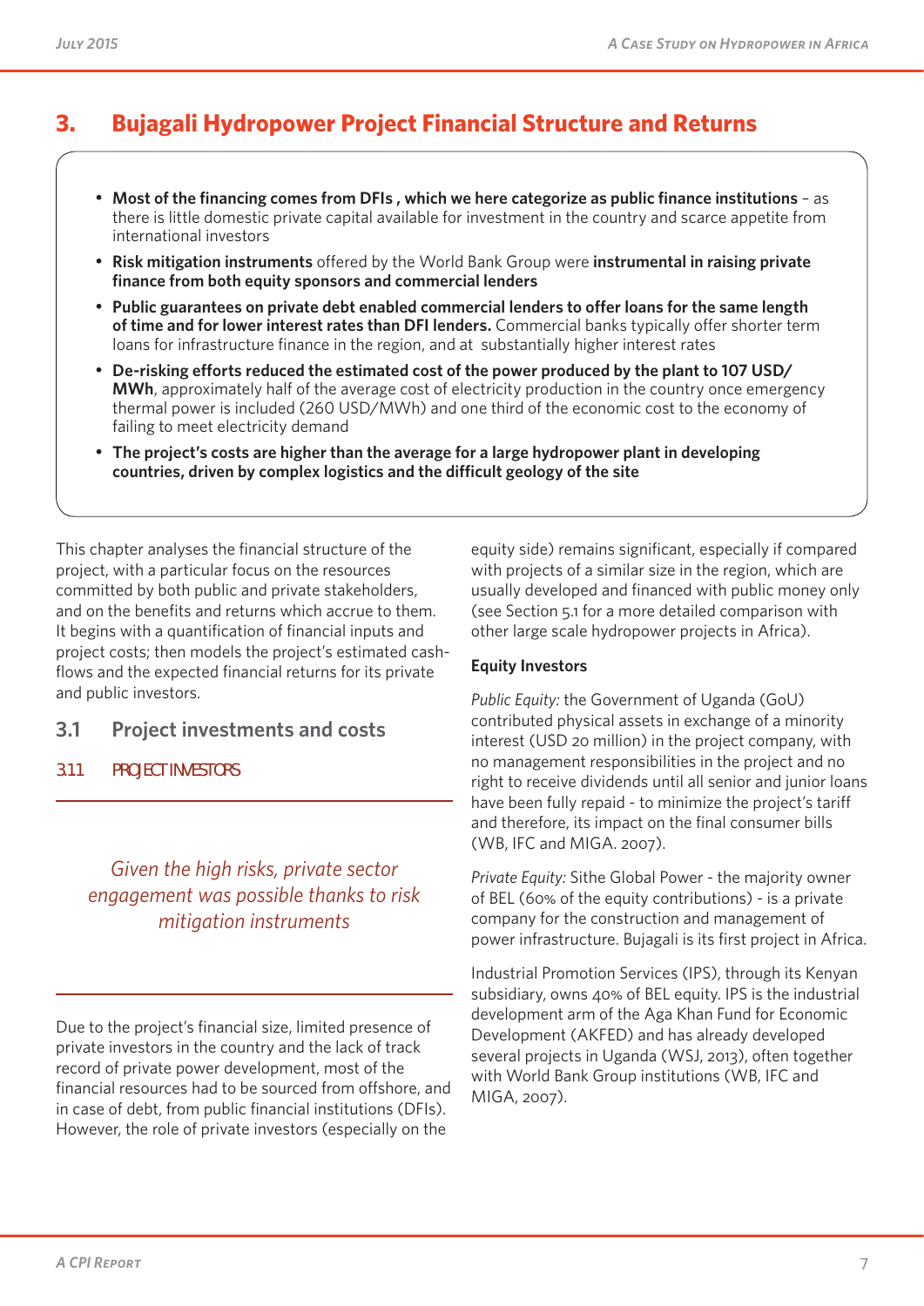## 3. Bujagali Hydropower Project Financial Structure and Returns

- **Most of the financing comes from DFIs , which we here categorize as public finance institutions** – as there is little domestic private capital available for investment in the country and scarce appetite from international investors
- **Risk mitigation instruments** offered by the World Bank Group were **instrumental in raising private finance from both equity sponsors and commercial lenders**
- **Public guarantees on private debt enabled commercial lenders to offer loans for the same length of time and for lower interest rates than DFI lenders.** Commercial banks typically offer shorter term loans for infrastructure finance in the region, and at substantially higher interest rates
- **De-risking efforts reduced the estimated cost of the power produced by the plant to 107 USD/MWh**, approximately half of the average cost of electricity production in the country once emergency thermal power is included (260 USD/MWh) and one third of the economic cost to the economy of failing to meet electricity demand
- **The project's costs are higher than the average for a large hydropower plant in developing countries, driven by complex logistics and the difficult geology of the site**

This chapter analyses the financial structure of the project, with a particular focus on the resources committed by both public and private stakeholders, and on the benefits and returns which accrue to them. It begins with a quantification of financial inputs and project costs; then models the project's estimated cash-flows and the expected financial returns for its private and public investors.

### 3.1 Project investments and costs

#### 3.1.1 PROJECT INVESTORS

*Given the high risks, private sector engagement was possible thanks to risk mitigation instruments*

Due to the project's financial size, limited presence of private investors in the country and the lack of track record of private power development, most of the financial resources had to be sourced from offshore, and in case of debt, from public financial institutions (DFIs). However, the role of private investors (especially on the equity side) remains significant, especially if compared with projects of a similar size in the region, which are usually developed and financed with public money only (see Section 5.1 for a more detailed comparison with other large scale hydropower projects in Africa).

**Equity Investors**

*Public Equity:* the Government of Uganda (GoU) contributed physical assets in exchange of a minority interest (USD 20 million) in the project company, with no management responsibilities in the project and no right to receive dividends until all senior and junior loans have been fully repaid - to minimize the project's tariff and therefore, its impact on the final consumer bills (WB, IFC and MIGA. 2007).

*Private Equity:* Sithe Global Power - the majority owner of BEL (60% of the equity contributions) - is a private company for the construction and management of power infrastructure. Bujagali is its first project in Africa.

Industrial Promotion Services (IPS), through its Kenyan subsidiary, owns 40% of BEL equity. IPS is the industrial development arm of the Aga Khan Fund for Economic Development (AKFED) and has already developed several projects in Uganda (WSJ, 2013), often together with World Bank Group institutions (WB, IFC and MIGA, 2007).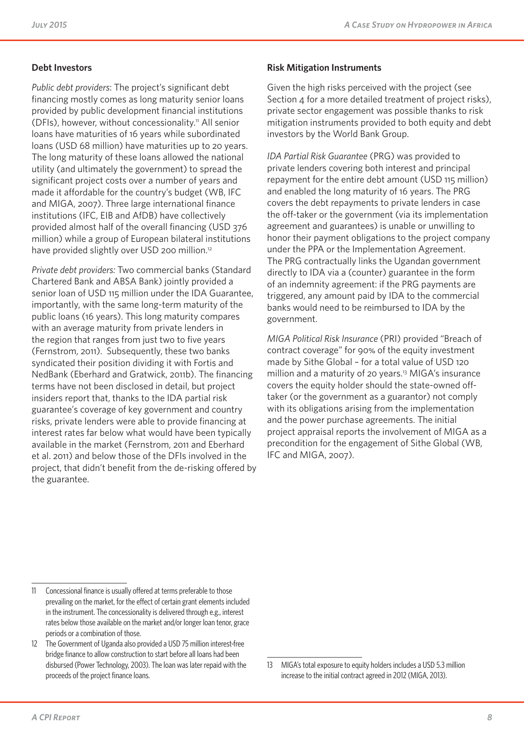### Debt Investors

*Public debt providers*: The project's significant debt financing mostly comes as long maturity senior loans provided by public development financial institutions (DFIs), however, without concessionality.[11] All senior loans have maturities of 16 years while subordinated loans (USD 68 million) have maturities up to 20 years. The long maturity of these loans allowed the national utility (and ultimately the government) to spread the significant project costs over a number of years and made it affordable for the country's budget (WB, IFC and MIGA, 2007). Three large international finance institutions (IFC, EIB and AfDB) have collectively provided almost half of the overall financing (USD 376 million) while a group of European bilateral institutions have provided slightly over USD 200 million.[12]

*Private debt providers:* Two commercial banks (Standard Chartered Bank and ABSA Bank) jointly provided a senior loan of USD 115 million under the IDA Guarantee, importantly, with the same long-term maturity of the public loans (16 years). This long maturity compares with an average maturity from private lenders in the region that ranges from just two to five years (Fernstrom, 2011). Subsequently, these two banks syndicated their position dividing it with Fortis and NedBank (Eberhard and Gratwick, 2011b). The financing terms have not been disclosed in detail, but project insiders report that, thanks to the IDA partial risk guarantee's coverage of key government and country risks, private lenders were able to provide financing at interest rates far below what would have been typically available in the market (Fernstrom, 2011 and Eberhard et al. 2011) and below those of the DFIs involved in the project, that didn't benefit from the de-risking offered by the guarantee.

### Risk Mitigation Instruments

Given the high risks perceived with the project (see Section 4 for a more detailed treatment of project risks), private sector engagement was possible thanks to risk mitigation instruments provided to both equity and debt investors by the World Bank Group.

*IDA Partial Risk Guarantee* (PRG) was provided to private lenders covering both interest and principal repayment for the entire debt amount (USD 115 million) and enabled the long maturity of 16 years. The PRG covers the debt repayments to private lenders in case the off-taker or the government (via its implementation agreement and guarantees) is unable or unwilling to honor their payment obligations to the project company under the PPA or the Implementation Agreement. The PRG contractually links the Ugandan government directly to IDA via a (counter) guarantee in the form of an indemnity agreement: if the PRG payments are triggered, any amount paid by IDA to the commercial banks would need to be reimbursed to IDA by the government.

*MIGA Political Risk Insurance* (PRI) provided "Breach of contract coverage" for 90% of the equity investment made by Sithe Global – for a total value of USD 120 million and a maturity of 20 years.[13] MIGA's insurance covers the equity holder should the state-owned off-taker (or the government as a guarantor) not comply with its obligations arising from the implementation and the power purchase agreements. The initial project appraisal reports the involvement of MIGA as a precondition for the engagement of Sithe Global (WB, IFC and MIGA, 2007).

---

11 Concessional finance is usually offered at terms preferable to those prevailing on the market, for the effect of certain grant elements included in the instrument. The concessionality is delivered through e.g., interest rates below those available on the market and/or longer loan tenor, grace periods or a combination of those.

12 The Government of Uganda also provided a USD 75 million interest-free bridge finance to allow construction to start before all loans had been disbursed (Power Technology, 2003). The loan was later repaid with the proceeds of the project finance loans.

13 MIGA's total exposure to equity holders includes a USD 5.3 million increase to the initial contract agreed in 2012 (MIGA, 2013).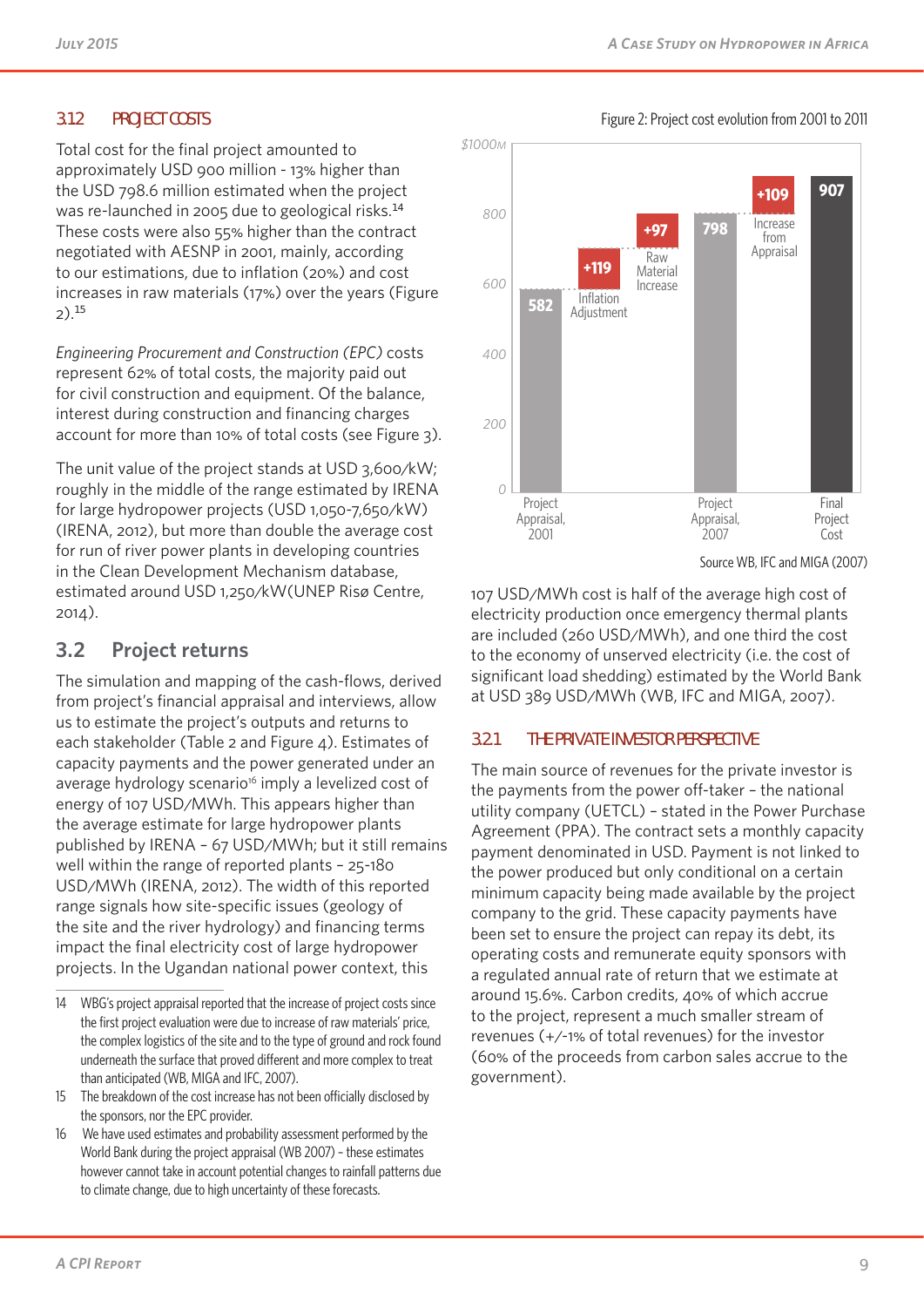### 3.1.2 PROJECT COSTS

Total cost for the final project amounted to approximately USD 900 million - 13% higher than the USD 798.6 million estimated when the project was re-launched in 2005 due to geological risks.[14] These costs were also 55% higher than the contract negotiated with AESNP in 2001, mainly, according to our estimations, due to inflation (20%) and cost increases in raw materials (17%) over the years (Figure 2).[15]

*Engineering Procurement and Construction (EPC)* costs represent 62% of total costs, the majority paid out for civil construction and equipment. Of the balance, interest during construction and financing charges account for more than 10% of total costs (see Figure 3).

The unit value of the project stands at USD 3,600/kW; roughly in the middle of the range estimated by IRENA for large hydropower projects (USD 1,050-7,650/kW) (IRENA, 2012), but more than double the average cost for run of river power plants in developing countries in the Clean Development Mechanism database, estimated around USD 1,250/kW(UNEP Risø Centre, 2014).

Figure 2: Project cost evolution from 2001 to 2011

| | Project Appraisal, 2001 | Inflation Adjustment | Raw Material Increase | Project Appraisal, 2007 | Increase from Appraisal | Final Project Cost |
|---|---|---|---|---|---|---|
| $1000M | 582 | +119 | +97 | 798 | +109 | 907 |

Source WB, IFC and MIGA (2007)

## 3.2 Project returns

The simulation and mapping of the cash-flows, derived from project's financial appraisal and interviews, allow us to estimate the project's outputs and returns to each stakeholder (Table 2 and Figure 4). Estimates of capacity payments and the power generated under an average hydrology scenario[16] imply a levelized cost of energy of 107 USD/MWh. This appears higher than the average estimate for large hydropower plants published by IRENA – 67 USD/MWh; but it still remains well within the range of reported plants – 25-180 USD/MWh (IRENA, 2012). The width of this reported range signals how site-specific issues (geology of the site and the river hydrology) and financing terms impact the final electricity cost of large hydropower projects. In the Ugandan national power context, this 107 USD/MWh cost is half of the average high cost of electricity production once emergency thermal plants are included (260 USD/MWh), and one third the cost to the economy of unserved electricity (i.e. the cost of significant load shedding) estimated by the World Bank at USD 389 USD/MWh (WB, IFC and MIGA, 2007).

### 3.2.1 THE PRIVATE INVESTOR PERSPECTIVE

The main source of revenues for the private investor is the payments from the power off-taker – the national utility company (UETCL) – stated in the Power Purchase Agreement (PPA). The contract sets a monthly capacity payment denominated in USD. Payment is not linked to the power produced but only conditional on a certain minimum capacity being made available by the project company to the grid. These capacity payments have been set to ensure the project can repay its debt, its operating costs and remunerate equity sponsors with a regulated annual rate of return that we estimate at around 15.6%. Carbon credits, 40% of which accrue to the project, represent a much smaller stream of revenues (+/-1% of total revenues) for the investor (60% of the proceeds from carbon sales accrue to the government).

14 WBG's project appraisal reported that the increase of project costs since the first project evaluation were due to increase of raw materials' price, the complex logistics of the site and to the type of ground and rock found underneath the surface that proved different and more complex to treat than anticipated (WB, MIGA and IFC, 2007).

15 The breakdown of the cost increase has not been officially disclosed by the sponsors, nor the EPC provider.

16 We have used estimates and probability assessment performed by the World Bank during the project appraisal (WB 2007) - these estimates however cannot take in account potential changes to rainfall patterns due to climate change, due to high uncertainty of these forecasts.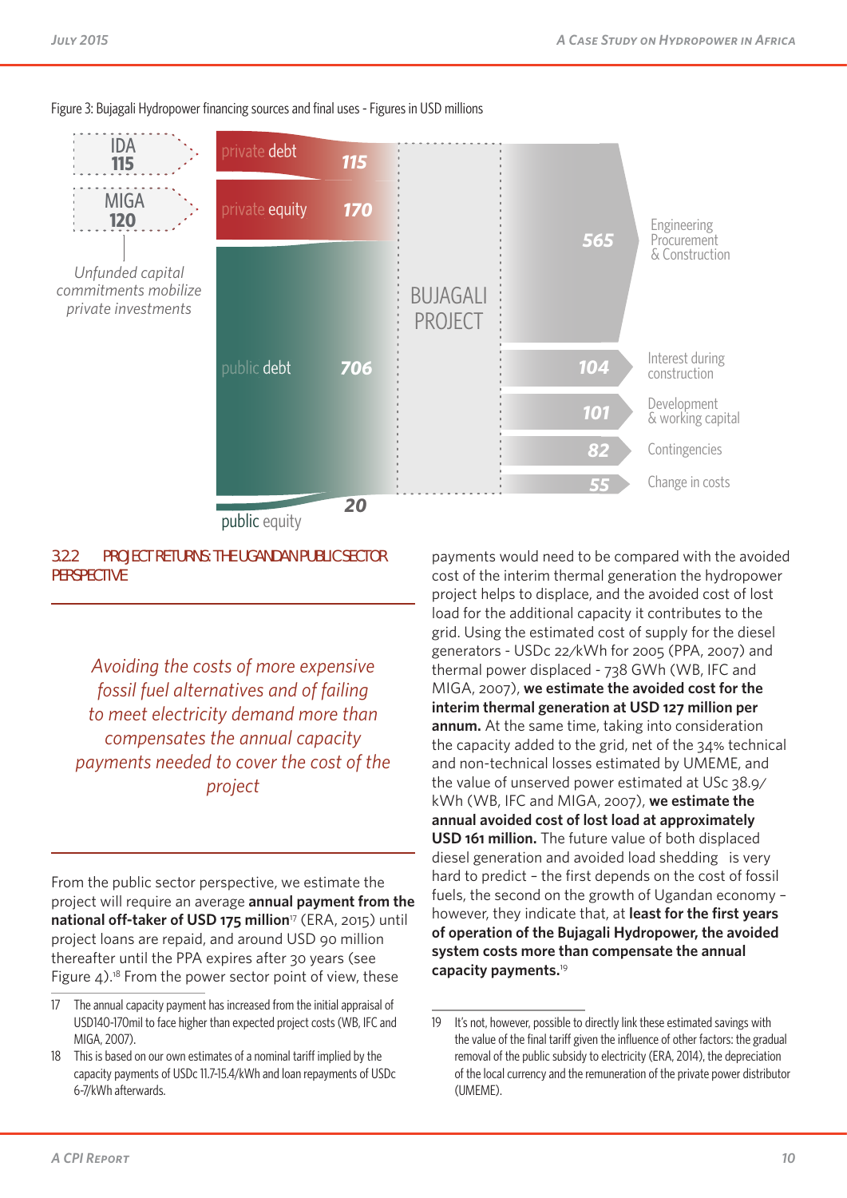Figure 3: Bujagali Hydropower financing sources and final uses - Figures in USD millions

IDA 115

MIGA 120

*Unfunded capital commitments mobilize private investments*

private debt 115

private equity 170

public debt 706

public equity 20

BUJAGALI PROJECT

565 Engineering Procurement & Construction

104 Interest during construction

101 Development & working capital

82 Contingencies

55 Change in costs

### 3.2.2 PROJECT RETURNS: THE UGANDAN PUBLIC SECTOR PERSPECTIVE

*Avoiding the costs of more expensive fossil fuel alternatives and of failing to meet electricity demand more than compensates the annual capacity payments needed to cover the cost of the project*

From the public sector perspective, we estimate the project will require an average **annual payment from the national off-taker of USD 175 million**[17] (ERA, 2015) until project loans are repaid, and around USD 90 million thereafter until the PPA expires after 30 years (see Figure 4).[18] From the power sector point of view, these payments would need to be compared with the avoided cost of the interim thermal generation the hydropower project helps to displace, and the avoided cost of lost load for the additional capacity it contributes to the grid. Using the estimated cost of supply for the diesel generators - USDc 22/kWh for 2005 (PPA, 2007) and thermal power displaced - 738 GWh (WB, IFC and MIGA, 2007), **we estimate the avoided cost for the interim thermal generation at USD 127 million per annum.** At the same time, taking into consideration the capacity added to the grid, net of the 34% technical and non-technical losses estimated by UMEME, and the value of unserved power estimated at USc 38.9/kWh (WB, IFC and MIGA, 2007), **we estimate the annual avoided cost of lost load at approximately USD 161 million.** The future value of both displaced diesel generation and avoided load shedding is very hard to predict – the first depends on the cost of fossil fuels, the second on the growth of Ugandan economy – however, they indicate that, at **least for the first years of operation of the Bujagali Hydropower, the avoided system costs more than compensate the annual capacity payments.**[19]

17 The annual capacity payment has increased from the initial appraisal of USD140-170mil to face higher than expected project costs (WB, IFC and MIGA, 2007).

18 This is based on our own estimates of a nominal tariff implied by the capacity payments of USDc 11.7-15.4/kWh and loan repayments of USDc 6-7/kWh afterwards.

19 It's not, however, possible to directly link these estimated savings with the value of the final tariff given the influence of other factors: the gradual removal of the public subsidy to electricity (ERA, 2014), the depreciation of the local currency and the remuneration of the private power distributor (UMEME).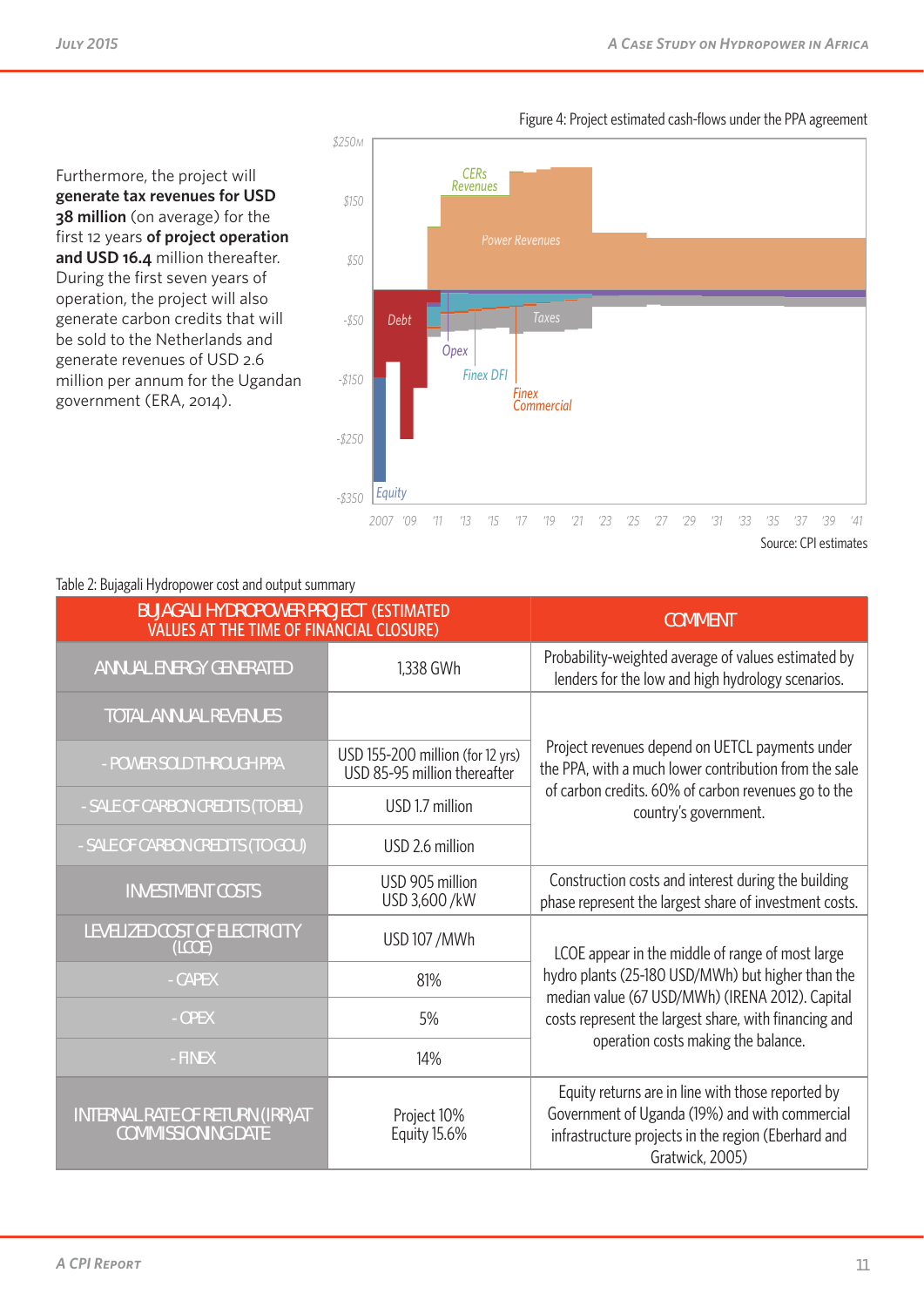Furthermore, the project will **generate tax revenues for USD 38 million** (on average) for the first 12 years **of project operation and USD 16.4** million thereafter. During the first seven years of operation, the project will also generate carbon credits that will be sold to the Netherlands and generate revenues of USD 2.6 million per annum for the Ugandan government (ERA, 2014).

Figure 4: Project estimated cash-flows under the PPA agreement

Source: CPI estimates

Table 2: Bujagali Hydropower cost and output summary

| BUJAGALI HYDROPOWER PROJECT (ESTIMATED VALUES AT THE TIME OF FINANCIAL CLOSURE) | | COMMENT |
|---|---|---|
| ANNUAL ENERGY GENERATED | 1,338 GWh | Probability-weighted average of values estimated by lenders for the low and high hydrology scenarios. |
| TOTAL ANNUAL REVENUES | | Project revenues depend on UETCL payments under the PPA, with a much lower contribution from the sale of carbon credits. 60% of carbon revenues go to the country's government. |
| - POWER SOLD THROUGH PPA | USD 155-200 million (for 12 yrs) USD 85-95 million thereafter | |
| - SALE OF CARBON CREDITS (TO BEL) | USD 1.7 million | |
| - SALE OF CARBON CREDITS (TO GOU) | USD 2.6 million | |
| INVESTMENT COSTS | USD 905 million USD 3,600 /kW | Construction costs and interest during the building phase represent the largest share of investment costs. |
| LEVELIZED COST OF ELECTRICITY (LCOE) | USD 107 /MWh | LCOE appear in the middle of range of most large hydro plants (25-180 USD/MWh) but higher than the median value (67 USD/MWh) (IRENA 2012). Capital costs represent the largest share, with financing and operation costs making the balance. |
| - CAPEX | 81% | |
| - OPEX | 5% | |
| - FINEX | 14% | |
| INTERNAL RATE OF RETURN (IRR) AT COMMISSIONING DATE | Project 10% Equity 15.6% | Equity returns are in line with those reported by Government of Uganda (19%) and with commercial infrastructure projects in the region (Eberhard and Gratwick, 2005) |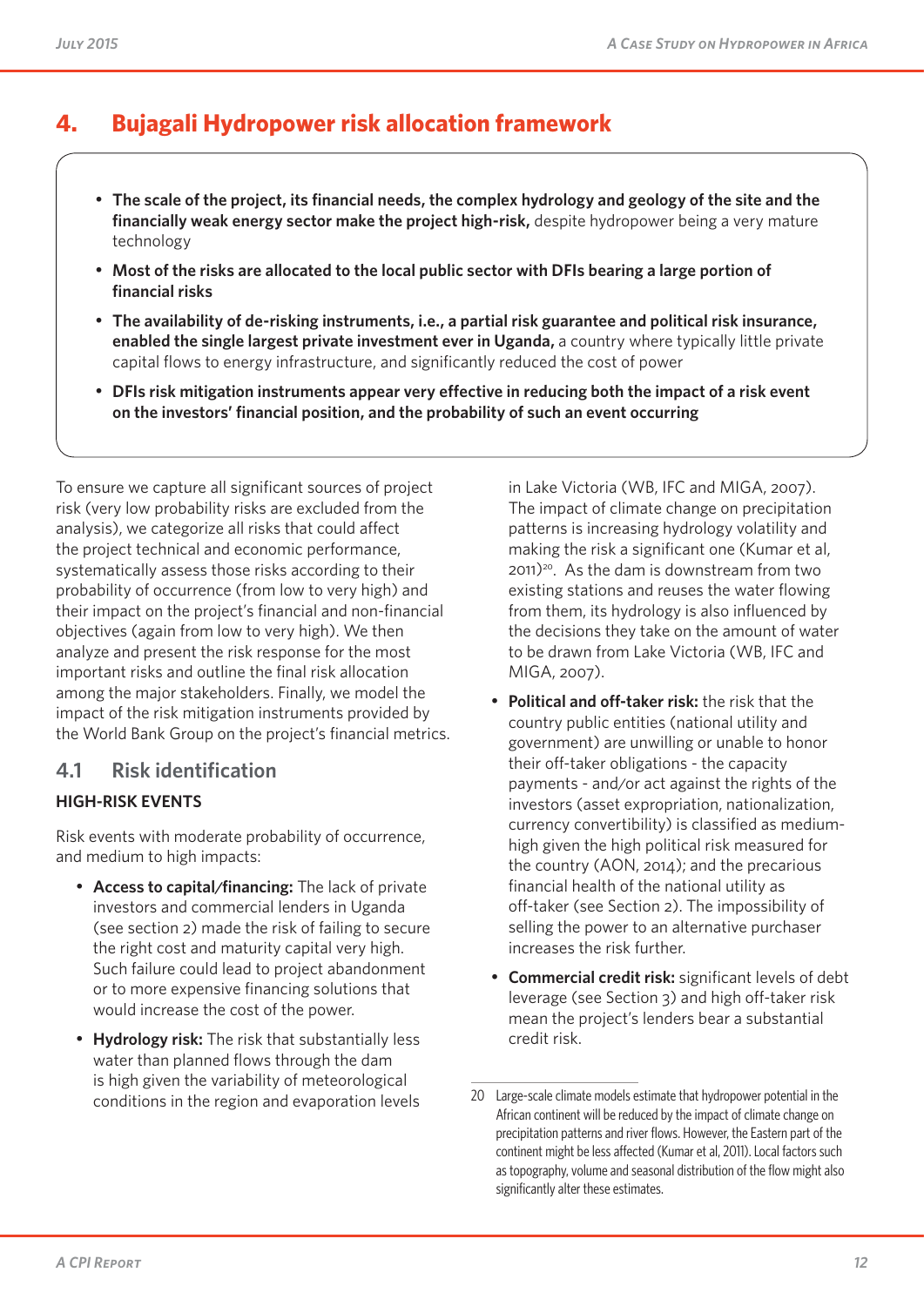# 4. Bujagali Hydropower risk allocation framework

- **The scale of the project, its financial needs, the complex hydrology and geology of the site and the financially weak energy sector make the project high-risk,** despite hydropower being a very mature technology
- **Most of the risks are allocated to the local public sector with DFIs bearing a large portion of financial risks**
- **The availability of de-risking instruments, i.e., a partial risk guarantee and political risk insurance, enabled the single largest private investment ever in Uganda,** a country where typically little private capital flows to energy infrastructure, and significantly reduced the cost of power
- **DFIs risk mitigation instruments appear very effective in reducing both the impact of a risk event on the investors' financial position, and the probability of such an event occurring**

To ensure we capture all significant sources of project risk (very low probability risks are excluded from the analysis), we categorize all risks that could affect the project technical and economic performance, systematically assess those risks according to their probability of occurrence (from low to very high) and their impact on the project's financial and non-financial objectives (again from low to very high). We then analyze and present the risk response for the most important risks and outline the final risk allocation among the major stakeholders. Finally, we model the impact of the risk mitigation instruments provided by the World Bank Group on the project's financial metrics.

## 4.1 Risk identification

### HIGH-RISK EVENTS

Risk events with moderate probability of occurrence, and medium to high impacts:

- **Access to capital/financing:** The lack of private investors and commercial lenders in Uganda (see section 2) made the risk of failing to secure the right cost and maturity capital very high. Such failure could lead to project abandonment or to more expensive financing solutions that would increase the cost of the power.
- **Hydrology risk:** The risk that substantially less water than planned flows through the dam is high given the variability of meteorological conditions in the region and evaporation levels in Lake Victoria (WB, IFC and MIGA, 2007). The impact of climate change on precipitation patterns is increasing hydrology volatility and making the risk a significant one (Kumar et al, 2011)[20]. As the dam is downstream from two existing stations and reuses the water flowing from them, its hydrology is also influenced by the decisions they take on the amount of water to be drawn from Lake Victoria (WB, IFC and MIGA, 2007).
- **Political and off-taker risk:** the risk that the country public entities (national utility and government) are unwilling or unable to honor their off-taker obligations - the capacity payments - and/or act against the rights of the investors (asset expropriation, nationalization, currency convertibility) is classified as medium-high given the high political risk measured for the country (AON, 2014); and the precarious financial health of the national utility as off-taker (see Section 2). The impossibility of selling the power to an alternative purchaser increases the risk further.
- **Commercial credit risk:** significant levels of debt leverage (see Section 3) and high off-taker risk mean the project's lenders bear a substantial credit risk.

---

20 Large-scale climate models estimate that hydropower potential in the African continent will be reduced by the impact of climate change on precipitation patterns and river flows. However, the Eastern part of the continent might be less affected (Kumar et al, 2011). Local factors such as topography, volume and seasonal distribution of the flow might also significantly alter these estimates.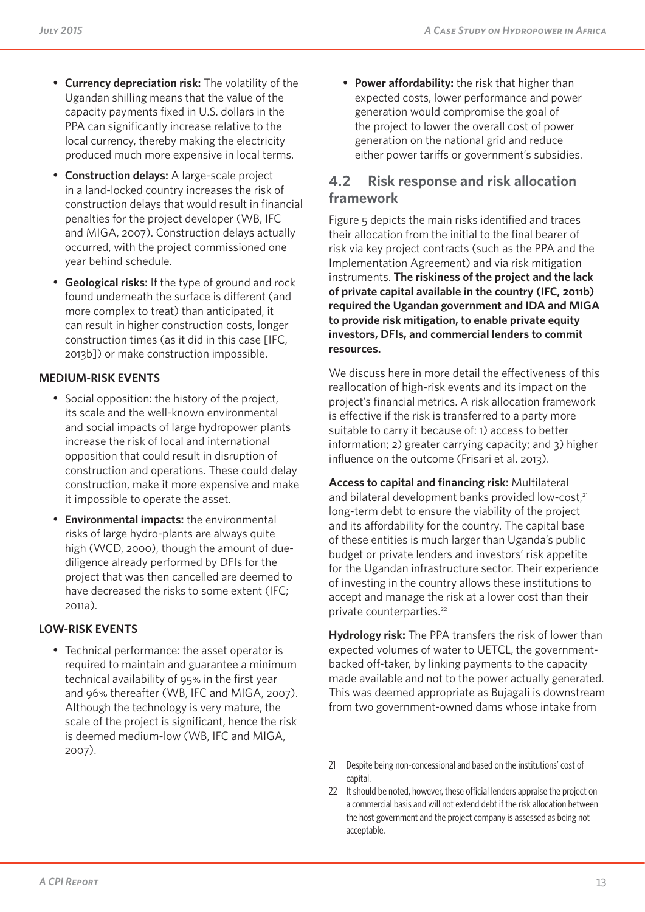- **Currency depreciation risk:** The volatility of the Ugandan shilling means that the value of the capacity payments fixed in U.S. dollars in the PPA can significantly increase relative to the local currency, thereby making the electricity produced much more expensive in local terms.
- **Construction delays:** A large-scale project in a land-locked country increases the risk of construction delays that would result in financial penalties for the project developer (WB, IFC and MIGA, 2007). Construction delays actually occurred, with the project commissioned one year behind schedule.
- **Geological risks:** If the type of ground and rock found underneath the surface is different (and more complex to treat) than anticipated, it can result in higher construction costs, longer construction times (as it did in this case [IFC, 2013b]) or make construction impossible.

**MEDIUM-RISK EVENTS**

- Social opposition: the history of the project, its scale and the well-known environmental and social impacts of large hydropower plants increase the risk of local and international opposition that could result in disruption of construction and operations. These could delay construction, make it more expensive and make it impossible to operate the asset.
- **Environmental impacts:** the environmental risks of large hydro-plants are always quite high (WCD, 2000), though the amount of due-diligence already performed by DFIs for the project that was then cancelled are deemed to have decreased the risks to some extent (IFC; 2011a).

**LOW-RISK EVENTS**

- Technical performance: the asset operator is required to maintain and guarantee a minimum technical availability of 95% in the first year and 96% thereafter (WB, IFC and MIGA, 2007). Although the technology is very mature, the scale of the project is significant, hence the risk is deemed medium-low (WB, IFC and MIGA, 2007).
- **Power affordability:** the risk that higher than expected costs, lower performance and power generation would compromise the goal of the project to lower the overall cost of power generation on the national grid and reduce either power tariffs or government's subsidies.

## 4.2 Risk response and risk allocation framework

Figure 5 depicts the main risks identified and traces their allocation from the initial to the final bearer of risk via key project contracts (such as the PPA and the Implementation Agreement) and via risk mitigation instruments. **The riskiness of the project and the lack of private capital available in the country (IFC, 2011b) required the Ugandan government and IDA and MIGA to provide risk mitigation, to enable private equity investors, DFIs, and commercial lenders to commit resources.**

We discuss here in more detail the effectiveness of this reallocation of high-risk events and its impact on the project's financial metrics. A risk allocation framework is effective if the risk is transferred to a party more suitable to carry it because of: 1) access to better information; 2) greater carrying capacity; and 3) higher influence on the outcome (Frisari et al. 2013).

**Access to capital and financing risk:** Multilateral and bilateral development banks provided low-cost,[21] long-term debt to ensure the viability of the project and its affordability for the country. The capital base of these entities is much larger than Uganda's public budget or private lenders and investors' risk appetite for the Ugandan infrastructure sector. Their experience of investing in the country allows these institutions to accept and manage the risk at a lower cost than their private counterparties.[22]

**Hydrology risk:** The PPA transfers the risk of lower than expected volumes of water to UETCL, the government-backed off-taker, by linking payments to the capacity made available and not to the power actually generated. This was deemed appropriate as Bujagali is downstream from two government-owned dams whose intake from

21 Despite being non-concessional and based on the institutions' cost of capital.

22 It should be noted, however, these official lenders appraise the project on a commercial basis and will not extend debt if the risk allocation between the host government and the project company is assessed as being not acceptable.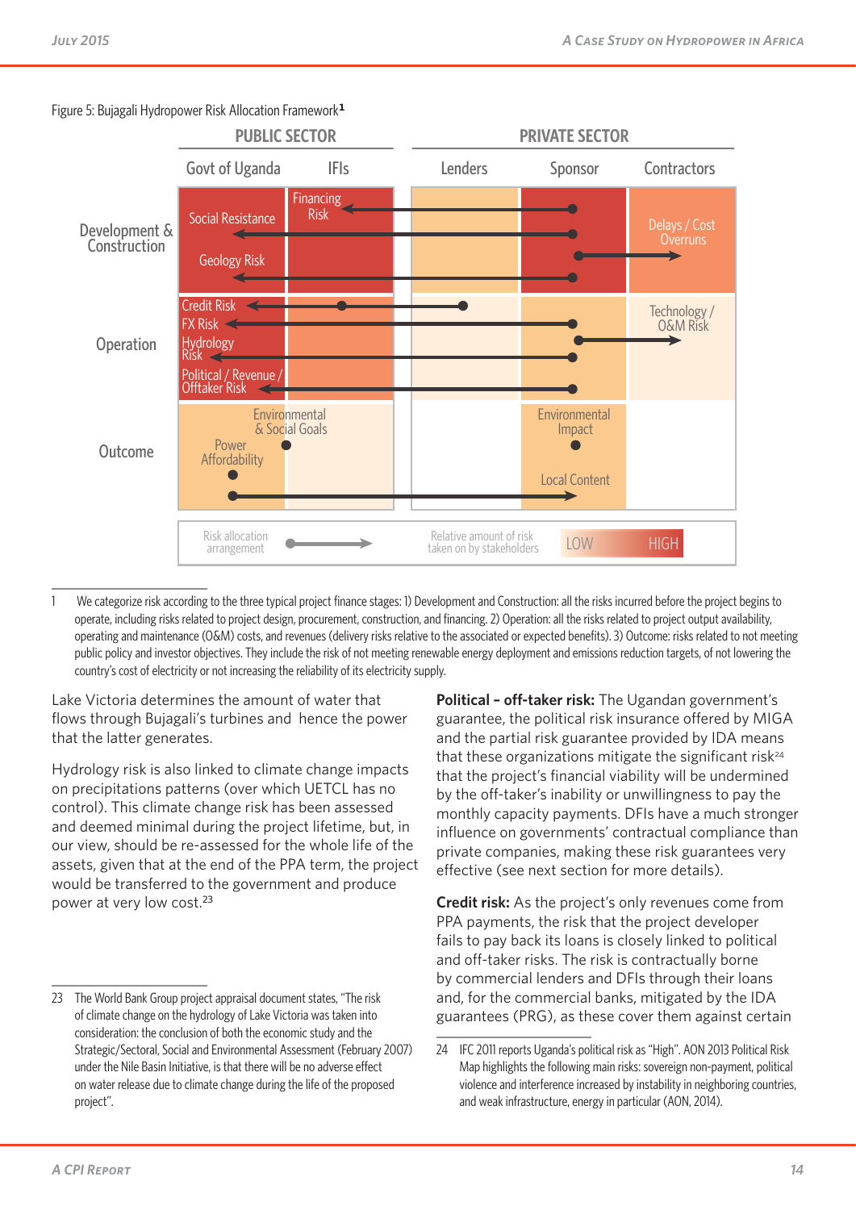Figure 5: Bujagali Hydropower Risk Allocation Framework[1]

| | PUBLIC SECTOR | | PRIVATE SECTOR | | |
|---|---|---|---|---|---|
| | Govt of Uganda | IFIs | Lenders | Sponsor | Contractors |
| Development & Construction | Social Resistance; Geology Risk | Financing Risk | | | Delays / Cost Overruns |
| Operation | Credit Risk; FX Risk; Hydrology Risk; Political / Revenue / Offtaker Risk | | | | Technology / O&M Risk |
| Outcome | Power Affordability | Environmental & Social Goals | | Environmental Impact; Local Content | |

Risk allocation arrangement → | Relative amount of risk taken on by stakeholders: LOW – HIGH

1 We categorize risk according to the three typical project finance stages: 1) Development and Construction: all the risks incurred before the project begins to operate, including risks related to project design, procurement, construction, and financing. 2) Operation: all the risks related to project output availability, operating and maintenance (O&M) costs, and revenues (delivery risks relative to the associated or expected benefits). 3) Outcome: risks related to not meeting public policy and investor objectives. They include the risk of not meeting renewable energy deployment and emissions reduction targets, of not lowering the country's cost of electricity or not increasing the reliability of its electricity supply.

Lake Victoria determines the amount of water that flows through Bujagali's turbines and hence the power that the latter generates.

Hydrology risk is also linked to climate change impacts on precipitations patterns (over which UETCL has no control). This climate change risk has been assessed and deemed minimal during the project lifetime, but, in our view, should be re-assessed for the whole life of the assets, given that at the end of the PPA term, the project would be transferred to the government and produce power at very low cost.[23]

**Political – off-taker risk:** The Ugandan government's guarantee, the political risk insurance offered by MIGA and the partial risk guarantee provided by IDA means that these organizations mitigate the significant risk[24] that the project's financial viability will be undermined by the off-taker's inability or unwillingness to pay the monthly capacity payments. DFIs have a much stronger influence on governments' contractual compliance than private companies, making these risk guarantees very effective (see next section for more details).

**Credit risk:** As the project's only revenues come from PPA payments, the risk that the project developer fails to pay back its loans is closely linked to political and off-taker risks. The risk is contractually borne by commercial lenders and DFIs through their loans and, for the commercial banks, mitigated by the IDA guarantees (PRG), as these cover them against certain

23 The World Bank Group project appraisal document states, "The risk of climate change on the hydrology of Lake Victoria was taken into consideration: the conclusion of both the economic study and the Strategic/Sectoral, Social and Environmental Assessment (February 2007) under the Nile Basin Initiative, is that there will be no adverse effect on water release due to climate change during the life of the proposed project".

24 IFC 2011 reports Uganda's political risk as "High". AON 2013 Political Risk Map highlights the following main risks: sovereign non-payment, political violence and interference increased by instability in neighboring countries, and weak infrastructure, energy in particular (AON, 2014).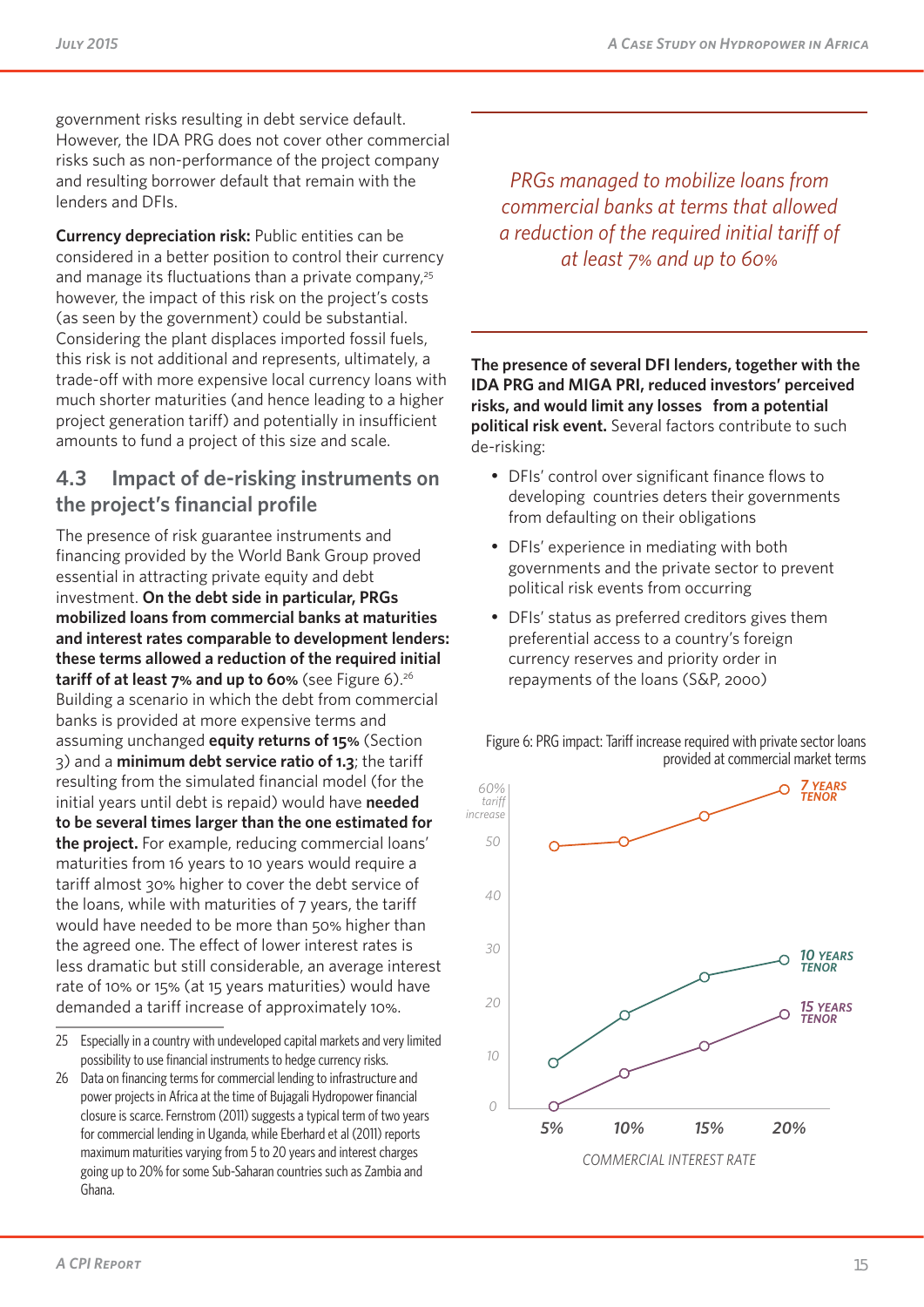government risks resulting in debt service default. However, the IDA PRG does not cover other commercial risks such as non-performance of the project company and resulting borrower default that remain with the lenders and DFIs.

**Currency depreciation risk:** Public entities can be considered in a better position to control their currency and manage its fluctuations than a private company,[25] however, the impact of this risk on the project's costs (as seen by the government) could be substantial. Considering the plant displaces imported fossil fuels, this risk is not additional and represents, ultimately, a trade-off with more expensive local currency loans with much shorter maturities (and hence leading to a higher project generation tariff) and potentially in insufficient amounts to fund a project of this size and scale.

## 4.3 Impact of de-risking instruments on the project's financial profile

The presence of risk guarantee instruments and financing provided by the World Bank Group proved essential in attracting private equity and debt investment. **On the debt side in particular, PRGs mobilized loans from commercial banks at maturities and interest rates comparable to development lenders: these terms allowed a reduction of the required initial tariff of at least 7% and up to 60%** (see Figure 6).[26] Building a scenario in which the debt from commercial banks is provided at more expensive terms and assuming unchanged **equity returns of 15%** (Section 3) and a **minimum debt service ratio of 1.3**; the tariff resulting from the simulated financial model (for the initial years until debt is repaid) would have **needed to be several times larger than the one estimated for the project.** For example, reducing commercial loans' maturities from 16 years to 10 years would require a tariff almost 30% higher to cover the debt service of the loans, while with maturities of 7 years, the tariff would have needed to be more than 50% higher than the agreed one. The effect of lower interest rates is less dramatic but still considerable, an average interest rate of 10% or 15% (at 15 years maturities) would have demanded a tariff increase of approximately 10%.

*PRGs managed to mobilize loans from commercial banks at terms that allowed a reduction of the required initial tariff of at least 7% and up to 60%*

**The presence of several DFI lenders, together with the IDA PRG and MIGA PRI, reduced investors' perceived risks, and would limit any losses from a potential political risk event.** Several factors contribute to such de-risking:

- DFIs' control over significant finance flows to developing countries deters their governments from defaulting on their obligations
- DFIs' experience in mediating with both governments and the private sector to prevent political risk events from occurring
- DFIs' status as preferred creditors gives them preferential access to a country's foreign currency reserves and priority order in repayments of the loans (S&P, 2000)

Figure 6: PRG impact: Tariff increase required with private sector loans provided at commercial market terms

25 Especially in a country with undeveloped capital markets and very limited possibility to use financial instruments to hedge currency risks.

26 Data on financing terms for commercial lending to infrastructure and power projects in Africa at the time of Bujagali Hydropower financial closure is scarce. Fernstrom (2011) suggests a typical term of two years for commercial lending in Uganda, while Eberhard et al (2011) reports maximum maturities varying from 5 to 20 years and interest charges going up to 20% for some Sub-Saharan countries such as Zambia and Ghana.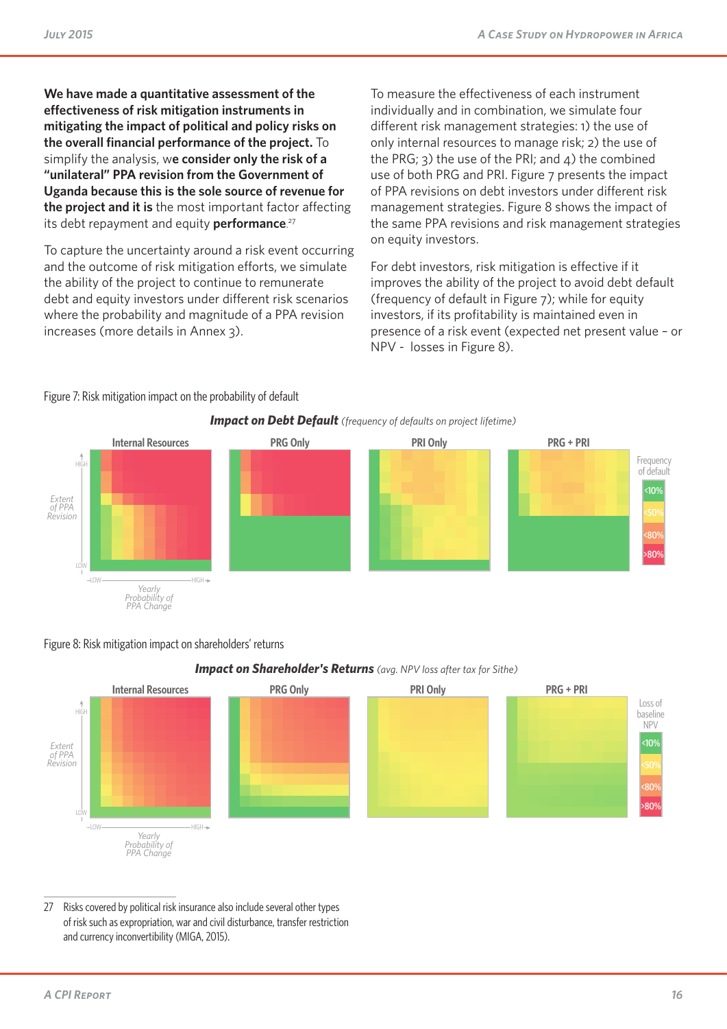**We have made a quantitative assessment of the effectiveness of risk mitigation instruments in mitigating the impact of political and policy risks on the overall financial performance of the project.** To simplify the analysis, w**e consider only the risk of a "unilateral" PPA revision from the Government of Uganda because this is the sole source of revenue for the project and it is** the most important factor affecting its debt repayment and equity **performance**.[27]

To capture the uncertainty around a risk event occurring and the outcome of risk mitigation efforts, we simulate the ability of the project to continue to remunerate debt and equity investors under different risk scenarios where the probability and magnitude of a PPA revision increases (more details in Annex 3).

To measure the effectiveness of each instrument individually and in combination, we simulate four different risk management strategies: 1) the use of only internal resources to manage risk; 2) the use of the PRG; 3) the use of the PRI; and 4) the combined use of both PRG and PRI. Figure 7 presents the impact of PPA revisions on debt investors under different risk management strategies. Figure 8 shows the impact of the same PPA revisions and risk management strategies on equity investors.

For debt investors, risk mitigation is effective if it improves the ability of the project to avoid debt default (frequency of default in Figure 7); while for equity investors, if its profitability is maintained even in presence of a risk event (expected net present value – or NPV - losses in Figure 8).

Figure 7: Risk mitigation impact on the probability of default

Figure 8: Risk mitigation impact on shareholders' returns

---

27 Risks covered by political risk insurance also include several other types of risk such as expropriation, war and civil disturbance, transfer restriction and currency inconvertibility (MIGA, 2015).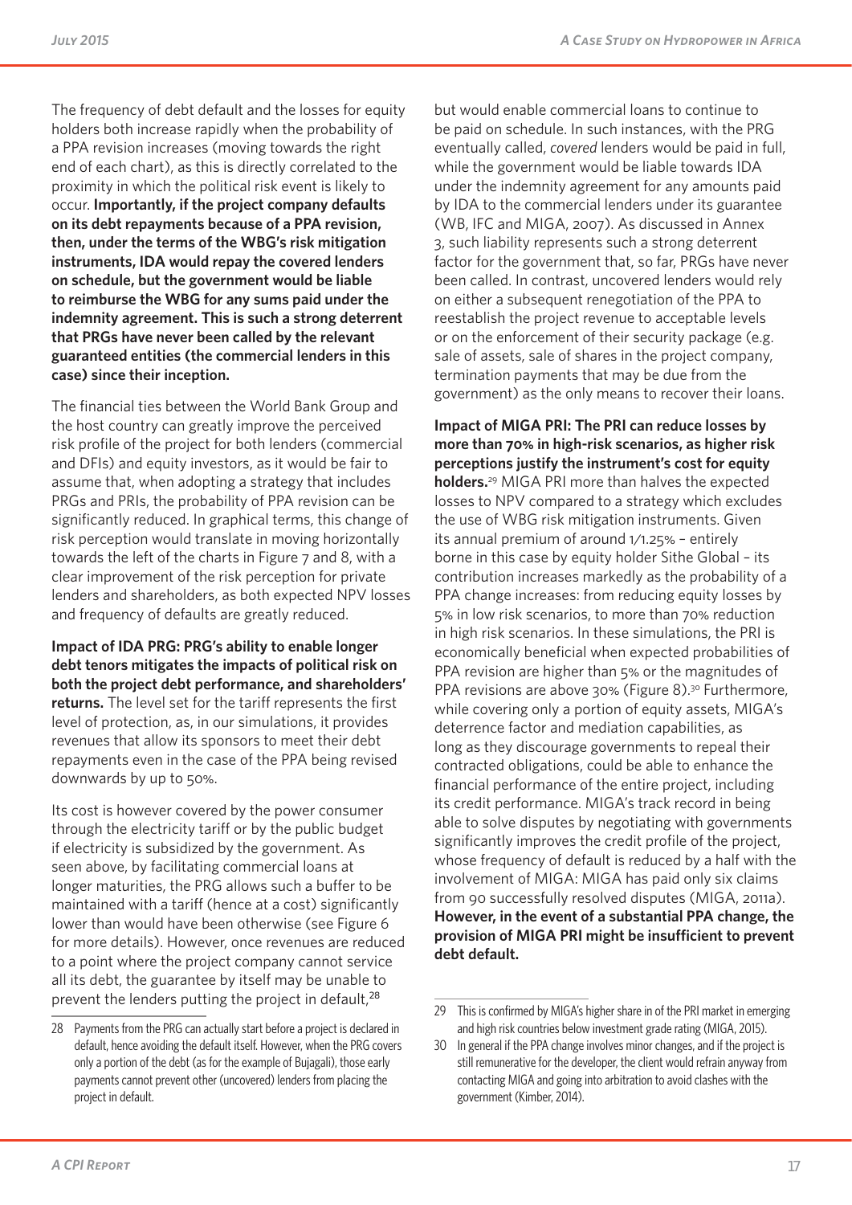The frequency of debt default and the losses for equity holders both increase rapidly when the probability of a PPA revision increases (moving towards the right end of each chart), as this is directly correlated to the proximity in which the political risk event is likely to occur. **Importantly, if the project company defaults on its debt repayments because of a PPA revision, then, under the terms of the WBG's risk mitigation instruments, IDA would repay the covered lenders on schedule, but the government would be liable to reimburse the WBG for any sums paid under the indemnity agreement. This is such a strong deterrent that PRGs have never been called by the relevant guaranteed entities (the commercial lenders in this case) since their inception.**

The financial ties between the World Bank Group and the host country can greatly improve the perceived risk profile of the project for both lenders (commercial and DFIs) and equity investors, as it would be fair to assume that, when adopting a strategy that includes PRGs and PRIs, the probability of PPA revision can be significantly reduced. In graphical terms, this change of risk perception would translate in moving horizontally towards the left of the charts in Figure 7 and 8, with a clear improvement of the risk perception for private lenders and shareholders, as both expected NPV losses and frequency of defaults are greatly reduced.

**Impact of IDA PRG: PRG's ability to enable longer debt tenors mitigates the impacts of political risk on both the project debt performance, and shareholders' returns.** The level set for the tariff represents the first level of protection, as, in our simulations, it provides revenues that allow its sponsors to meet their debt repayments even in the case of the PPA being revised downwards by up to 50%.

Its cost is however covered by the power consumer through the electricity tariff or by the public budget if electricity is subsidized by the government. As seen above, by facilitating commercial loans at longer maturities, the PRG allows such a buffer to be maintained with a tariff (hence at a cost) significantly lower than would have been otherwise (see Figure 6 for more details). However, once revenues are reduced to a point where the project company cannot service all its debt, the guarantee by itself may be unable to prevent the lenders putting the project in default,[28] but would enable commercial loans to continue to be paid on schedule. In such instances, with the PRG eventually called, *covered* lenders would be paid in full, while the government would be liable towards IDA under the indemnity agreement for any amounts paid by IDA to the commercial lenders under its guarantee (WB, IFC and MIGA, 2007). As discussed in Annex 3, such liability represents such a strong deterrent factor for the government that, so far, PRGs have never been called. In contrast, uncovered lenders would rely on either a subsequent renegotiation of the PPA to reestablish the project revenue to acceptable levels or on the enforcement of their security package (e.g. sale of assets, sale of shares in the project company, termination payments that may be due from the government) as the only means to recover their loans.

**Impact of MIGA PRI: The PRI can reduce losses by more than 70% in high-risk scenarios, as higher risk perceptions justify the instrument's cost for equity holders.**[29] MIGA PRI more than halves the expected losses to NPV compared to a strategy which excludes the use of WBG risk mitigation instruments. Given its annual premium of around 1/1.25% – entirely borne in this case by equity holder Sithe Global – its contribution increases markedly as the probability of a PPA change increases: from reducing equity losses by 5% in low risk scenarios, to more than 70% reduction in high risk scenarios. In these simulations, the PRI is economically beneficial when expected probabilities of PPA revision are higher than 5% or the magnitudes of PPA revisions are above 30% (Figure 8).[30] Furthermore, while covering only a portion of equity assets, MIGA's deterrence factor and mediation capabilities, as long as they discourage governments to repeal their contracted obligations, could be able to enhance the financial performance of the entire project, including its credit performance. MIGA's track record in being able to solve disputes by negotiating with governments significantly improves the credit profile of the project, whose frequency of default is reduced by a half with the involvement of MIGA: MIGA has paid only six claims from 90 successfully resolved disputes (MIGA, 2011a). **However, in the event of a substantial PPA change, the provision of MIGA PRI might be insufficient to prevent debt default.**

---

28 Payments from the PRG can actually start before a project is declared in default, hence avoiding the default itself. However, when the PRG covers only a portion of the debt (as for the example of Bujagali), those early payments cannot prevent other (uncovered) lenders from placing the project in default.

29 This is confirmed by MIGA's higher share in of the PRI market in emerging and high risk countries below investment grade rating (MIGA, 2015).

30 In general if the PPA change involves minor changes, and if the project is still remunerative for the developer, the client would refrain anyway from contacting MIGA and going into arbitration to avoid clashes with the government (Kimber, 2014).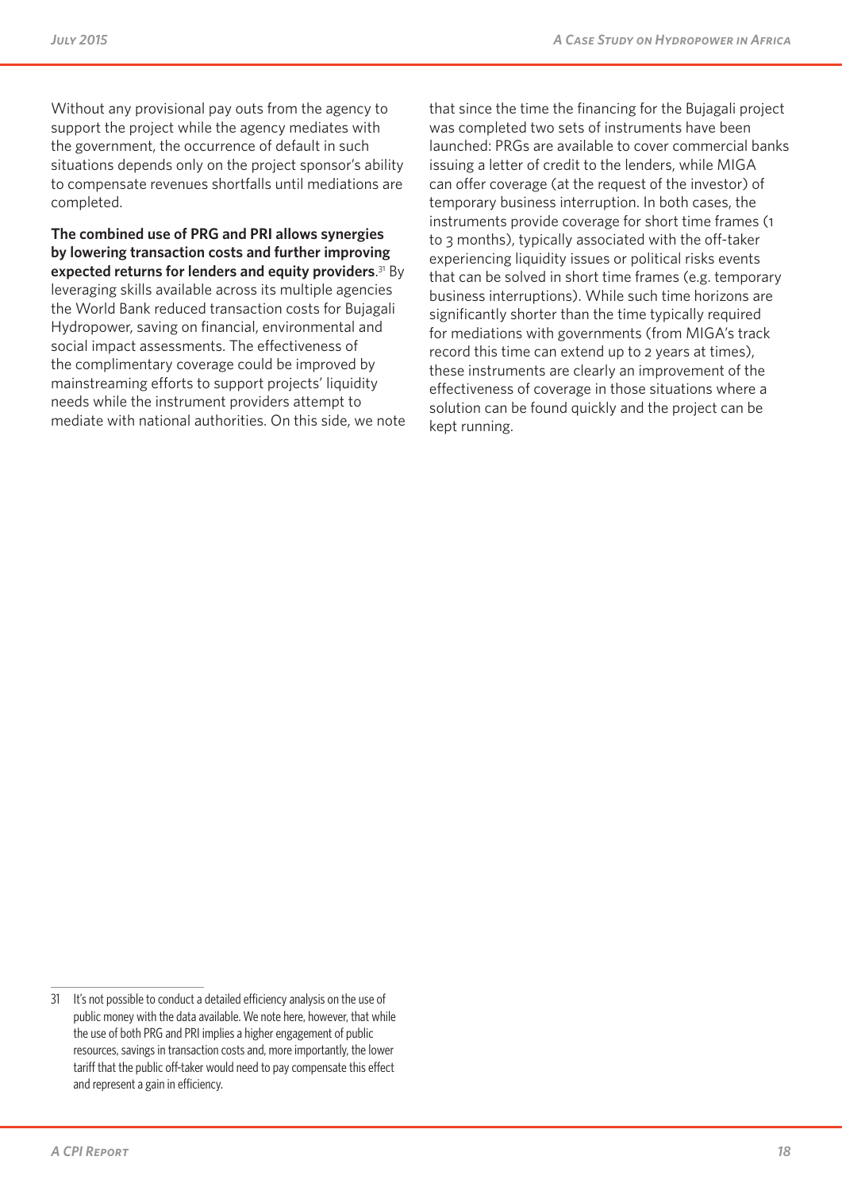Without any provisional pay outs from the agency to support the project while the agency mediates with the government, the occurrence of default in such situations depends only on the project sponsor's ability to compensate revenues shortfalls until mediations are completed.

**The combined use of PRG and PRI allows synergies by lowering transaction costs and further improving expected returns for lenders and equity providers**.[31] By leveraging skills available across its multiple agencies the World Bank reduced transaction costs for Bujagali Hydropower, saving on financial, environmental and social impact assessments. The effectiveness of the complimentary coverage could be improved by mainstreaming efforts to support projects' liquidity needs while the instrument providers attempt to mediate with national authorities. On this side, we note that since the time the financing for the Bujagali project was completed two sets of instruments have been launched: PRGs are available to cover commercial banks issuing a letter of credit to the lenders, while MIGA can offer coverage (at the request of the investor) of temporary business interruption. In both cases, the instruments provide coverage for short time frames (1 to 3 months), typically associated with the off-taker experiencing liquidity issues or political risks events that can be solved in short time frames (e.g. temporary business interruptions). While such time horizons are significantly shorter than the time typically required for mediations with governments (from MIGA's track record this time can extend up to 2 years at times), these instruments are clearly an improvement of the effectiveness of coverage in those situations where a solution can be found quickly and the project can be kept running.

---

31 It's not possible to conduct a detailed efficiency analysis on the use of public money with the data available. We note here, however, that while the use of both PRG and PRI implies a higher engagement of public resources, savings in transaction costs and, more importantly, the lower tariff that the public off-taker would need to pay compensate this effect and represent a gain in efficiency.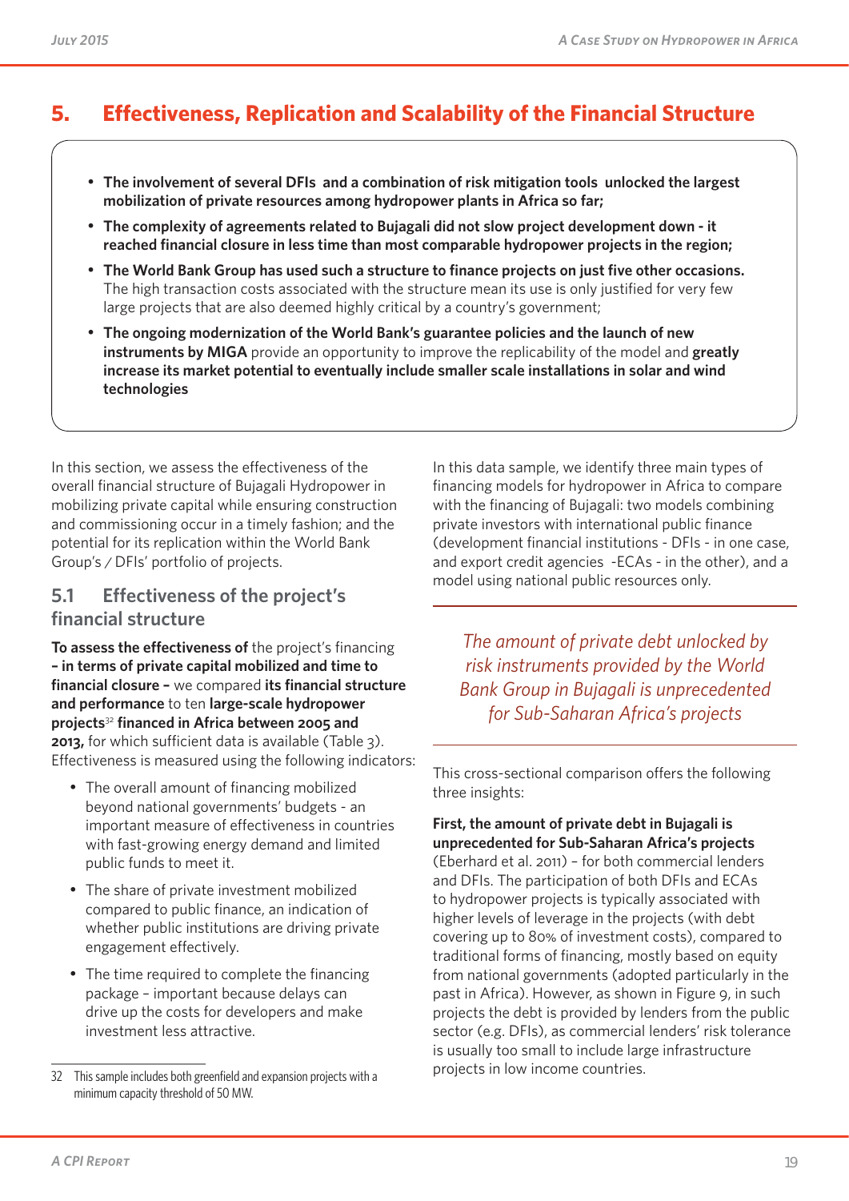# 5. Effectiveness, Replication and Scalability of the Financial Structure

- **The involvement of several DFIs and a combination of risk mitigation tools unlocked the largest mobilization of private resources among hydropower plants in Africa so far;**
- **The complexity of agreements related to Bujagali did not slow project development down - it reached financial closure in less time than most comparable hydropower projects in the region;**
- **The World Bank Group has used such a structure to finance projects on just five other occasions.** The high transaction costs associated with the structure mean its use is only justified for very few large projects that are also deemed highly critical by a country's government;
- **The ongoing modernization of the World Bank's guarantee policies and the launch of new instruments by MIGA** provide an opportunity to improve the replicability of the model and **greatly increase its market potential to eventually include smaller scale installations in solar and wind technologies**

In this section, we assess the effectiveness of the overall financial structure of Bujagali Hydropower in mobilizing private capital while ensuring construction and commissioning occur in a timely fashion; and the potential for its replication within the World Bank Group's / DFIs' portfolio of projects.

## 5.1 Effectiveness of the project's financial structure

**To assess the effectiveness of** the project's financing **– in terms of private capital mobilized and time to financial closure –** we compared **its financial structure and performance** to ten **large-scale hydropower projects**[32] **financed in Africa between 2005 and 2013,** for which sufficient data is available (Table 3). Effectiveness is measured using the following indicators:

- The overall amount of financing mobilized beyond national governments' budgets - an important measure of effectiveness in countries with fast-growing energy demand and limited public funds to meet it.
- The share of private investment mobilized compared to public finance, an indication of whether public institutions are driving private engagement effectively.
- The time required to complete the financing package – important because delays can drive up the costs for developers and make investment less attractive.

In this data sample, we identify three main types of financing models for hydropower in Africa to compare with the financing of Bujagali: two models combining private investors with international public finance (development financial institutions - DFIs - in one case, and export credit agencies -ECAs - in the other), and a model using national public resources only.

*The amount of private debt unlocked by risk instruments provided by the World Bank Group in Bujagali is unprecedented for Sub-Saharan Africa's projects*

This cross-sectional comparison offers the following three insights:

**First, the amount of private debt in Bujagali is unprecedented for Sub-Saharan Africa's projects** (Eberhard et al. 2011) – for both commercial lenders and DFIs. The participation of both DFIs and ECAs to hydropower projects is typically associated with higher levels of leverage in the projects (with debt covering up to 80% of investment costs), compared to traditional forms of financing, mostly based on equity from national governments (adopted particularly in the past in Africa). However, as shown in Figure 9, in such projects the debt is provided by lenders from the public sector (e.g. DFIs), as commercial lenders' risk tolerance is usually too small to include large infrastructure projects in low income countries.

---

32 This sample includes both greenfield and expansion projects with a minimum capacity threshold of 50 MW.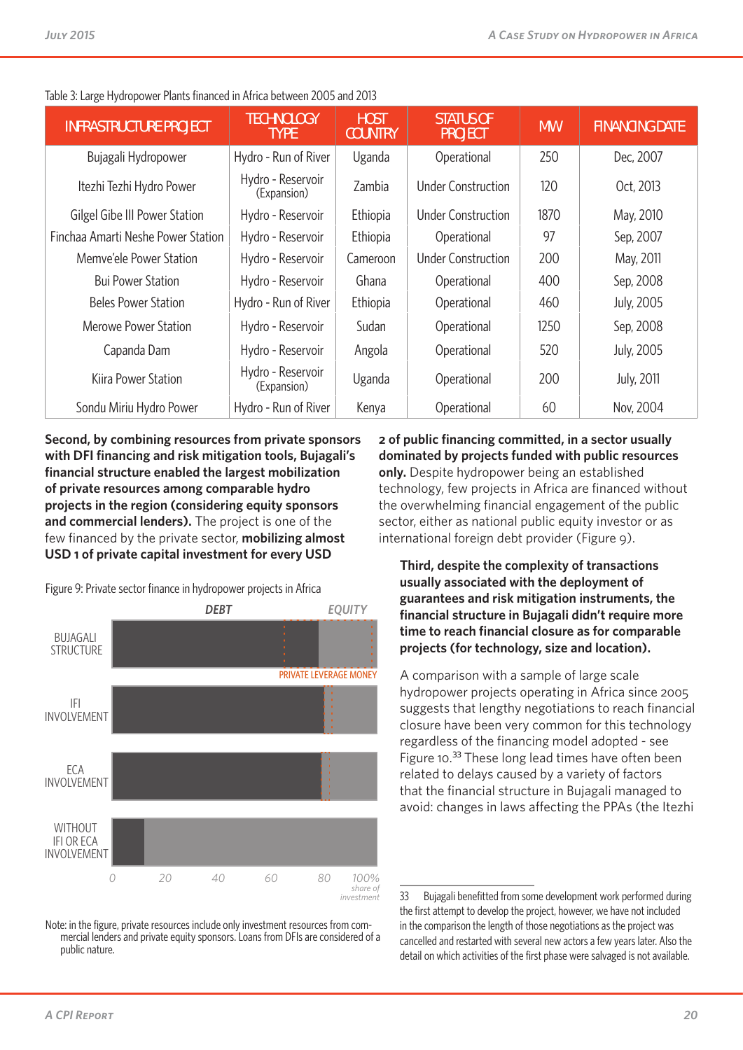Table 3: Large Hydropower Plants financed in Africa between 2005 and 2013

| INFRASTRUCTURE PROJECT | TECHNOLOGY TYPE | HOST COUNTRY | STATUS OF PROJECT | MW | FINANCING DATE |
|---|---|---|---|---|---|
| Bujagali Hydropower | Hydro - Run of River | Uganda | Operational | 250 | Dec, 2007 |
| Itezhi Tezhi Hydro Power | Hydro - Reservoir (Expansion) | Zambia | Under Construction | 120 | Oct, 2013 |
| Gilgel Gibe III Power Station | Hydro - Reservoir | Ethiopia | Under Construction | 1870 | May, 2010 |
| Finchaa Amarti Neshe Power Station | Hydro - Reservoir | Ethiopia | Operational | 97 | Sep, 2007 |
| Memve'ele Power Station | Hydro - Reservoir | Cameroon | Under Construction | 200 | May, 2011 |
| Bui Power Station | Hydro - Reservoir | Ghana | Operational | 400 | Sep, 2008 |
| Beles Power Station | Hydro - Run of River | Ethiopia | Operational | 460 | July, 2005 |
| Merowe Power Station | Hydro - Reservoir | Sudan | Operational | 1250 | Sep, 2008 |
| Capanda Dam | Hydro - Reservoir | Angola | Operational | 520 | July, 2005 |
| Kiira Power Station | Hydro - Reservoir (Expansion) | Uganda | Operational | 200 | July, 2011 |
| Sondu Miriu Hydro Power | Hydro - Run of River | Kenya | Operational | 60 | Nov, 2004 |

**Second, by combining resources from private sponsors with DFI financing and risk mitigation tools, Bujagali's financial structure enabled the largest mobilization of private resources among comparable hydro projects in the region (considering equity sponsors and commercial lenders).** The project is one of the few financed by the private sector, **mobilizing almost USD 1 of private capital investment for every USD 2 of public financing committed, in a sector usually dominated by projects funded with public resources only.** Despite hydropower being an established technology, few projects in Africa are financed without the overwhelming financial engagement of the public sector, either as national public equity investor or as international foreign debt provider (Figure 9).

Figure 9: Private sector finance in hydropower projects in Africa

Note: in the figure, private resources include only investment resources from commercial lenders and private equity sponsors. Loans from DFIs are considered of a public nature.

**Third, despite the complexity of transactions usually associated with the deployment of guarantees and risk mitigation instruments, the financial structure in Bujagali didn't require more time to reach financial closure as for comparable projects (for technology, size and location).**

A comparison with a sample of large scale hydropower projects operating in Africa since 2005 suggests that lengthy negotiations to reach financial closure have been very common for this technology regardless of the financing model adopted - see Figure 10.[33] These long lead times have often been related to delays caused by a variety of factors that the financial structure in Bujagali managed to avoid: changes in laws affecting the PPAs (the Itezhi

33 Bujagali benefitted from some development work performed during the first attempt to develop the project, however, we have not included in the comparison the length of those negotiations as the project was cancelled and restarted with several new actors a few years later. Also the detail on which activities of the first phase were salvaged is not available.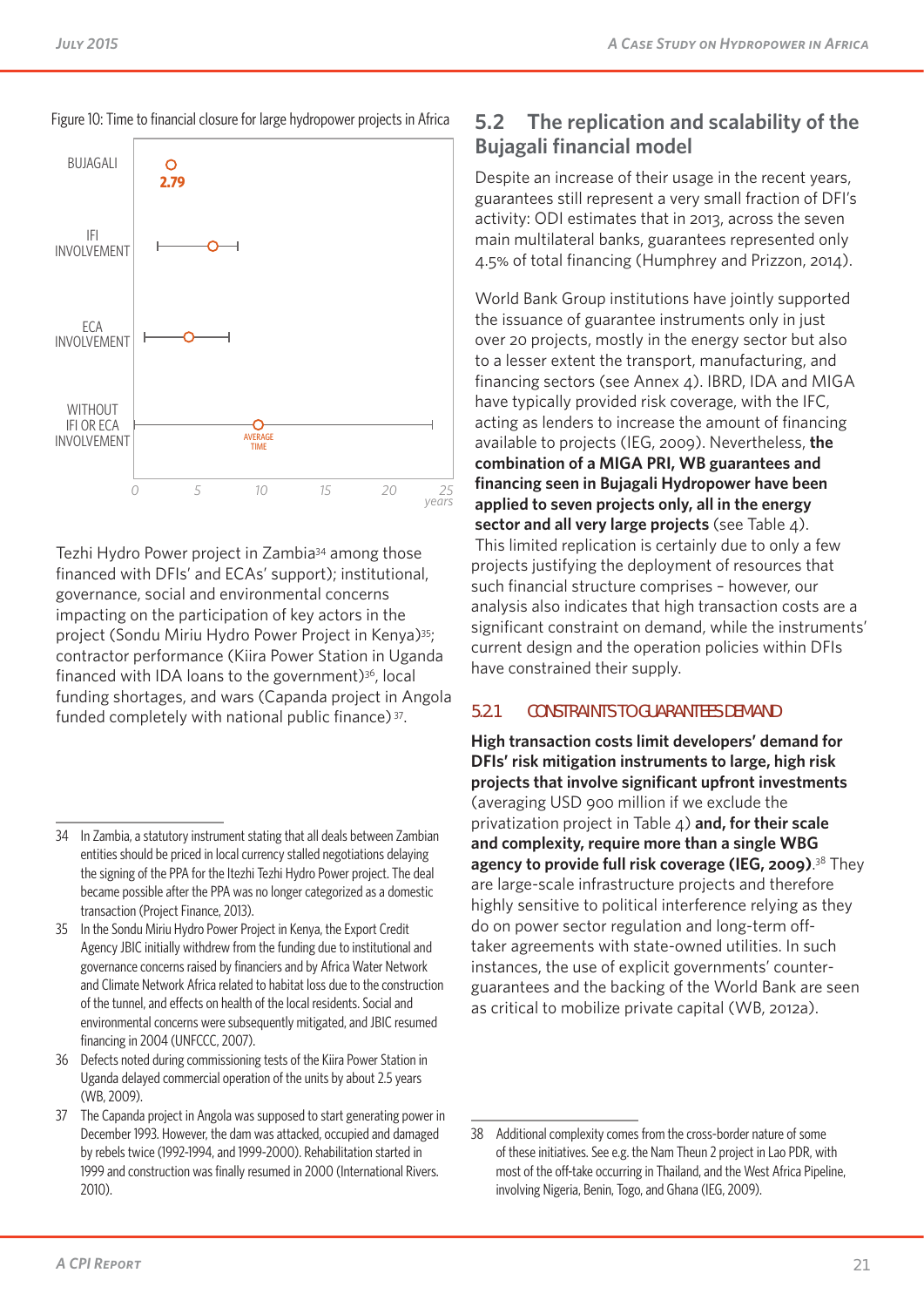Figure 10: Time to financial closure for large hydropower projects in Africa

BUJAGALI — 2.79

IFI INVOLVEMENT

ECA INVOLVEMENT

WITHOUT IFI OR ECA INVOLVEMENT — AVERAGE TIME

0 5 10 15 20 25 years

Tezhi Hydro Power project in Zambia[34] among those financed with DFIs' and ECAs' support); institutional, governance, social and environmental concerns impacting on the participation of key actors in the project (Sondu Miriu Hydro Power Project in Kenya)[35]; contractor performance (Kiira Power Station in Uganda financed with IDA loans to the government)[36], local funding shortages, and wars (Capanda project in Angola funded completely with national public finance)[37].

## 5.2 The replication and scalability of the Bujagali financial model

Despite an increase of their usage in the recent years, guarantees still represent a very small fraction of DFI's activity: ODI estimates that in 2013, across the seven main multilateral banks, guarantees represented only 4.5% of total financing (Humphrey and Prizzon, 2014).

World Bank Group institutions have jointly supported the issuance of guarantee instruments only in just over 20 projects, mostly in the energy sector but also to a lesser extent the transport, manufacturing, and financing sectors (see Annex 4). IBRD, IDA and MIGA have typically provided risk coverage, with the IFC, acting as lenders to increase the amount of financing available to projects (IEG, 2009). Nevertheless, **the combination of a MIGA PRI, WB guarantees and financing seen in Bujagali Hydropower have been applied to seven projects only, all in the energy sector and all very large projects** (see Table 4). This limited replication is certainly due to only a few projects justifying the deployment of resources that such financial structure comprises – however, our analysis also indicates that high transaction costs are a significant constraint on demand, while the instruments' current design and the operation policies within DFIs have constrained their supply.

### 5.2.1 CONSTRAINTS TO GUARANTEES DEMAND

**High transaction costs limit developers' demand for DFIs' risk mitigation instruments to large, high risk projects that involve significant upfront investments** (averaging USD 900 million if we exclude the privatization project in Table 4) **and, for their scale and complexity, require more than a single WBG agency to provide full risk coverage (IEG, 2009)**.[38] They are large-scale infrastructure projects and therefore highly sensitive to political interference relying as they do on power sector regulation and long-term off-taker agreements with state-owned utilities. In such instances, the use of explicit governments' counter-guarantees and the backing of the World Bank are seen as critical to mobilize private capital (WB, 2012a).

---

34 In Zambia, a statutory instrument stating that all deals between Zambian entities should be priced in local currency stalled negotiations delaying the signing of the PPA for the Itezhi Tezhi Hydro Power project. The deal became possible after the PPA was no longer categorized as a domestic transaction (Project Finance, 2013).

35 In the Sondu Miriu Hydro Power Project in Kenya, the Export Credit Agency JBIC initially withdrew from the funding due to institutional and governance concerns raised by financiers and by Africa Water Network and Climate Network Africa related to habitat loss due to the construction of the tunnel, and effects on health of the local residents. Social and environmental concerns were subsequently mitigated, and JBIC resumed financing in 2004 (UNFCCC, 2007).

36 Defects noted during commissioning tests of the Kiira Power Station in Uganda delayed commercial operation of the units by about 2.5 years (WB, 2009).

37 The Capanda project in Angola was supposed to start generating power in December 1993. However, the dam was attacked, occupied and damaged by rebels twice (1992-1994, and 1999-2000). Rehabilitation started in 1999 and construction was finally resumed in 2000 (International Rivers. 2010).

38 Additional complexity comes from the cross-border nature of some of these initiatives. See e.g. the Nam Theun 2 project in Lao PDR, with most of the off-take occurring in Thailand, and the West Africa Pipeline, involving Nigeria, Benin, Togo, and Ghana (IEG, 2009).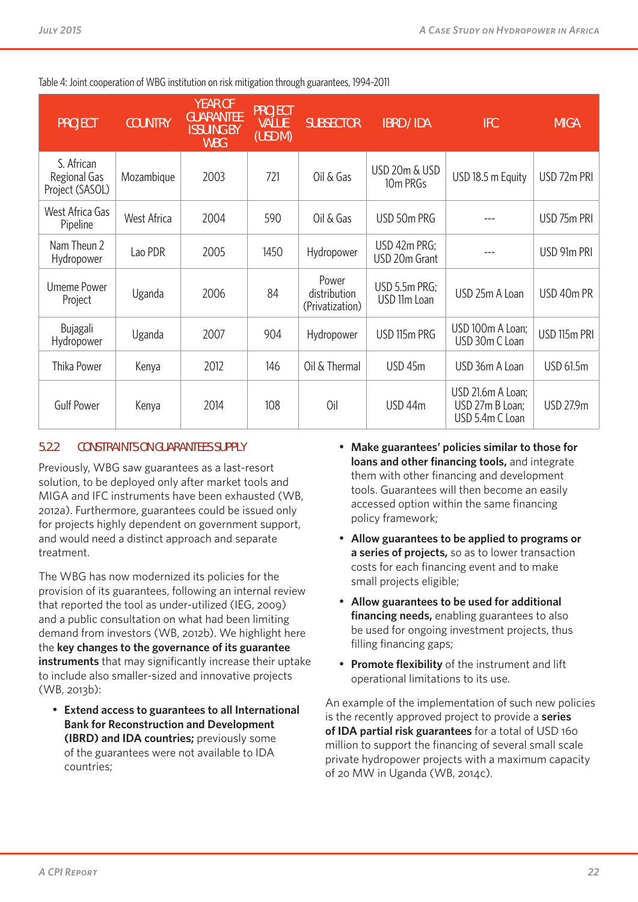Table 4: Joint cooperation of WBG institution on risk mitigation through guarantees, 1994-2011

| PROJECT | COUNTRY | YEAR OF GUARANTEE ISSUING BY WBG | PROJECT VALUE (USD M) | SUBSECTOR | IBRD/ IDA | IFC | MIGA |
|---|---|---|---|---|---|---|---|
| S. African Regional Gas Project (SASOL) | Mozambique | 2003 | 721 | Oil & Gas | USD 20m & USD 10m PRGs | USD 18.5 m Equity | USD 72m PRI |
| West Africa Gas Pipeline | West Africa | 2004 | 590 | Oil & Gas | USD 50m PRG | --- | USD 75m PRI |
| Nam Theun 2 Hydropower | Lao PDR | 2005 | 1450 | Hydropower | USD 42m PRG; USD 20m Grant | --- | USD 91m PRI |
| Umeme Power Project | Uganda | 2006 | 84 | Power distribution (Privatization) | USD 5.5m PRG; USD 11m Loan | USD 25m A Loan | USD 40m PR |
| Bujagali Hydropower | Uganda | 2007 | 904 | Hydropower | USD 115m PRG | USD 100m A Loan; USD 30m C Loan | USD 115m PRI |
| Thika Power | Kenya | 2012 | 146 | Oil & Thermal | USD 45m | USD 36m A Loan | USD 61.5m |
| Gulf Power | Kenya | 2014 | 108 | Oil | USD 44m | USD 21.6m A Loan; USD 27m B Loan; USD 5.4m C Loan | USD 27.9m |

### 5.2.2 CONSTRAINTS ON GUARANTEES SUPPLY

Previously, WBG saw guarantees as a last-resort solution, to be deployed only after market tools and MIGA and IFC instruments have been exhausted (WB, 2012a). Furthermore, guarantees could be issued only for projects highly dependent on government support, and would need a distinct approach and separate treatment.

The WBG has now modernized its policies for the provision of its guarantees, following an internal review that reported the tool as under-utilized (IEG, 2009) and a public consultation on what had been limiting demand from investors (WB, 2012b). We highlight here the **key changes to the governance of its guarantee instruments** that may significantly increase their uptake to include also smaller-sized and innovative projects (WB, 2013b):

- **Extend access to guarantees to all International Bank for Reconstruction and Development (IBRD) and IDA countries;** previously some of the guarantees were not available to IDA countries;
- **Make guarantees' policies similar to those for loans and other financing tools,** and integrate them with other financing and development tools. Guarantees will then become an easily accessed option within the same financing policy framework;
- **Allow guarantees to be applied to programs or a series of projects,** so as to lower transaction costs for each financing event and to make small projects eligible;
- **Allow guarantees to be used for additional financing needs,** enabling guarantees to also be used for ongoing investment projects, thus filling financing gaps;
- **Promote flexibility** of the instrument and lift operational limitations to its use.

An example of the implementation of such new policies is the recently approved project to provide a **series of IDA partial risk guarantees** for a total of USD 160 million to support the financing of several small scale private hydropower projects with a maximum capacity of 20 MW in Uganda (WB, 2014c).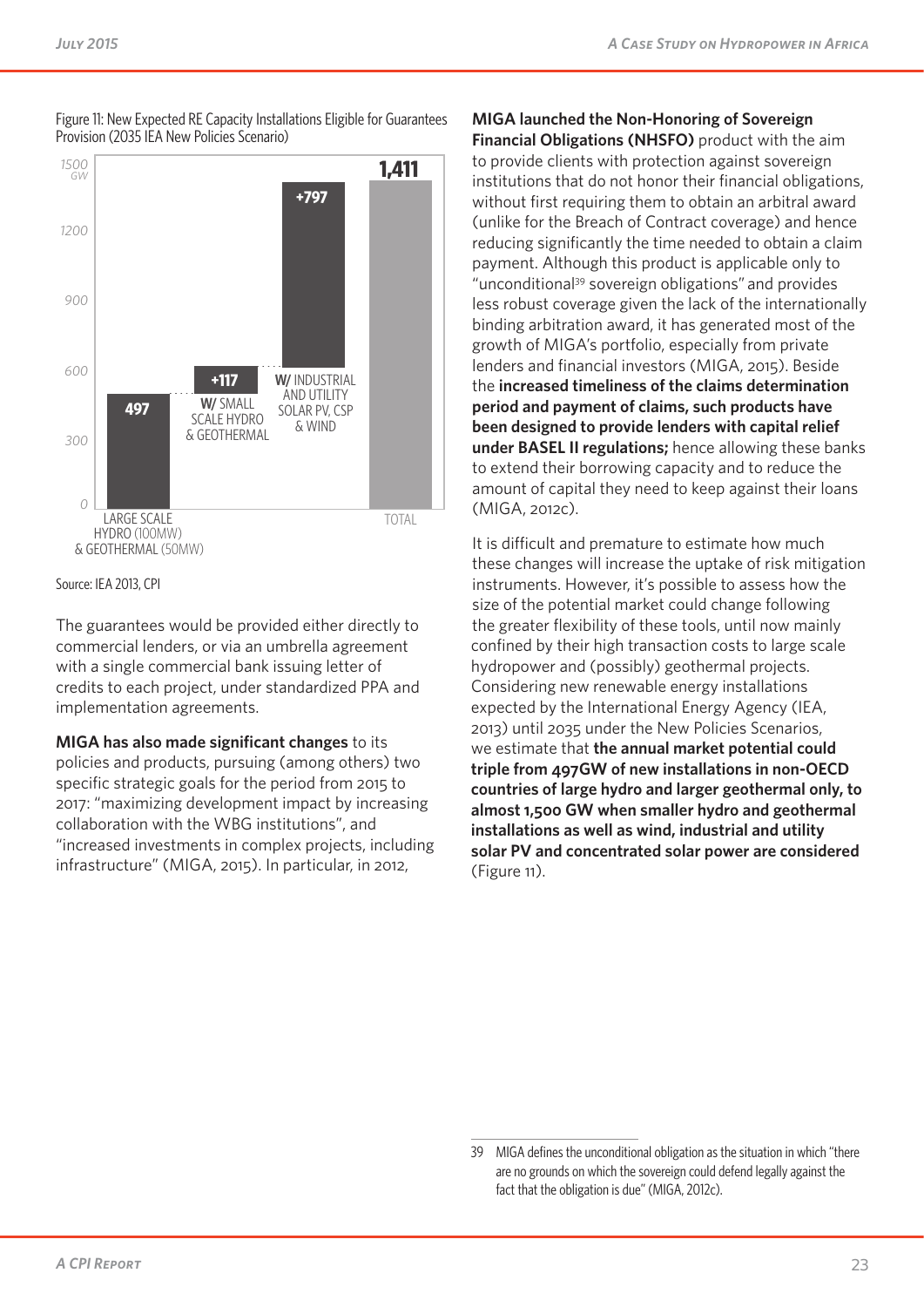Figure 11: New Expected RE Capacity Installations Eligible for Guarantees Provision (2035 IEA New Policies Scenario)

| Category | GW |
| --- | --- |
| Large scale hydro (100MW) & geothermal (50MW) | 497 |
| W/ small scale hydro & geothermal | +117 |
| W/ industrial and utility solar PV, CSP & wind | +797 |
| Total | 1,411 |

Source: IEA 2013, CPI

The guarantees would be provided either directly to commercial lenders, or via an umbrella agreement with a single commercial bank issuing letter of credits to each project, under standardized PPA and implementation agreements.

**MIGA has also made significant changes** to its policies and products, pursuing (among others) two specific strategic goals for the period from 2015 to 2017: "maximizing development impact by increasing collaboration with the WBG institutions", and "increased investments in complex projects, including infrastructure" (MIGA, 2015). In particular, in 2012, **MIGA launched the Non-Honoring of Sovereign Financial Obligations (NHSFO)** product with the aim to provide clients with protection against sovereign institutions that do not honor their financial obligations, without first requiring them to obtain an arbitral award (unlike for the Breach of Contract coverage) and hence reducing significantly the time needed to obtain a claim payment. Although this product is applicable only to "unconditional[39] sovereign obligations" and provides less robust coverage given the lack of the internationally binding arbitration award, it has generated most of the growth of MIGA's portfolio, especially from private lenders and financial investors (MIGA, 2015). Beside the **increased timeliness of the claims determination period and payment of claims, such products have been designed to provide lenders with capital relief under BASEL II regulations;** hence allowing these banks to extend their borrowing capacity and to reduce the amount of capital they need to keep against their loans (MIGA, 2012c).

It is difficult and premature to estimate how much these changes will increase the uptake of risk mitigation instruments. However, it's possible to assess how the size of the potential market could change following the greater flexibility of these tools, until now mainly confined by their high transaction costs to large scale hydropower and (possibly) geothermal projects. Considering new renewable energy installations expected by the International Energy Agency (IEA, 2013) until 2035 under the New Policies Scenarios, we estimate that **the annual market potential could triple from 497GW of new installations in non-OECD countries of large hydro and larger geothermal only, to almost 1,500 GW when smaller hydro and geothermal installations as well as wind, industrial and utility solar PV and concentrated solar power are considered** (Figure 11).

---

39 MIGA defines the unconditional obligation as the situation in which "there are no grounds on which the sovereign could defend legally against the fact that the obligation is due" (MIGA, 2012c).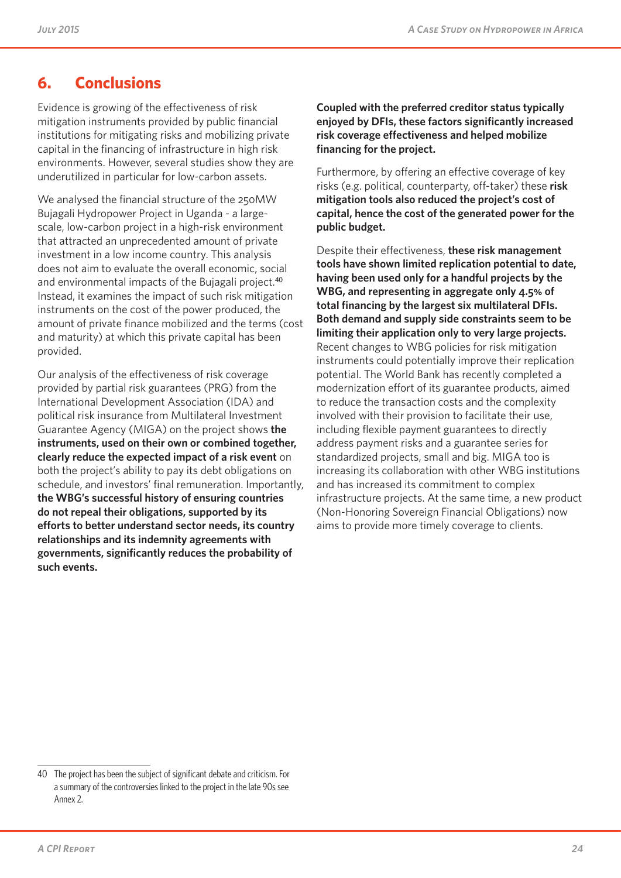## 6. Conclusions

Evidence is growing of the effectiveness of risk mitigation instruments provided by public financial institutions for mitigating risks and mobilizing private capital in the financing of infrastructure in high risk environments. However, several studies show they are underutilized in particular for low-carbon assets.

We analysed the financial structure of the 250MW Bujagali Hydropower Project in Uganda - a large-scale, low-carbon project in a high-risk environment that attracted an unprecedented amount of private investment in a low income country. This analysis does not aim to evaluate the overall economic, social and environmental impacts of the Bujagali project.[40] Instead, it examines the impact of such risk mitigation instruments on the cost of the power produced, the amount of private finance mobilized and the terms (cost and maturity) at which this private capital has been provided.

Our analysis of the effectiveness of risk coverage provided by partial risk guarantees (PRG) from the International Development Association (IDA) and political risk insurance from Multilateral Investment Guarantee Agency (MIGA) on the project shows **the instruments, used on their own or combined together, clearly reduce the expected impact of a risk event** on both the project's ability to pay its debt obligations on schedule, and investors' final remuneration. Importantly, **the WBG's successful history of ensuring countries do not repeal their obligations, supported by its efforts to better understand sector needs, its country relationships and its indemnity agreements with governments, significantly reduces the probability of such events.**

**Coupled with the preferred creditor status typically enjoyed by DFIs, these factors significantly increased risk coverage effectiveness and helped mobilize financing for the project.**

Furthermore, by offering an effective coverage of key risks (e.g. political, counterparty, off-taker) these **risk mitigation tools also reduced the project's cost of capital, hence the cost of the generated power for the public budget.**

Despite their effectiveness, **these risk management tools have shown limited replication potential to date, having been used only for a handful projects by the WBG, and representing in aggregate only 4.5% of total financing by the largest six multilateral DFIs. Both demand and supply side constraints seem to be limiting their application only to very large projects.** Recent changes to WBG policies for risk mitigation instruments could potentially improve their replication potential. The World Bank has recently completed a modernization effort of its guarantee products, aimed to reduce the transaction costs and the complexity involved with their provision to facilitate their use, including flexible payment guarantees to directly address payment risks and a guarantee series for standardized projects, small and big. MIGA too is increasing its collaboration with other WBG institutions and has increased its commitment to complex infrastructure projects. At the same time, a new product (Non-Honoring Sovereign Financial Obligations) now aims to provide more timely coverage to clients.

---

40 The project has been the subject of significant debate and criticism. For a summary of the controversies linked to the project in the late 90s see Annex 2.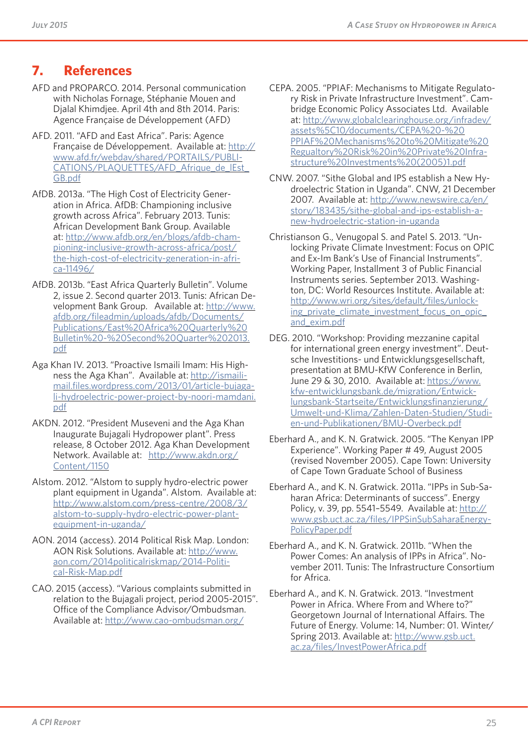## 7. References

AFD and PROPARCO. 2014. Personal communication with Nicholas Fornage, Stéphanie Mouen and Djalal Khimdjee. April 4th and 8th 2014. Paris: Agence Française de Développement (AFD)

AFD. 2011. "AFD and East Africa". Paris: Agence Française de Développement. Available at: http://www.afd.fr/webdav/shared/PORTAILS/PUBLICATIONS/PLAQUETTES/AFD_Afrique_de_lEst_GB.pdf

AfDB. 2013a. "The High Cost of Electricity Generation in Africa. AfDB: Championing inclusive growth across Africa". February 2013. Tunis: African Development Bank Group. Available at: http://www.afdb.org/en/blogs/afdb-championing-inclusive-growth-across-africa/post/the-high-cost-of-electricity-generation-in-africa-11496/

AfDB. 2013b. "East Africa Quarterly Bulletin". Volume 2, issue 2. Second quarter 2013. Tunis: African Development Bank Group. Available at: http://www.afdb.org/fileadmin/uploads/afdb/Documents/Publications/East%20Africa%20Quarterly%20Bulletin%20-%20Second%20Quarter%202013.pdf

Aga Khan IV. 2013. "Proactive Ismaili Imam: His Highness the Aga Khan". Available at: http://ismailimail.files.wordpress.com/2013/01/article-bujagali-hydroelectric-power-project-by-noori-mamdani.pdf

AKDN. 2012. "President Museveni and the Aga Khan Inaugurate Bujagali Hydropower plant". Press release, 8 October 2012. Aga Khan Development Network. Available at: http://www.akdn.org/Content/1150

Alstom. 2012. "Alstom to supply hydro-electric power plant equipment in Uganda". Alstom. Available at: http://www.alstom.com/press-centre/2008/3/alstom-to-supply-hydro-electric-power-plant-equipment-in-uganda/

AON. 2014 (access). 2014 Political Risk Map. London: AON Risk Solutions. Available at: http://www.aon.com/2014politicalriskmap/2014-Political-Risk-Map.pdf

CAO. 2015 (access). "Various complaints submitted in relation to the Bujagali project, period 2005-2015". Office of the Compliance Advisor/Ombudsman. Available at: http://www.cao-ombudsman.org/

CEPA. 2005. "PPIAF: Mechanisms to Mitigate Regulatory Risk in Private Infrastructure Investment". Cambridge Economic Policy Associates Ltd. Available at: http://www.globalclearinghouse.org/infradev/assets%5C10/documents/CEPA%20-%20PPIAF%20Mechanisms%20to%20Mitigate%20Regualtory%20Risk%20in%20Private%20Infrastructure%20Investments%20(2005)1.pdf

CNW. 2007. "Sithe Global and IPS establish a New Hydroelectric Station in Uganda". CNW, 21 December 2007. Available at: http://www.newswire.ca/en/story/183435/sithe-global-and-ips-establish-a-new-hydroelectric-station-in-uganda

Christianson G., Venugopal S. and Patel S. 2013. "Unlocking Private Climate Investment: Focus on OPIC and Ex-Im Bank's Use of Financial Instruments". Working Paper, Installment 3 of Public Financial Instruments series. September 2013. Washington, DC: World Resources Institute. Available at: http://www.wri.org/sites/default/files/unlocking_private_climate_investment_focus_on_opic_and_exim.pdf

DEG. 2010. "Workshop: Providing mezzanine capital for international green energy investment". Deutsche Investitions- und Entwicklungsgesellschaft, presentation at BMU-KfW Conference in Berlin, June 29 & 30, 2010. Available at: https://www.kfw-entwicklungsbank.de/migration/Entwicklungsbank-Startseite/Entwicklungsfinanzierung/Umwelt-und-Klima/Zahlen-Daten-Studien/Studien-und-Publikationen/BMU-Overbeck.pdf

Eberhard A., and K. N. Gratwick. 2005. "The Kenyan IPP Experience". Working Paper # 49, August 2005 (revised November 2005). Cape Town: University of Cape Town Graduate School of Business

Eberhard A., and K. N. Gratwick. 2011a. "IPPs in Sub-Saharan Africa: Determinants of success". Energy Policy, v. 39, pp. 5541–5549. Available at: http://www.gsb.uct.ac.za/files/IPPSinSubSaharaEnergyPolicyPaper.pdf

Eberhard A., and K. N. Gratwick. 2011b. "When the Power Comes: An analysis of IPPs in Africa". November 2011. Tunis: The Infrastructure Consortium for Africa.

Eberhard A., and K. N. Gratwick. 2013. "Investment Power in Africa. Where From and Where to?" Georgetown Journal of International Affairs. The Future of Energy. Volume: 14, Number: 01. Winter/Spring 2013. Available at: http://www.gsb.uct.ac.za/files/InvestPowerAfrica.pdf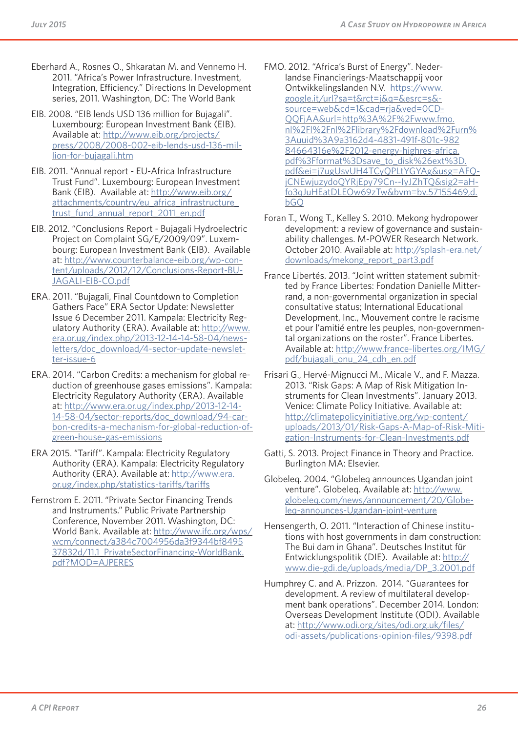Eberhard A., Rosnes O., Shkaratan M. and Vennemo H. 2011. "Africa's Power Infrastructure. Investment, Integration, Efficiency." Directions In Development series, 2011. Washington, DC: The World Bank

EIB. 2008. "EIB lends USD 136 million for Bujagali". Luxembourg: European Investment Bank (EIB). Available at: http://www.eib.org/projects/press/2008/2008-002-eib-lends-usd-136-million-for-bujagali.htm

EIB. 2011. "Annual report - EU-Africa Infrastructure Trust Fund". Luxembourg: European Investment Bank (EIB). Available at: http://www.eib.org/attachments/country/eu_africa_infrastructure_trust_fund_annual_report_2011_en.pdf

EIB. 2012. "Conclusions Report - Bujagali Hydroelectric Project on Complaint SG/E/2009/09". Luxembourg: European Investment Bank (EIB). Available at: http://www.counterbalance-eib.org/wp-content/uploads/2012/12/Conclusions-Report-BUJAGALI-EIB-CO.pdf

ERA. 2011. "Bujagali, Final Countdown to Completion Gathers Pace" ERA Sector Update: Newsletter Issue 6 December 2011. Kampala: Electricity Regulatory Authority (ERA). Available at: http://www.era.or.ug/index.php/2013-12-14-14-58-04/newsletters/doc_download/4-sector-update-newsletter-issue-6

ERA. 2014. "Carbon Credits: a mechanism for global reduction of greenhouse gases emissions". Kampala: Electricity Regulatory Authority (ERA). Available at: http://www.era.or.ug/index.php/2013-12-14-14-58-04/sector-reports/doc_download/94-carbon-credits-a-mechanism-for-global-reduction-of-green-house-gas-emissions

ERA 2015. "Tariff". Kampala: Electricity Regulatory Authority (ERA). Kampala: Electricity Regulatory Authority (ERA). Available at: http://www.era.or.ug/index.php/statistics-tariffs/tariffs

Fernstrom E. 2011. "Private Sector Financing Trends and Instruments." Public Private Partnership Conference, November 2011. Washington, DC: World Bank. Available at: http://www.ifc.org/wps/wcm/connect/a384c7004956da3f9344bf849537832d/11.1_PrivateSectorFinancing-WorldBank.pdf?MOD=AJPERES

FMO. 2012. "Africa's Burst of Energy". Nederlandse Financierings-Maatschappij voor Ontwikkelingslanden N.V. https://www.google.it/url?sa=t&rct=j&q=&esrc=s&source=web&cd=1&cad=rja&ved=0CDQQFjAA&url=http%3A%2F%2Fwww.fmo.nl%2Fl%2Fnl%2Flibrary%2Fdownload%2Furn%3Auuid%3A9a3162d4-4831-491f-801c-98284664316e%2F2012-energy-highres-africa.pdf%3Fformat%3Dsave_to_disk%26ext%3D.pdf&ei=j7ugUsvUH4TCyQPLtYGYAg&usg=AFQjCNEwjuzydoQYRjEpy79Cn--IyJZhTQ&sig2=aH-fo3qJuHEatDLEOw69zTw&bvm=bv.57155469,d.bGQ

Foran T., Wong T., Kelley S. 2010. Mekong hydropower development: a review of governance and sustainability challenges. M-POWER Research Network. October 2010. Available at: http://splash-era.net/downloads/mekong_report_part3.pdf

France Libertés. 2013. "Joint written statement submitted by France Libertes: Fondation Danielle Mitterrand, a non-governmental organization in special consultative status; International Educational Development, Inc., Mouvement contre le racisme et pour l'amitié entre les peuples, non-governmental organizations on the roster". France Libertes. Available at: http://www.france-libertes.org/IMG/pdf/bujagali_onu_24_cdh_en.pdf

Frisari G., Hervé-Mignucci M., Micale V., and F. Mazza. 2013. "Risk Gaps: A Map of Risk Mitigation Instruments for Clean Investments". January 2013. Venice: Climate Policy Initiative. Available at: http://climatepolicyinitiative.org/wp-content/uploads/2013/01/Risk-Gaps-A-Map-of-Risk-Mitigation-Instruments-for-Clean-Investments.pdf

Gatti, S. 2013. Project Finance in Theory and Practice. Burlington MA: Elsevier.

Globeleq. 2004. "Globeleq announces Ugandan joint venture". Globeleq. Available at: http://www.globeleq.com/news/announcement/20/Globeleq-announces-Ugandan-joint-venture

Hensengerth, O. 2011. "Interaction of Chinese institutions with host governments in dam construction: The Bui dam in Ghana". Deutsches Institut für Entwicklungspolitik (DIE). Available at: http://www.die-gdi.de/uploads/media/DP_3.2001.pdf

Humphrey C. and A. Prizzon. 2014. "Guarantees for development. A review of multilateral development bank operations". December 2014. London: Overseas Development Institute (ODI). Available at: http://www.odi.org/sites/odi.org.uk/files/odi-assets/publications-opinion-files/9398.pdf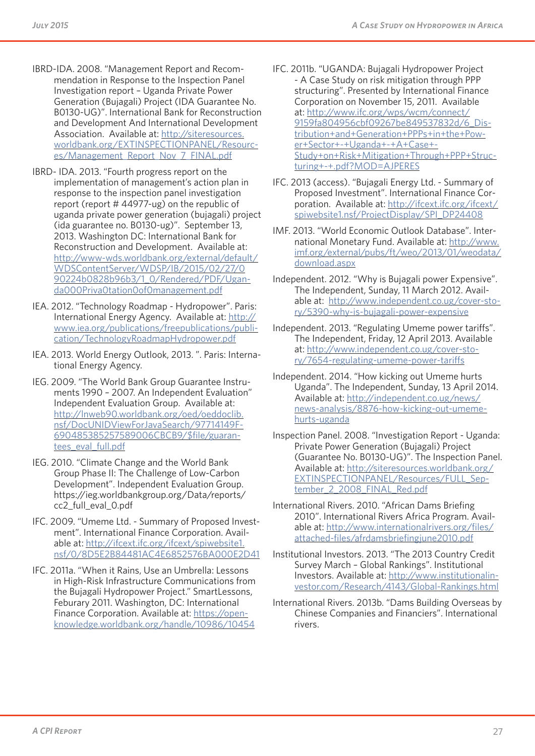IBRD-IDA. 2008. "Management Report and Recommendation in Response to the Inspection Panel Investigation report – Uganda Private Power Generation (Bujagali) Project (IDA Guarantee No. B0130-UG)". International Bank for Reconstruction and Development And International Development Association. Available at: http://siteresources.worldbank.org/EXTINSPECTIONPANEL/Resources/Management_Report_Nov_7_FINAL.pdf

IBRD- IDA. 2013. "Fourth progress report on the implementation of management's action plan in response to the inspection panel investigation report (report # 44977-ug) on the republic of uganda private power generation (bujagali) project (ida guarantee no. B0130-ug)". September 13, 2013. Washington DC: International Bank for Reconstruction and Development. Available at: http://www-wds.worldbank.org/external/default/WDSContentServer/WDSP/IB/2015/02/27/090224b0828b96b3/1_0/Rendered/PDF/Uganda000Priva0tation0of0management.pdf

IEA. 2012. "Technology Roadmap - Hydropower". Paris: International Energy Agency. Available at: http://www.iea.org/publications/freepublications/publication/TechnologyRoadmapHydropower.pdf

IEA. 2013. World Energy Outlook, 2013. ". Paris: International Energy Agency.

IEG. 2009. "The World Bank Group Guarantee Instruments 1990 – 2007. An Independent Evaluation" Independent Evaluation Group. Available at: http://lnweb90.worldbank.org/oed/oeddoclib.nsf/DocUNIDViewForJavaSearch/97714149F690485385257589006CBCB9/$file/guarantees_eval_full.pdf

IEG. 2010. "Climate Change and the World Bank Group Phase II: The Challenge of Low-Carbon Development". Independent Evaluation Group. https://ieg.worldbankgroup.org/Data/reports/cc2_full_eval_0.pdf

IFC. 2009. "Umeme Ltd. - Summary of Proposed Investment". International Finance Corporation. Available at: http://ifcext.ifc.org/ifcext/spiwebsite1.nsf/0/8D5E2B84481AC4E6852576BA000E2D41

IFC. 2011a. "When it Rains, Use an Umbrella: Lessons in High-Risk Infrastructure Communications from the Bujagali Hydropower Project." SmartLessons, Feburary 2011. Washington, DC: International Finance Corporation. Available at: https://openknowledge.worldbank.org/handle/10986/10454

IFC. 2011b. "UGANDA: Bujagali Hydropower Project - A Case Study on risk mitigation through PPP structuring". Presented by International Finance Corporation on November 15, 2011. Available at: http://www.ifc.org/wps/wcm/connect/9159fa804956cbf09267be849537832d/6_Distribution+and+Generation+PPPs+in+the+Power+Sector+-+Uganda+-+A+Case+-Study+on+Risk+Mitigation+Through+PPP+Structuring+-+.pdf?MOD=AJPERES

IFC. 2013 (access). "Bujagali Energy Ltd. - Summary of Proposed Investment". International Finance Corporation. Available at: http://ifcext.ifc.org/ifcext/spiwebsite1.nsf/ProjectDisplay/SPI_DP24408

IMF. 2013. "World Economic Outlook Database". International Monetary Fund. Available at: http://www.imf.org/external/pubs/ft/weo/2013/01/weodata/download.aspx

Independent. 2012. "Why is Bujagali power Expensive". The Independent, Sunday, 11 March 2012. Available at: http://www.independent.co.ug/cover-story/5390-why-is-bujagali-power-expensive

Independent. 2013. "Regulating Umeme power tariffs". The Independent, Friday, 12 April 2013. Available at: http://www.independent.co.ug/cover-story/7654-regulating-umeme-power-tariffs

Independent. 2014. "How kicking out Umeme hurts Uganda". The Independent, Sunday, 13 April 2014. Available at: http://independent.co.ug/news/news-analysis/8876-how-kicking-out-umeme-hurts-uganda

Inspection Panel. 2008. "Investigation Report - Uganda: Private Power Generation (Bujagali) Project (Guarantee No. B0130-UG)". The Inspection Panel. Available at: http://siteresources.worldbank.org/EXTINSPECTIONPANEL/Resources/FULL_September_2_2008_FINAL_Red.pdf

International Rivers. 2010. "African Dams Briefing 2010". International Rivers Africa Program. Available at: http://www.internationalrivers.org/files/attached-files/afrdamsbriefingjune2010.pdf

Institutional Investors. 2013. "The 2013 Country Credit Survey March – Global Rankings". Institutional Investors. Available at: http://www.institutionalinvestor.com/Research/4143/Global-Rankings.html

International Rivers. 2013b. "Dams Building Overseas by Chinese Companies and Financiers". International rivers.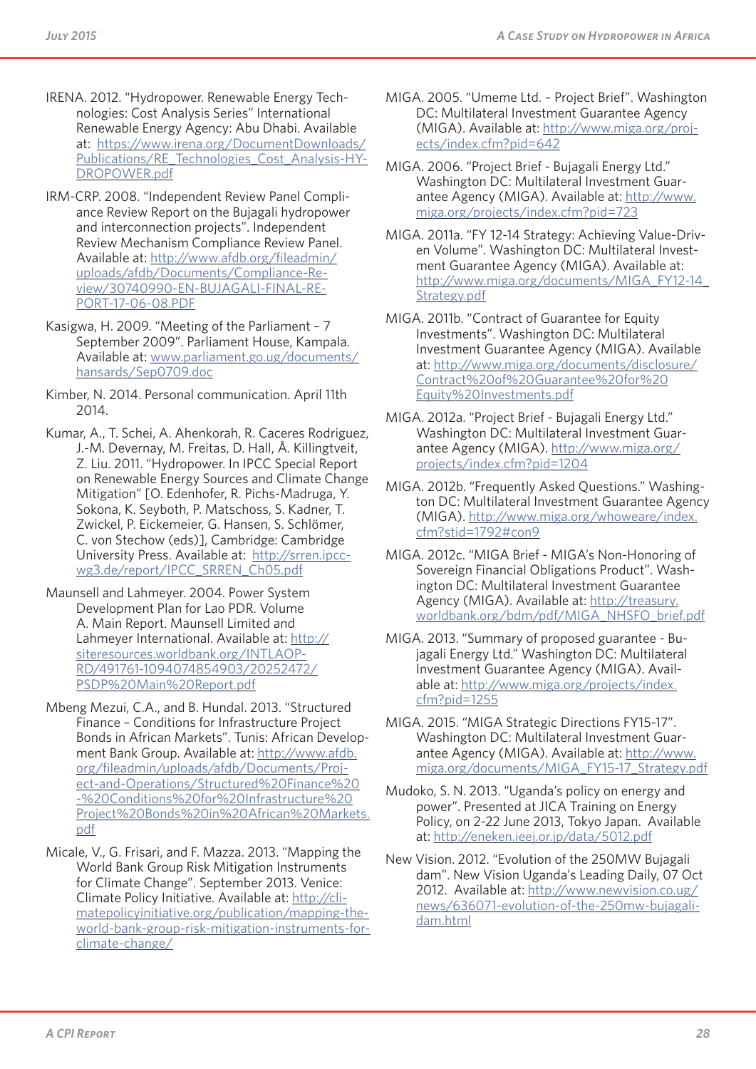IRENA. 2012. "Hydropower. Renewable Energy Technologies: Cost Analysis Series" International Renewable Energy Agency: Abu Dhabi. Available at: https://www.irena.org/DocumentDownloads/Publications/RE_Technologies_Cost_Analysis-HYDROPOWER.pdf

IRM-CRP. 2008. "Independent Review Panel Compliance Review Report on the Bujagali hydropower and interconnection projects". Independent Review Mechanism Compliance Review Panel. Available at: http://www.afdb.org/fileadmin/uploads/afdb/Documents/Compliance-Review/30740990-EN-BUJAGALI-FINAL-REPORT-17-06-08.PDF

Kasigwa, H. 2009. "Meeting of the Parliament – 7 September 2009". Parliament House, Kampala. Available at: www.parliament.go.ug/documents/hansards/Sep0709.doc

Kimber, N. 2014. Personal communication. April 11th 2014.

Kumar, A., T. Schei, A. Ahenkorah, R. Caceres Rodriguez, J.-M. Devernay, M. Freitas, D. Hall, Å. Killingtveit, Z. Liu. 2011. "Hydropower. In IPCC Special Report on Renewable Energy Sources and Climate Change Mitigation" [O. Edenhofer, R. Pichs-Madruga, Y. Sokona, K. Seyboth, P. Matschoss, S. Kadner, T. Zwickel, P. Eickemeier, G. Hansen, S. Schlömer, C. von Stechow (eds)], Cambridge: Cambridge University Press. Available at: http://srren.ipcc-wg3.de/report/IPCC_SRREN_Ch05.pdf

Maunsell and Lahmeyer. 2004. Power System Development Plan for Lao PDR. Volume A. Main Report. Maunsell Limited and Lahmeyer International. Available at: http://siteresources.worldbank.org/INTLAOPRD/491761-1094074854903/20252472/PSDP%20Main%20Report.pdf

Mbeng Mezui, C.A., and B. Hundal. 2013. "Structured Finance – Conditions for Infrastructure Project Bonds in African Markets". Tunis: African Development Bank Group. Available at: http://www.afdb.org/fileadmin/uploads/afdb/Documents/Project-and-Operations/Structured%20Finance%20-%20Conditions%20for%20Infrastructure%20Project%20Bonds%20in%20African%20Markets.pdf

Micale, V., G. Frisari, and F. Mazza. 2013. "Mapping the World Bank Group Risk Mitigation Instruments for Climate Change". September 2013. Venice: Climate Policy Initiative. Available at: http://climatepolicyinitiative.org/publication/mapping-the-world-bank-group-risk-mitigation-instruments-for-climate-change/

MIGA. 2005. "Umeme Ltd. – Project Brief". Washington DC: Multilateral Investment Guarantee Agency (MIGA). Available at: http://www.miga.org/projects/index.cfm?pid=642

MIGA. 2006. "Project Brief - Bujagali Energy Ltd." Washington DC: Multilateral Investment Guarantee Agency (MIGA). Available at: http://www.miga.org/projects/index.cfm?pid=723

MIGA. 2011a. "FY 12-14 Strategy: Achieving Value-Driven Volume". Washington DC: Multilateral Investment Guarantee Agency (MIGA). Available at: http://www.miga.org/documents/MIGA_FY12-14_Strategy.pdf

MIGA. 2011b. "Contract of Guarantee for Equity Investments". Washington DC: Multilateral Investment Guarantee Agency (MIGA). Available at: http://www.miga.org/documents/disclosure/Contract%20of%20Guarantee%20for%20Equity%20Investments.pdf

MIGA. 2012a. "Project Brief - Bujagali Energy Ltd." Washington DC: Multilateral Investment Guarantee Agency (MIGA). http://www.miga.org/projects/index.cfm?pid=1204

MIGA. 2012b. "Frequently Asked Questions." Washington DC: Multilateral Investment Guarantee Agency (MIGA). http://www.miga.org/whoweare/index.cfm?stid=1792#con9

MIGA. 2012c. "MIGA Brief - MIGA's Non-Honoring of Sovereign Financial Obligations Product". Washington DC: Multilateral Investment Guarantee Agency (MIGA). Available at: http://treasury.worldbank.org/bdm/pdf/MIGA_NHSFO_brief.pdf

MIGA. 2013. "Summary of proposed guarantee - Bujagali Energy Ltd." Washington DC: Multilateral Investment Guarantee Agency (MIGA). Available at: http://www.miga.org/projects/index.cfm?pid=1255

MIGA. 2015. "MIGA Strategic Directions FY15-17". Washington DC: Multilateral Investment Guarantee Agency (MIGA). Available at: http://www.miga.org/documents/MIGA_FY15-17_Strategy.pdf

Mudoko, S. N. 2013. "Uganda's policy on energy and power". Presented at JICA Training on Energy Policy, on 2-22 June 2013, Tokyo Japan. Available at: http://eneken.ieej.or.jp/data/5012.pdf

New Vision. 2012. "Evolution of the 250MW Bujagali dam". New Vision Uganda's Leading Daily, 07 Oct 2012. Available at: http://www.newvision.co.ug/news/636071-evolution-of-the-250mw-bujagali-dam.html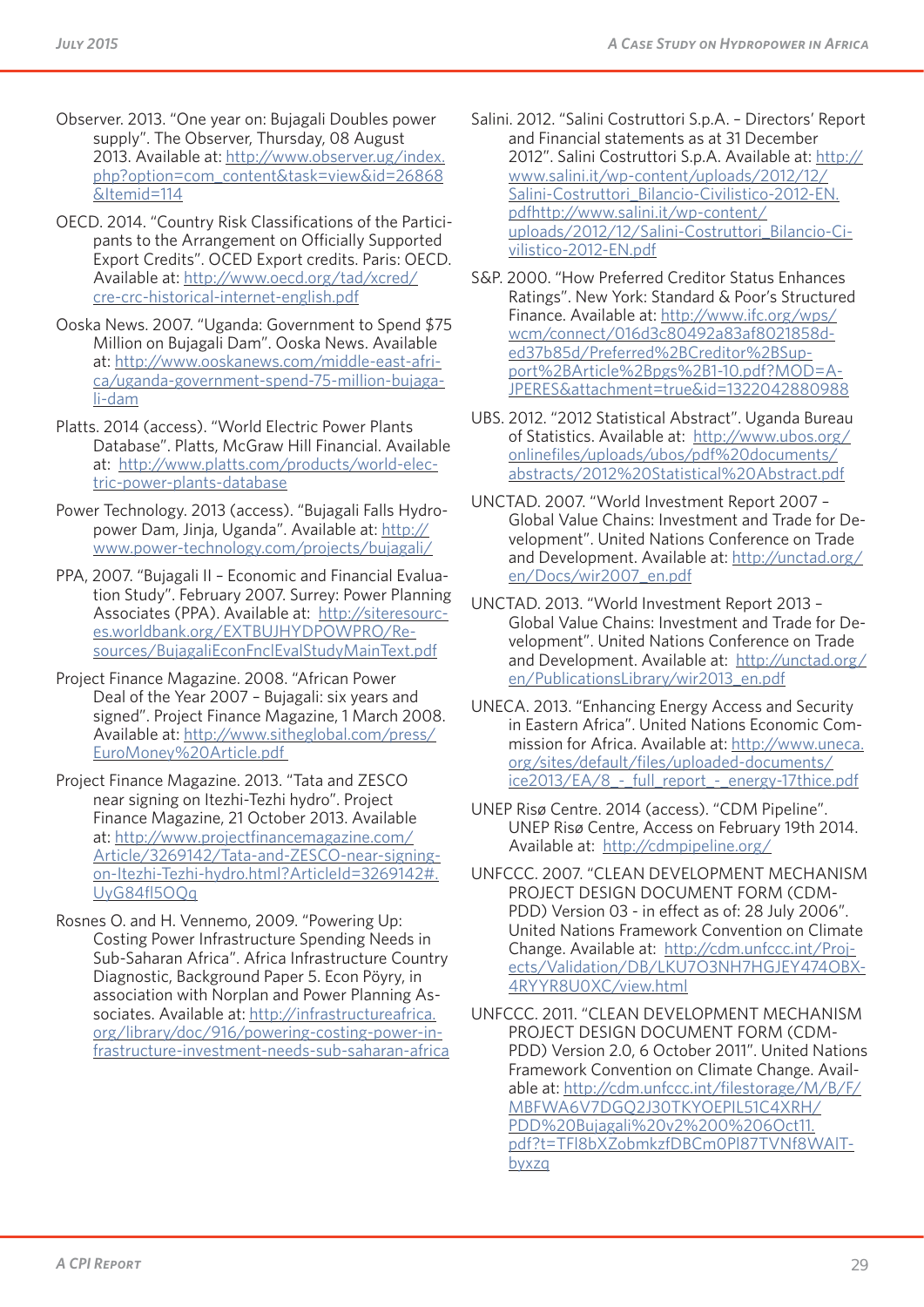Observer. 2013. "One year on: Bujagali Doubles power supply". The Observer, Thursday, 08 August 2013. Available at: http://www.observer.ug/index.php?option=com_content&task=view&id=26868&Itemid=114

OECD. 2014. "Country Risk Classifications of the Participants to the Arrangement on Officially Supported Export Credits". OCED Export credits. Paris: OECD. Available at: http://www.oecd.org/tad/xcred/cre-crc-historical-internet-english.pdf

Ooska News. 2007. "Uganda: Government to Spend $75 Million on Bujagali Dam". Ooska News. Available at: http://www.ooskanews.com/middle-east-africa/uganda-government-spend-75-million-bujagali-dam

Platts. 2014 (access). "World Electric Power Plants Database". Platts, McGraw Hill Financial. Available at: http://www.platts.com/products/world-electric-power-plants-database

Power Technology. 2013 (access). "Bujagali Falls Hydropower Dam, Jinja, Uganda". Available at: http://www.power-technology.com/projects/bujagali/

PPA, 2007. "Bujagali II – Economic and Financial Evaluation Study". February 2007. Surrey: Power Planning Associates (PPA). Available at: http://siteresources.worldbank.org/EXTBUJHYDPOWPRO/Resources/BujagaliEconFnclEvalStudyMainText.pdf

Project Finance Magazine. 2008. "African Power Deal of the Year 2007 – Bujagali: six years and signed". Project Finance Magazine, 1 March 2008. Available at: http://www.sitheglobal.com/press/EuroMoney%20Article.pdf

Project Finance Magazine. 2013. "Tata and ZESCO near signing on Itezhi-Tezhi hydro". Project Finance Magazine, 21 October 2013. Available at: http://www.projectfinancemagazine.com/Article/3269142/Tata-and-ZESCO-near-signing-on-Itezhi-Tezhi-hydro.html?ArticleId=3269142#.UyG84fl5OQq

Rosnes O. and H. Vennemo, 2009. "Powering Up: Costing Power Infrastructure Spending Needs in Sub-Saharan Africa". Africa Infrastructure Country Diagnostic, Background Paper 5. Econ Pöyry, in association with Norplan and Power Planning Associates. Available at: http://infrastructureafrica.org/library/doc/916/powering-costing-power-infrastructure-investment-needs-sub-saharan-africa

Salini. 2012. "Salini Costruttori S.p.A. – Directors' Report and Financial statements as at 31 December 2012". Salini Costruttori S.p.A. Available at: http://www.salini.it/wp-content/uploads/2012/12/Salini-Costruttori_Bilancio-Civilistico-2012-EN.pdfhttp://www.salini.it/wp-content/uploads/2012/12/Salini-Costruttori_Bilancio-Civilistico-2012-EN.pdf

S&P. 2000. "How Preferred Creditor Status Enhances Ratings". New York: Standard & Poor's Structured Finance. Available at: http://www.ifc.org/wps/wcm/connect/016d3c80492a83af8021858d-ed37b85d/Preferred%2BCreditor%2BSupport%2BArticle%2Bpgs%2B1-10.pdf?MOD=AJPERES&attachment=true&id=1322042880988

UBS. 2012. "2012 Statistical Abstract". Uganda Bureau of Statistics. Available at: http://www.ubos.org/onlinefiles/uploads/ubos/pdf%20documents/abstracts/2012%20Statistical%20Abstract.pdf

UNCTAD. 2007. "World Investment Report 2007 – Global Value Chains: Investment and Trade for Development". United Nations Conference on Trade and Development. Available at: http://unctad.org/en/Docs/wir2007_en.pdf

UNCTAD. 2013. "World Investment Report 2013 – Global Value Chains: Investment and Trade for Development". United Nations Conference on Trade and Development. Available at: http://unctad.org/en/PublicationsLibrary/wir2013_en.pdf

UNECA. 2013. "Enhancing Energy Access and Security in Eastern Africa". United Nations Economic Commission for Africa. Available at: http://www.uneca.org/sites/default/files/uploaded-documents/ice2013/EA/8_-_full_report_-_energy-17thice.pdf

UNEP Risø Centre. 2014 (access). "CDM Pipeline". UNEP Risø Centre, Access on February 19th 2014. Available at: http://cdmpipeline.org/

UNFCCC. 2007. "CLEAN DEVELOPMENT MECHANISM PROJECT DESIGN DOCUMENT FORM (CDM-PDD) Version 03 - in effect as of: 28 July 2006". United Nations Framework Convention on Climate Change. Available at: http://cdm.unfccc.int/Projects/Validation/DB/LKU7O3NH7HGJEY474OBX4RYYR8U0XC/view.html

UNFCCC. 2011. "CLEAN DEVELOPMENT MECHANISM PROJECT DESIGN DOCUMENT FORM (CDM-PDD) Version 2.0, 6 October 2011". United Nations Framework Convention on Climate Change. Available at: http://cdm.unfccc.int/filestorage/M/B/F/MBFWA6V7DGQ2J30TKYOEPIL51C4XRH/PDD%20Bujagali%20v2%200%206Oct11.pdf?t=TFl8bXZobmkzfDBCm0Pl87TVNf8WAlTbyxzq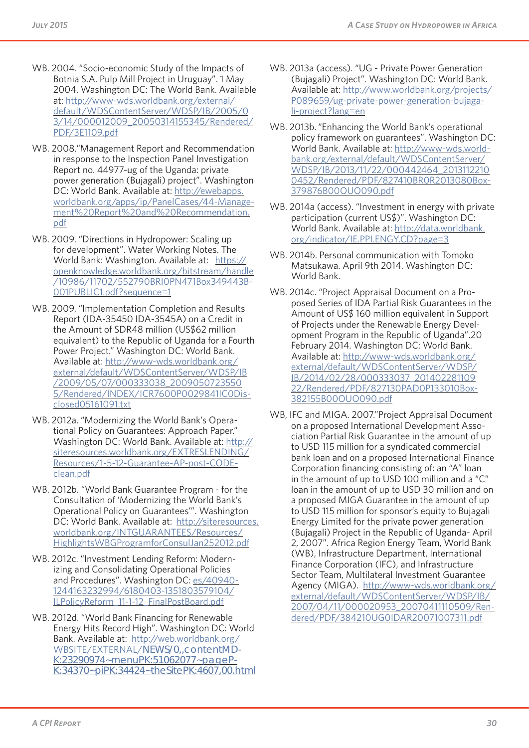WB. 2004. "Socio-economic Study of the Impacts of Botnia S.A. Pulp Mill Project in Uruguay". 1 May 2004. Washington DC: The World Bank. Available at: http://www-wds.worldbank.org/external/default/WDSContentServer/WDSP/IB/2005/03/14/000012009_20050314155345/Rendered/PDF/3E1109.pdf

WB. 2008."Management Report and Recommendation in response to the Inspection Panel Investigation Report no. 44977-ug of the Uganda: private power generation (Bujagali) project". Washington DC: World Bank. Available at: http://ewebapps.worldbank.org/apps/ip/PanelCases/44-Management%20Report%20and%20Recommendation.pdf

WB. 2009. "Directions in Hydropower: Scaling up for development". Water Working Notes. The World Bank: Washington. Available at: https://openknowledge.worldbank.org/bitstream/handle/10986/11702/552790BRI0PN471Box349443B-001PUBLIC1.pdf?sequence=1

WB. 2009. "Implementation Completion and Results Report (IDA-35450 IDA-3545A) on a Credit in the Amount of SDR48 million (US$62 million equivalent) to the Republic of Uganda for a Fourth Power Project." Washington DC: World Bank. Available at: http://www-wds.worldbank.org/external/default/WDSContentServer/WDSP/IB/2009/05/07/000333038_20090507235505/Rendered/INDEX/ICR7600P0029841IC0Disclosed05161091.txt

WB. 2012a. "Modernizing the World Bank's Operational Policy on Guarantees: Approach Paper." Washington DC: World Bank. Available at: http://siteresources.worldbank.org/EXTRESLENDING/Resources/1-5-12-Guarantee-AP-post-CODE-clean.pdf

WB. 2012b. "World Bank Guarantee Program - for the Consultation of 'Modernizing the World Bank's Operational Policy on Guarantees'". Washington DC: World Bank. Available at: http://siteresources.worldbank.org/INTGUARANTEES/Resources/HighlightsWBGProgramforConsulJan252012.pdf

WB. 2012c. "Investment Lending Reform: Modernizing and Consolidating Operational Policies and Procedures". Washington DC: es/40940-1244163232994/6180403-1351803579104/ILPolicyReform_11-1-12_FinalPostBoard.pdf

WB. 2012d. "World Bank Financing for Renewable Energy Hits Record High". Washington DC: World Bank. Available at: http://web.worldbank.org/WBSITE/EXTERNAL/NEWS/0,,contentMDK:23290974~menuPK:51062077~pagePK:34370~piPK:34424~theSitePK:4607,00.html

WB. 2013a (access). "UG - Private Power Generation (Bujagali) Project". Washington DC: World Bank. Available at: http://www.worldbank.org/projects/P089659/ug-private-power-generation-bujagali-project?lang=en

WB. 2013b. "Enhancing the World Bank's operational policy framework on guarantees". Washington DC: World Bank. Available at: http://www-wds.worldbank.org/external/default/WDSContentServer/WDSP/IB/2013/11/22/000442464_20131122100452/Rendered/PDF/827410BR0R2013080Box379876B00OUO090.pdf

WB. 2014a (access). "Investment in energy with private participation (current US$)". Washington DC: World Bank. Available at: http://data.worldbank.org/indicator/IE.PPI.ENGY.CD?page=3

WB. 2014b. Personal communication with Tomoko Matsukawa. April 9th 2014. Washington DC: World Bank.

WB. 2014c. "Project Appraisal Document on a Proposed Series of IDA Partial Risk Guarantees in the Amount of US$ 160 million equivalent in Support of Projects under the Renewable Energy Development Program in the Republic of Uganda".20 February 2014. Washington DC: World Bank. Available at: http://www-wds.worldbank.org/external/default/WDSContentServer/WDSP/IB/2014/02/28/000333037_20140228110922/Rendered/PDF/827130PAD0P133010Box382155B00OUO090.pdf

WB, IFC and MIGA. 2007."Project Appraisal Document on a proposed International Development Association Partial Risk Guarantee in the amount of up to USD 115 million for a syndicated commercial bank loan and on a proposed International Finance Corporation financing consisting of: an "A" loan in the amount of up to USD 100 million and a "C" loan in the amount of up to USD 30 million and on a proposed MIGA Guarantee in the amount of up to USD 115 million for sponsor's equity to Bujagali Energy Limited for the private power generation (Bujagali) Project in the Republic of Uganda- April 2, 2007". Africa Region Energy Team, World Bank (WB), Infrastructure Department, International Finance Corporation (IFC), and Infrastructure Sector Team, Multilateral Investment Guarantee Agency (MIGA). http://www-wds.worldbank.org/external/default/WDSContentServer/WDSP/IB/2007/04/11/000020953_20070411110509/Rendered/PDF/384210UG0IDAR20071007311.pdf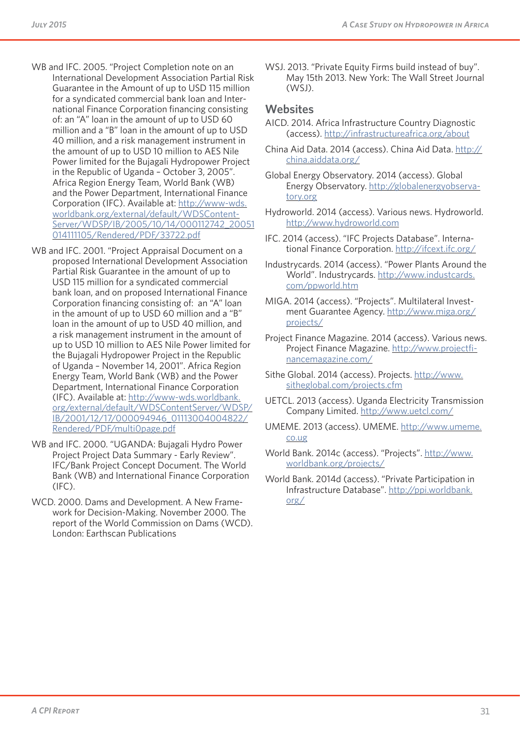WB and IFC. 2005. "Project Completion note on an International Development Association Partial Risk Guarantee in the Amount of up to USD 115 million for a syndicated commercial bank loan and International Finance Corporation financing consisting of: an "A" loan in the amount of up to USD 60 million and a "B" loan in the amount of up to USD 40 million, and a risk management instrument in the amount of up to USD 10 million to AES Nile Power limited for the Bujagali Hydropower Project in the Republic of Uganda – October 3, 2005". Africa Region Energy Team, World Bank (WB) and the Power Department, International Finance Corporation (IFC). Available at: http://www-wds.worldbank.org/external/default/WDSContentServer/WDSP/IB/2005/10/14/000112742_20051014111105/Rendered/PDF/33722.pdf

WB and IFC. 2001. "Project Appraisal Document on a proposed International Development Association Partial Risk Guarantee in the amount of up to USD 115 million for a syndicated commercial bank loan, and on proposed International Finance Corporation financing consisting of: an "A" loan in the amount of up to USD 60 million and a "B" loan in the amount of up to USD 40 million, and a risk management instrument in the amount of up to USD 10 million to AES Nile Power limited for the Bujagali Hydropower Project in the Republic of Uganda – November 14, 2001". Africa Region Energy Team, World Bank (WB) and the Power Department, International Finance Corporation (IFC). Available at: http://www-wds.worldbank.org/external/default/WDSContentServer/WDSP/IB/2001/12/17/000094946_01113004004822/Rendered/PDF/multi0page.pdf

WB and IFC. 2000. "UGANDA: Bujagali Hydro Power Project Project Data Summary - Early Review". IFC/Bank Project Concept Document. The World Bank (WB) and International Finance Corporation (IFC).

WCD. 2000. Dams and Development. A New Framework for Decision-Making. November 2000. The report of the World Commission on Dams (WCD). London: Earthscan Publications

WSJ. 2013. "Private Equity Firms build instead of buy". May 15th 2013. New York: The Wall Street Journal (WSJ).

## Websites

AICD. 2014. Africa Infrastructure Country Diagnostic (access). http://infrastructureafrica.org/about

China Aid Data. 2014 (access). China Aid Data. http://china.aiddata.org/

Global Energy Observatory. 2014 (access). Global Energy Observatory. http://globalenergyobservatory.org

Hydroworld. 2014 (access). Various news. Hydroworld. http://www.hydroworld.com

IFC. 2014 (access). "IFC Projects Database". International Finance Corporation. http://ifcext.ifc.org/

Industrycards. 2014 (access). "Power Plants Around the World". Industrycards. http://www.industcards.com/ppworld.htm

MIGA. 2014 (access). "Projects". Multilateral Investment Guarantee Agency. http://www.miga.org/projects/

Project Finance Magazine. 2014 (access). Various news. Project Finance Magazine. http://www.projectfinancemagazine.com/

Sithe Global. 2014 (access). Projects. http://www.sitheglobal.com/projects.cfm

UETCL. 2013 (access). Uganda Electricity Transmission Company Limited. http://www.uetcl.com/

UMEME. 2013 (access). UMEME. http://www.umeme.co.ug

World Bank. 2014c (access). "Projects". http://www.worldbank.org/projects/

World Bank. 2014d (access). "Private Participation in Infrastructure Database". http://ppi.worldbank.org/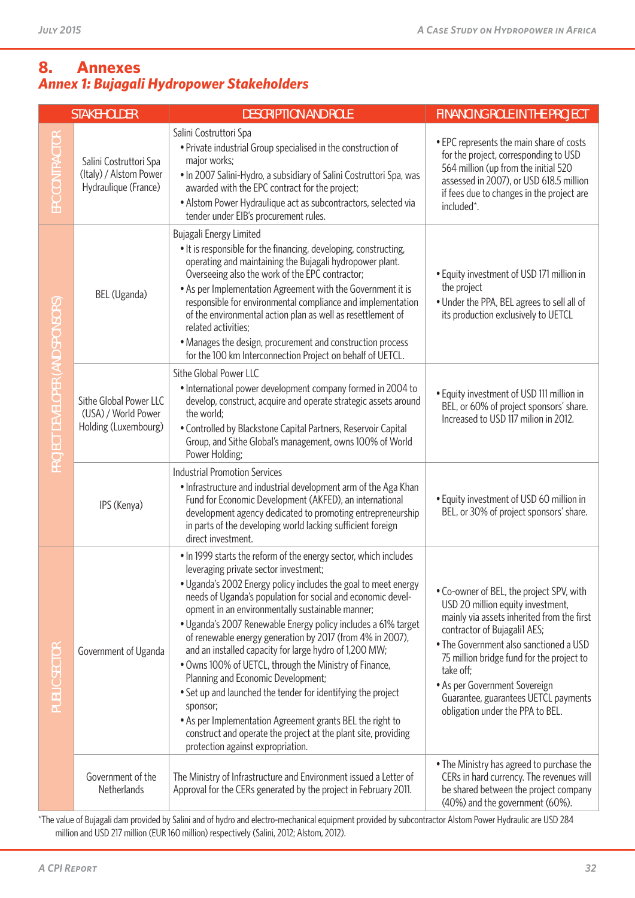# 8. Annexes

## Annex 1: Bujagali Hydropower Stakeholders

| | STAKEHOLDER | DESCRIPTION AND ROLE | FINANCING ROLE IN THE PROJECT |
|---|---|---|---|
| EPC CONTRACTOR | Salini Costruttori Spa (Italy) / Alstom Power Hydraulique (France) | Salini Costruttori Spa<br>• Private industrial Group specialised in the construction of major works;<br>• In 2007 Salini-Hydro, a subsidiary of Salini Costruttori Spa, was awarded with the EPC contract for the project;<br>• Alstom Power Hydraulique act as subcontractors, selected via tender under EIB's procurement rules. | • EPC represents the main share of costs for the project, corresponding to USD 564 million (up from the initial 520 assessed in 2007), or USD 618.5 million if fees due to changes in the project are included*. |
| PROJECT DEVELOPER (AND SPONSORS) | BEL (Uganda) | Bujagali Energy Limited<br>• It is responsible for the financing, developing, constructing, operating and maintaining the Bujagali hydropower plant. Overseeing also the work of the EPC contractor;<br>• As per Implementation Agreement with the Government it is responsible for environmental compliance and implementation of the environmental action plan as well as resettlement of related activities;<br>• Manages the design, procurement and construction process for the 100 km Interconnection Project on behalf of UETCL. | • Equity investment of USD 171 million in the project<br>• Under the PPA, BEL agrees to sell all of its production exclusively to UETCL |
| | Sithe Global Power LLC (USA) / World Power Holding (Luxembourg) | Sithe Global Power LLC<br>• International power development company formed in 2004 to develop, construct, acquire and operate strategic assets around the world;<br>• Controlled by Blackstone Capital Partners, Reservoir Capital Group, and Sithe Global's management, owns 100% of World Power Holding; | • Equity investment of USD 111 million in BEL, or 60% of project sponsors' share. Increased to USD 117 milion in 2012. |
| | IPS (Kenya) | Industrial Promotion Services<br>• Infrastructure and industrial development arm of the Aga Khan Fund for Economic Development (AKFED), an international development agency dedicated to promoting entrepreneurship in parts of the developing world lacking sufficient foreign direct investment. | • Equity investment of USD 60 million in BEL, or 30% of project sponsors' share. |
| PUBLIC SECTOR | Government of Uganda | • In 1999 starts the reform of the energy sector, which includes leveraging private sector investment;<br>• Uganda's 2002 Energy policy includes the goal to meet energy needs of Uganda's population for social and economic development in an environmentally sustainable manner;<br>• Uganda's 2007 Renewable Energy policy includes a 61% target of renewable energy generation by 2017 (from 4% in 2007), and an installed capacity for large hydro of 1,200 MW;<br>• Owns 100% of UETCL, through the Ministry of Finance, Planning and Economic Development;<br>• Set up and launched the tender for identifying the project sponsor;<br>• As per Implementation Agreement grants BEL the right to construct and operate the project at the plant site, providing protection against expropriation. | • Co-owner of BEL, the project SPV, with USD 20 million equity investment, mainly via assets inherited from the first contractor of Bujagali1 AES;<br>• The Government also sanctioned a USD 75 million bridge fund for the project to take off;<br>• As per Government Sovereign Guarantee, guarantees UETCL payments obligation under the PPA to BEL. |
| | Government of the Netherlands | The Ministry of Infrastructure and Environment issued a Letter of Approval for the CERs generated by the project in February 2011. | • The Ministry has agreed to purchase the CERs in hard currency. The revenues will be shared between the project company (40%) and the government (60%). |

*The value of Bujagali dam provided by Salini and of hydro and electro-mechanical equipment provided by subcontractor Alstom Power Hydraulic are USD 284 million and USD 217 million (EUR 160 million) respectively (Salini, 2012; Alstom, 2012).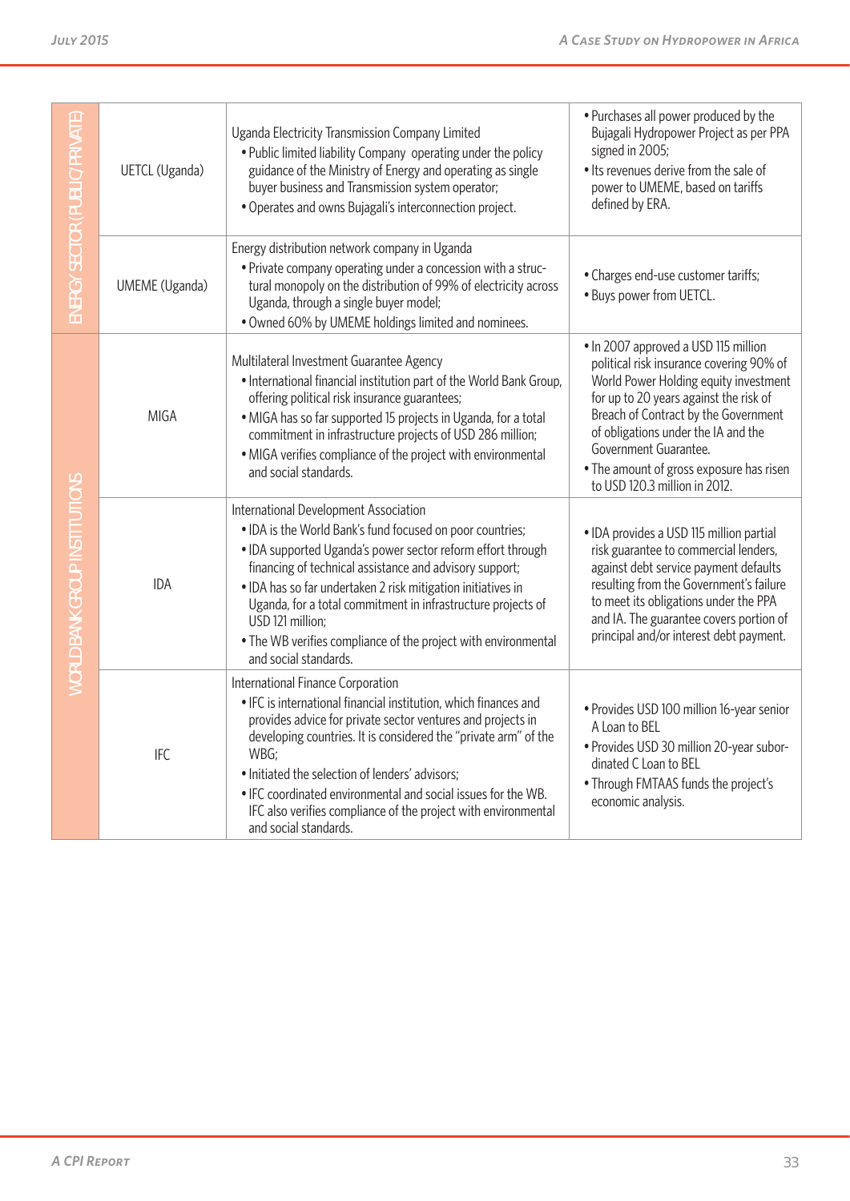| | | | |
|---|---|---|---|
| ENERGY SECTOR (PUBLIC/PRIVATE) | UETCL (Uganda) | Uganda Electricity Transmission Company Limited<br>• Public limited liability Company operating under the policy guidance of the Ministry of Energy and operating as single buyer business and Transmission system operator;<br>• Operates and owns Bujagali's interconnection project. | • Purchases all power produced by the Bujagali Hydropower Project as per PPA signed in 2005;<br>• Its revenues derive from the sale of power to UMEME, based on tariffs defined by ERA. |
| | UMEME (Uganda) | Energy distribution network company in Uganda<br>• Private company operating under a concession with a structural monopoly on the distribution of 99% of electricity across Uganda, through a single buyer model;<br>• Owned 60% by UMEME holdings limited and nominees. | • Charges end-use customer tariffs;<br>• Buys power from UETCL. |
| WORLD BANK GROUP INSTITUTIONS | MIGA | Multilateral Investment Guarantee Agency<br>• International financial institution part of the World Bank Group, offering political risk insurance guarantees;<br>• MIGA has so far supported 15 projects in Uganda, for a total commitment in infrastructure projects of USD 286 million;<br>• MIGA verifies compliance of the project with environmental and social standards. | • In 2007 approved a USD 115 million political risk insurance covering 90% of World Power Holding equity investment for up to 20 years against the risk of Breach of Contract by the Government of obligations under the IA and the Government Guarantee.<br>• The amount of gross exposure has risen to USD 120.3 million in 2012. |
| | IDA | International Development Association<br>• IDA is the World Bank's fund focused on poor countries;<br>• IDA supported Uganda's power sector reform effort through financing of technical assistance and advisory support;<br>• IDA has so far undertaken 2 risk mitigation initiatives in Uganda, for a total commitment in infrastructure projects of USD 121 million;<br>• The WB verifies compliance of the project with environmental and social standards. | • IDA provides a USD 115 million partial risk guarantee to commercial lenders, against debt service payment defaults resulting from the Government's failure to meet its obligations under the PPA and IA. The guarantee covers portion of principal and/or interest debt payment. |
| | IFC | International Finance Corporation<br>• IFC is international financial institution, which finances and provides advice for private sector ventures and projects in developing countries. It is considered the "private arm" of the WBG;<br>• Initiated the selection of lenders' advisors;<br>• IFC coordinated environmental and social issues for the WB. IFC also verifies compliance of the project with environmental and social standards. | • Provides USD 100 million 16-year senior A Loan to BEL<br>• Provides USD 30 million 20-year subordinated C Loan to BEL<br>• Through FMTAAS funds the project's economic analysis. |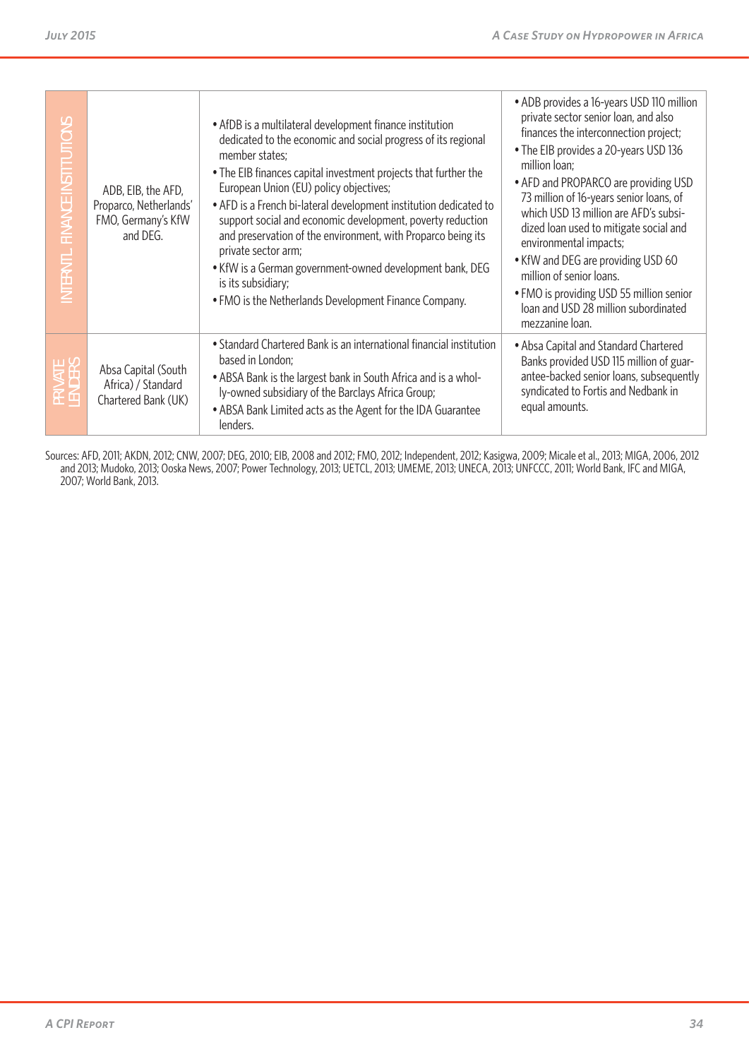| | | | |
|---|---|---|---|
| INTERNTL. FINANCE INSTITUTIONS | ADB, EIB, the AFD, Proparco, Netherlands' FMO, Germany's KfW and DEG. | • AfDB is a multilateral development finance institution dedicated to the economic and social progress of its regional member states;<br>• The EIB finances capital investment projects that further the European Union (EU) policy objectives;<br>• AFD is a French bi-lateral development institution dedicated to support social and economic development, poverty reduction and preservation of the environment, with Proparco being its private sector arm;<br>• KfW is a German government-owned development bank, DEG is its subsidiary;<br>• FMO is the Netherlands Development Finance Company. | • ADB provides a 16-years USD 110 million private sector senior loan, and also finances the interconnection project;<br>• The EIB provides a 20-years USD 136 million loan;<br>• AFD and PROPARCO are providing USD 73 million of 16-years senior loans, of which USD 13 million are AFD's subsidized loan used to mitigate social and environmental impacts;<br>• KfW and DEG are providing USD 60 million of senior loans.<br>• FMO is providing USD 55 million senior loan and USD 28 million subordinated mezzanine loan. |
| PRIVATE LENDERS | Absa Capital (South Africa) / Standard Chartered Bank (UK) | • Standard Chartered Bank is an international financial institution based in London;<br>• ABSA Bank is the largest bank in South Africa and is a wholly-owned subsidiary of the Barclays Africa Group;<br>• ABSA Bank Limited acts as the Agent for the IDA Guarantee lenders. | • Absa Capital and Standard Chartered Banks provided USD 115 million of guarantee-backed senior loans, subsequently syndicated to Fortis and Nedbank in equal amounts. |

Sources: AFD, 2011; AKDN, 2012; CNW, 2007; DEG, 2010; EIB, 2008 and 2012; FMO, 2012; Independent, 2012; Kasigwa, 2009; Micale et al., 2013; MIGA, 2006, 2012 and 2013; Mudoko, 2013; Ooska News, 2007; Power Technology, 2013; UETCL, 2013; UMEME, 2013; UNECA, 2013; UNFCCC, 2011; World Bank, IFC and MIGA, 2007; World Bank, 2013.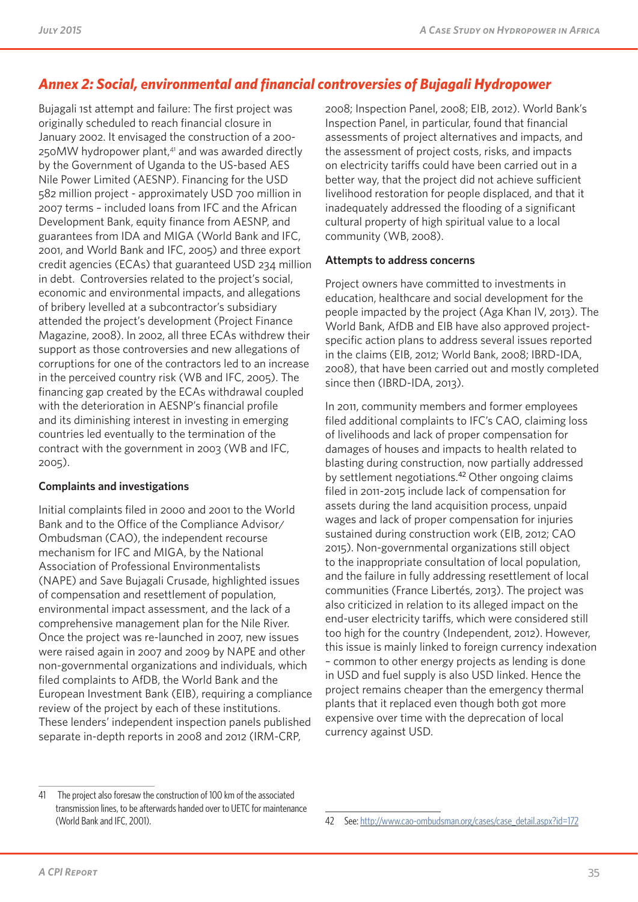## Annex 2: Social, environmental and financial controversies of Bujagali Hydropower

Bujagali 1st attempt and failure: The first project was originally scheduled to reach financial closure in January 2002. It envisaged the construction of a 200-250MW hydropower plant,[41] and was awarded directly by the Government of Uganda to the US-based AES Nile Power Limited (AESNP). Financing for the USD 582 million project - approximately USD 700 million in 2007 terms – included loans from IFC and the African Development Bank, equity finance from AESNP, and guarantees from IDA and MIGA (World Bank and IFC, 2001, and World Bank and IFC, 2005) and three export credit agencies (ECAs) that guaranteed USD 234 million in debt. Controversies related to the project's social, economic and environmental impacts, and allegations of bribery levelled at a subcontractor's subsidiary attended the project's development (Project Finance Magazine, 2008). In 2002, all three ECAs withdrew their support as those controversies and new allegations of corruptions for one of the contractors led to an increase in the perceived country risk (WB and IFC, 2005). The financing gap created by the ECAs withdrawal coupled with the deterioration in AESNP's financial profile and its diminishing interest in investing in emerging countries led eventually to the termination of the contract with the government in 2003 (WB and IFC, 2005).

### Complaints and investigations

Initial complaints filed in 2000 and 2001 to the World Bank and to the Office of the Compliance Advisor/Ombudsman (CAO), the independent recourse mechanism for IFC and MIGA, by the National Association of Professional Environmentalists (NAPE) and Save Bujagali Crusade, highlighted issues of compensation and resettlement of population, environmental impact assessment, and the lack of a comprehensive management plan for the Nile River. Once the project was re-launched in 2007, new issues were raised again in 2007 and 2009 by NAPE and other non-governmental organizations and individuals, which filed complaints to AfDB, the World Bank and the European Investment Bank (EIB), requiring a compliance review of the project by each of these institutions. These lenders' independent inspection panels published separate in-depth reports in 2008 and 2012 (IRM-CRP, 2008; Inspection Panel, 2008; EIB, 2012). World Bank's Inspection Panel, in particular, found that financial assessments of project alternatives and impacts, and the assessment of project costs, risks, and impacts on electricity tariffs could have been carried out in a better way, that the project did not achieve sufficient livelihood restoration for people displaced, and that it inadequately addressed the flooding of a significant cultural property of high spiritual value to a local community (WB, 2008).

### Attempts to address concerns

Project owners have committed to investments in education, healthcare and social development for the people impacted by the project (Aga Khan IV, 2013). The World Bank, AfDB and EIB have also approved project-specific action plans to address several issues reported in the claims (EIB, 2012; World Bank, 2008; IBRD-IDA, 2008), that have been carried out and mostly completed since then (IBRD-IDA, 2013).

In 2011, community members and former employees filed additional complaints to IFC's CAO, claiming loss of livelihoods and lack of proper compensation for damages of houses and impacts to health related to blasting during construction, now partially addressed by settlement negotiations.[42] Other ongoing claims filed in 2011-2015 include lack of compensation for assets during the land acquisition process, unpaid wages and lack of proper compensation for injuries sustained during construction work (EIB, 2012; CAO 2015). Non-governmental organizations still object to the inappropriate consultation of local population, and the failure in fully addressing resettlement of local communities (France Libertés, 2013). The project was also criticized in relation to its alleged impact on the end-user electricity tariffs, which were considered still too high for the country (Independent, 2012). However, this issue is mainly linked to foreign currency indexation – common to other energy projects as lending is done in USD and fuel supply is also USD linked. Hence the project remains cheaper than the emergency thermal plants that it replaced even though both got more expensive over time with the deprecation of local currency against USD.

---

41 The project also foresaw the construction of 100 km of the associated transmission lines, to be afterwards handed over to UETC for maintenance (World Bank and IFC, 2001).

42 See: http://www.cao-ombudsman.org/cases/case_detail.aspx?id=172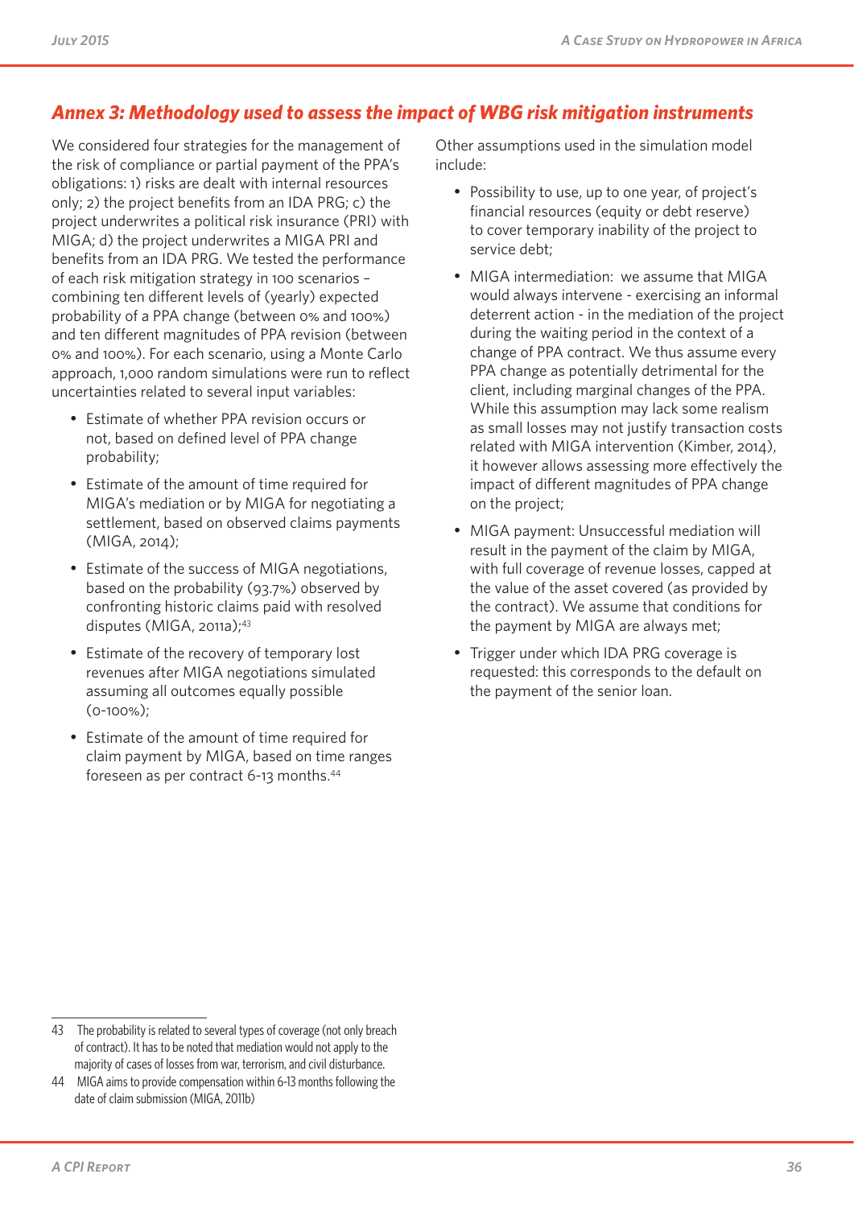## Annex 3: Methodology used to assess the impact of WBG risk mitigation instruments

We considered four strategies for the management of the risk of compliance or partial payment of the PPA's obligations: 1) risks are dealt with internal resources only; 2) the project benefits from an IDA PRG; c) the project underwrites a political risk insurance (PRI) with MIGA; d) the project underwrites a MIGA PRI and benefits from an IDA PRG. We tested the performance of each risk mitigation strategy in 100 scenarios – combining ten different levels of (yearly) expected probability of a PPA change (between 0% and 100%) and ten different magnitudes of PPA revision (between 0% and 100%). For each scenario, using a Monte Carlo approach, 1,000 random simulations were run to reflect uncertainties related to several input variables:

- Estimate of whether PPA revision occurs or not, based on defined level of PPA change probability;
- Estimate of the amount of time required for MIGA's mediation or by MIGA for negotiating a settlement, based on observed claims payments (MIGA, 2014);
- Estimate of the success of MIGA negotiations, based on the probability (93.7%) observed by confronting historic claims paid with resolved disputes (MIGA, 2011a);[43]
- Estimate of the recovery of temporary lost revenues after MIGA negotiations simulated assuming all outcomes equally possible (0-100%);
- Estimate of the amount of time required for claim payment by MIGA, based on time ranges foreseen as per contract 6-13 months.[44]

Other assumptions used in the simulation model include:

- Possibility to use, up to one year, of project's financial resources (equity or debt reserve) to cover temporary inability of the project to service debt;
- MIGA intermediation: we assume that MIGA would always intervene - exercising an informal deterrent action - in the mediation of the project during the waiting period in the context of a change of PPA contract. We thus assume every PPA change as potentially detrimental for the client, including marginal changes of the PPA. While this assumption may lack some realism as small losses may not justify transaction costs related with MIGA intervention (Kimber, 2014), it however allows assessing more effectively the impact of different magnitudes of PPA change on the project;
- MIGA payment: Unsuccessful mediation will result in the payment of the claim by MIGA, with full coverage of revenue losses, capped at the value of the asset covered (as provided by the contract). We assume that conditions for the payment by MIGA are always met;
- Trigger under which IDA PRG coverage is requested: this corresponds to the default on the payment of the senior loan.

---

43 The probability is related to several types of coverage (not only breach of contract). It has to be noted that mediation would not apply to the majority of cases of losses from war, terrorism, and civil disturbance.

44 MIGA aims to provide compensation within 6-13 months following the date of claim submission (MIGA, 2011b)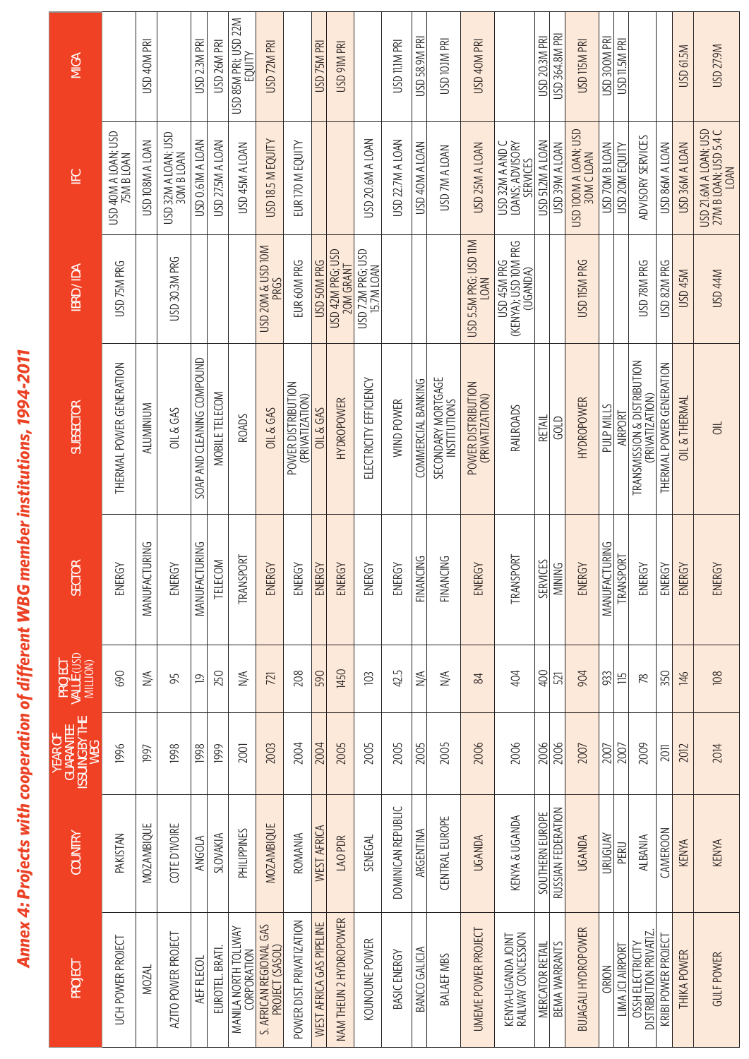# Annex 4: Projects with cooperation of different WBG member institutions, 1994-2011

| PROJECT | COUNTRY | YEAR OF GUARANTEE ISSUING BY THE WBG | PROJECT VALUE (USD MILLION) | SECTOR | SUBSECTOR | IBRD/ IDA | IFC | MIGA |
|---|---|---|---|---|---|---|---|---|
| UCH POWER PROJECT | PAKISTAN | 1996 | 690 | ENERGY | THERMAL POWER GENERATION | USD 75M PRG | USD 40M A LOAN; USD 75M B LOAN | |
| MOZAL | MOZAMBIQUE | 1997 | N/A | MANUFACTURING | ALUMINIUM | | USD 108M A LOAN | USD 40M PRI |
| AZITO POWER PROJECT | COTE D'IVOIRE | 1998 | 95 | ENERGY | OIL & GAS | USD 30.3M PRG | USD 32M A LOAN; USD 30M B LOAN | |
| AEF FLECOL | ANGOLA | 1998 | 1.9 | MANUFACTURING | SOAP AND CLEANING COMPOUND | | USD 0.61M A LOAN | USD 2.3M PRI |
| EUROTEL. BRATI. | SLOVAKIA | 1999 | 250 | TELECOM | MOBILE TELECOM | | USD 27.5M A LOAN | USD 26M PRI |
| MANILA NORTH TOLLWAY CORPORATION | PHILIPPINES | 2001 | N/A | TRANSPORT | ROADS | | USD 45M A LOAN | USD 85M PRI; USD 22M EQUITY |
| S. AFRICAN REGIONAL GAS PROJECT (SASOL) | MOZAMBIQUE | 2003 | 721 | ENERGY | OIL & GAS | USD 20M & USD 10M PRGS | USD 18.5 M EQUITY | USD 72M PRI |
| POWER DIST. PRIVATIZATION | ROMANIA | 2004 | 208 | ENERGY | POWER DISTRIBUTION (PRIVATIZATION) | EUR 60M PRG | EUR 170 M EQUITY | |
| WEST AFRICA GAS PIPELINE | WEST AFRICA | 2004 | 590 | ENERGY | OIL & GAS | USD 50M PRG | | USD 75M PRI |
| NAM THEUN 2 HYDROPOWER | LAO PDR | 2005 | 1450 | ENERGY | HYDROPOWER | USD 42M PRG; USD 20M GRANT | | USD 91M PRI |
| KOUNOUNE POWER | SENEGAL | 2005 | 103 | ENERGY | ELECTRICITY EFFICIENCY | USD 7.2M PRG; USD 15.7M LOAN | USD 20.6M A LOAN | |
| BASIC ENERGY | DOMINICAN REPUBLIC | 2005 | 42.5 | ENERGY | WIND POWER | | USD 22.7M A LOAN | USD 11.1M PRI |
| BANCO GALICIA | ARGENTINA | 2005 | N/A | FINANCING | COMMERCIAL BANKING | | USD 40M A LOAN | USD 58.9M PRI |
| BALAEF MBS | CENTRAL EUROPE | 2005 | N/A | FINANCING | SECONDARY MORTGAGE INSTITUTIONS | | USD 7M A LOAN | USD 10.1M PRI |
| UMEME POWER PROJECT | UGANDA | 2006 | 84 | ENERGY | POWER DISTRIBUTION (PRIVATIZATION) | USD 5.5M PRG; USD 11M LOAN | USD 25M A LOAN | USD 40M PRI |
| KENYA-UGANDA JOINT RAILWAY CONCESSION | KENYA & UGANDA | 2006 | 404 | TRANSPORT | RAILROADS | USD 45M PRG (KENYA); USD 10M PRG (UGANDA) | USD 32M A AND C LOANS; ADVISORY SERVICES | |
| MERCATOR RETAIL | SOUTHERN EUROPE | 2006 | 400 | SERVICES | RETAIL | | USD 51.2M A LOAN | USD 20.3M PRI |
| BEMA WARRANTS | RUSSIAN FEDERATION | 2006 | 521 | MINING | GOLD | | USD 39M A LOAN | USD 364.8M PRI |
| BUJAGALI HYDROPOWER | UGANDA | 2007 | 904 | ENERGY | HYDROPOWER | USD 115M PRG | USD 100M A LOAN; USD 30M C LOAN | USD 115M PRI |
| ORION | URUGUAY | 2007 | 933 | MANUFACTURING | PULP MILLS | | USD 70M B LOAN | USD 300M PRI |
| LIMA JCI AIRPORT | PERU | 2007 | 115 | TRANSPORT | AIRPORT | | USD 20M EQUITY | USD 11.5M PRI |
| OSSH ELECTRICITY DISTRIBUTION PRIVATIZ. | ALBANIA | 2009 | 78 | ENERGY | TRANSMISSION & DISTRIBUTION (PRIVATIZATION) | USD 78M PRG | ADVISORY SERVICES | |
| KRIBI POWER PROJECT | CAMEROON | 2011 | 350 | ENERGY | THERMAL POWER GENERATION | USD 82M PRG | USD 86M A LOAN | |
| THIKA POWER | KENYA | 2012 | 146 | ENERGY | OIL & THERMAL | USD 45M | USD 36M A LOAN | USD 61.5M |
| GULF POWER | KENYA | 2014 | 108 | ENERGY | OIL | USD 44M | USD 21.6M A LOAN; USD 27M B LOAN; USD 5.4 C LOAN | USD 279M |